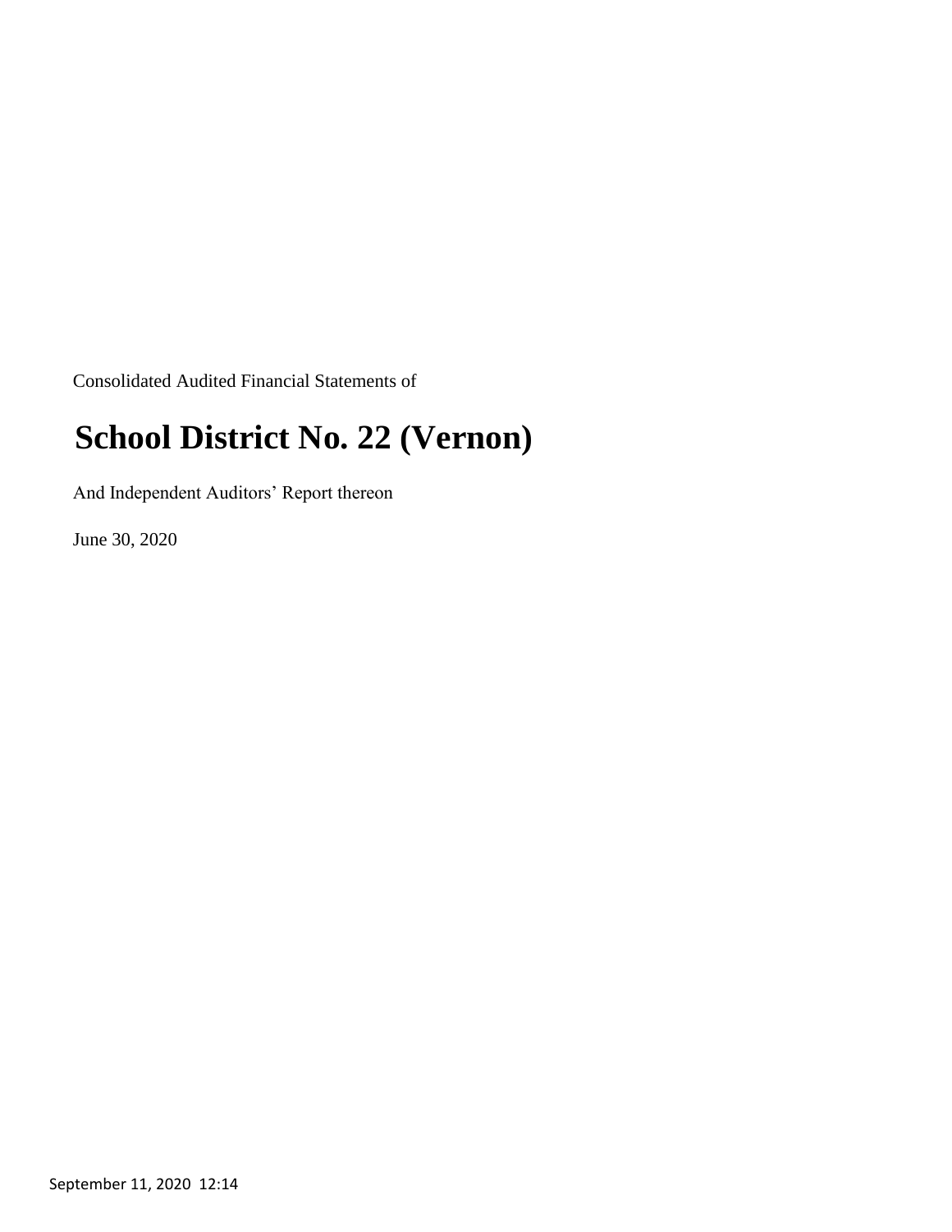Consolidated Audited Financial Statements of

# School District No. 22 (Vernon)

And Independent Auditors' Report thereon

June 30, 2020

September 11, 2020 12:14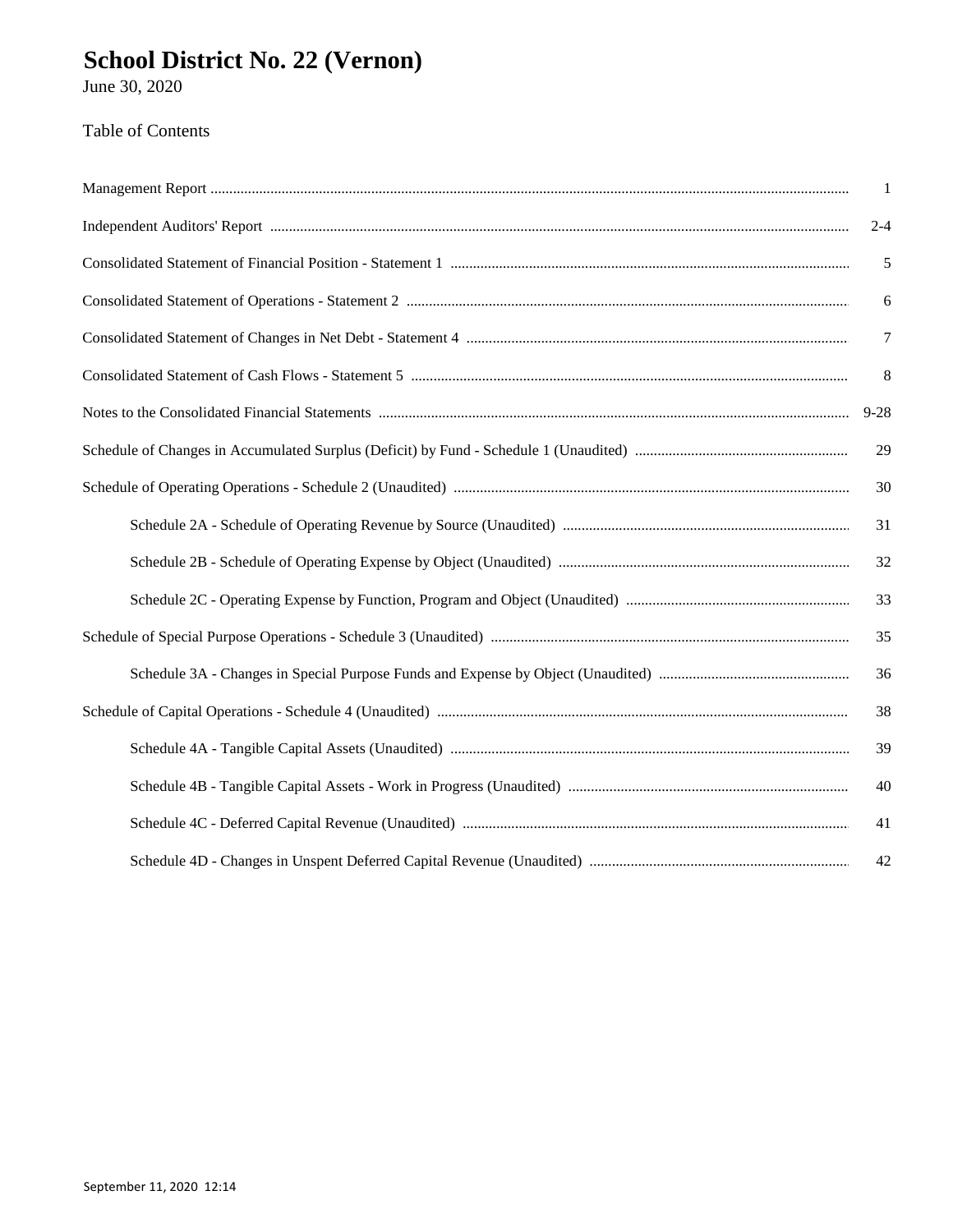# School District No. 22 (Vernon)

June 30, 2020

Table of Contents

| | |
|---|---|
| Management Report | 1 |
| Independent Auditors' Report | 2-4 |
| Consolidated Statement of Financial Position - Statement 1 | 5 |
| Consolidated Statement of Operations - Statement 2 | 6 |
| Consolidated Statement of Changes in Net Debt - Statement 4 | 7 |
| Consolidated Statement of Cash Flows - Statement 5 | 8 |
| Notes to the Consolidated Financial Statements | 9-28 |
| Schedule of Changes in Accumulated Surplus (Deficit) by Fund - Schedule 1 (Unaudited) | 29 |
| Schedule of Operating Operations - Schedule 2 (Unaudited) | 30 |
| Schedule 2A - Schedule of Operating Revenue by Source (Unaudited) | 31 |
| Schedule 2B - Schedule of Operating Expense by Object (Unaudited) | 32 |
| Schedule 2C - Operating Expense by Function, Program and Object (Unaudited) | 33 |
| Schedule of Special Purpose Operations - Schedule 3 (Unaudited) | 35 |
| Schedule 3A - Changes in Special Purpose Funds and Expense by Object (Unaudited) | 36 |
| Schedule of Capital Operations - Schedule 4 (Unaudited) | 38 |
| Schedule 4A - Tangible Capital Assets (Unaudited) | 39 |
| Schedule 4B - Tangible Capital Assets - Work in Progress (Unaudited) | 40 |
| Schedule 4C - Deferred Capital Revenue (Unaudited) | 41 |
| Schedule 4D - Changes in Unspent Deferred Capital Revenue (Unaudited) | 42 |

September 11, 2020 12:14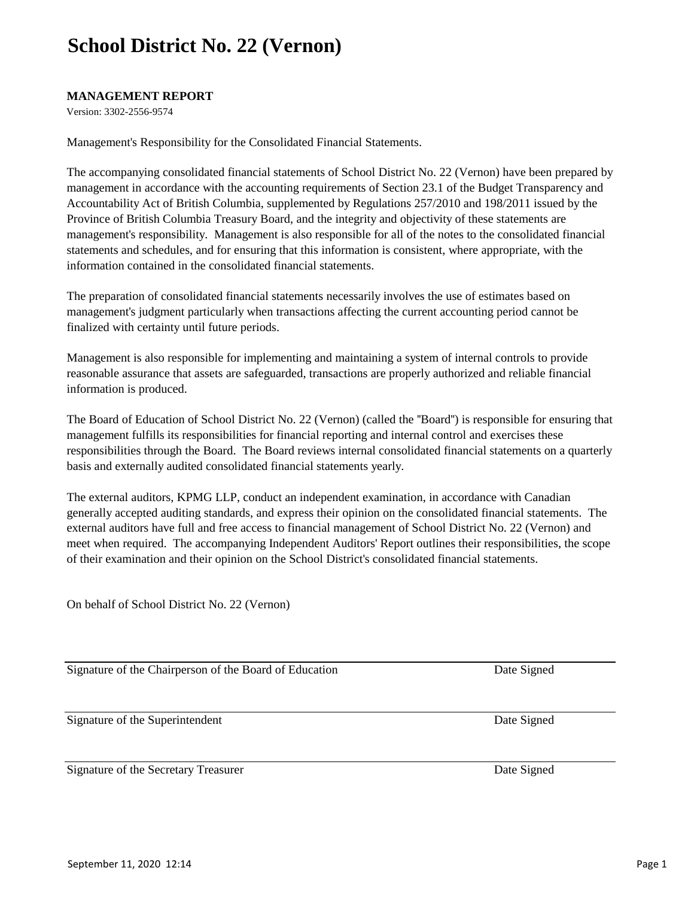# School District No. 22 (Vernon)

**MANAGEMENT REPORT**

Version: 3302-2556-9574

Management's Responsibility for the Consolidated Financial Statements.

The accompanying consolidated financial statements of School District No. 22 (Vernon) have been prepared by management in accordance with the accounting requirements of Section 23.1 of the Budget Transparency and Accountability Act of British Columbia, supplemented by Regulations 257/2010 and 198/2011 issued by the Province of British Columbia Treasury Board, and the integrity and objectivity of these statements are management's responsibility. Management is also responsible for all of the notes to the consolidated financial statements and schedules, and for ensuring that this information is consistent, where appropriate, with the information contained in the consolidated financial statements.

The preparation of consolidated financial statements necessarily involves the use of estimates based on management's judgment particularly when transactions affecting the current accounting period cannot be finalized with certainty until future periods.

Management is also responsible for implementing and maintaining a system of internal controls to provide reasonable assurance that assets are safeguarded, transactions are properly authorized and reliable financial information is produced.

The Board of Education of School District No. 22 (Vernon) (called the "Board") is responsible for ensuring that management fulfills its responsibilities for financial reporting and internal control and exercises these responsibilities through the Board. The Board reviews internal consolidated financial statements on a quarterly basis and externally audited consolidated financial statements yearly.

The external auditors, KPMG LLP, conduct an independent examination, in accordance with Canadian generally accepted auditing standards, and express their opinion on the consolidated financial statements. The external auditors have full and free access to financial management of School District No. 22 (Vernon) and meet when required. The accompanying Independent Auditors' Report outlines their responsibilities, the scope of their examination and their opinion on the School District's consolidated financial statements.

On behalf of School District No. 22 (Vernon)

| | |
|---|---|
| Signature of the Chairperson of the Board of Education | Date Signed |
| Signature of the Superintendent | Date Signed |
| Signature of the Secretary Treasurer | Date Signed |

September 11, 2020 12:14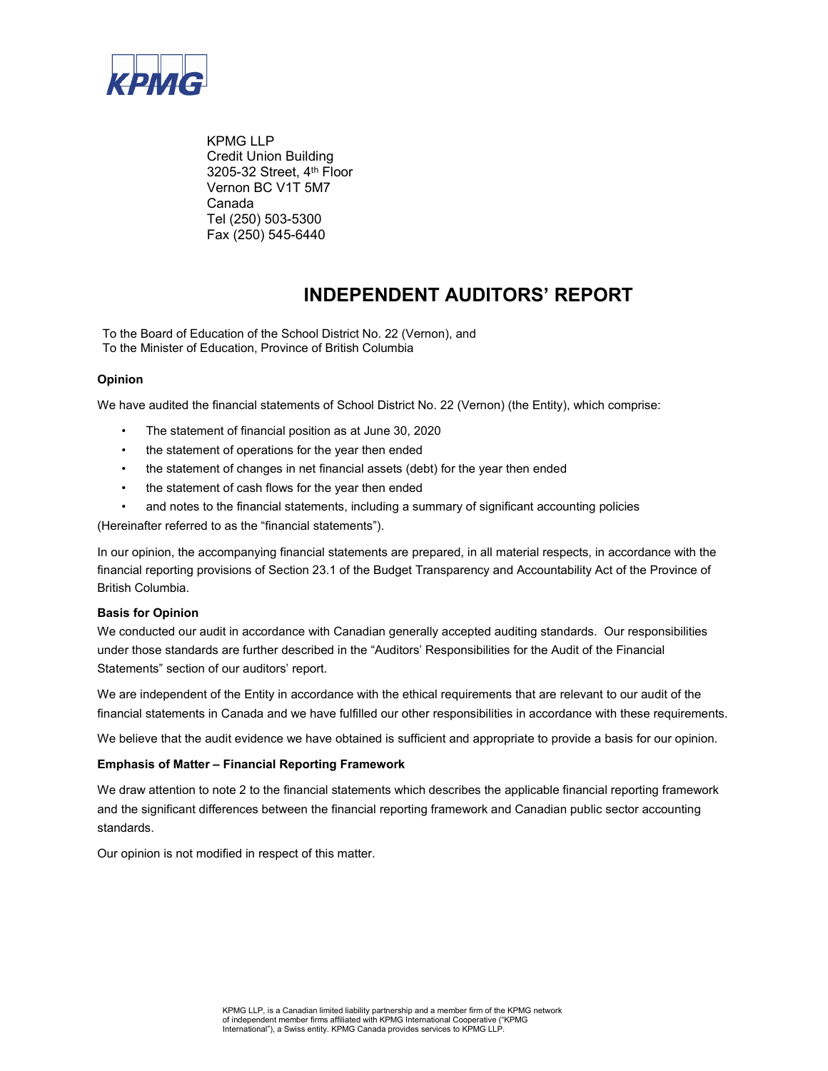KPMG

KPMG LLP
Credit Union Building
3205-32 Street, 4th Floor
Vernon BC V1T 5M7
Canada
Tel (250) 503-5300
Fax (250) 545-6440

# INDEPENDENT AUDITORS' REPORT

To the Board of Education of the School District No. 22 (Vernon), and
To the Minister of Education, Province of British Columbia

**Opinion**

We have audited the financial statements of School District No. 22 (Vernon) (the Entity), which comprise:

- The statement of financial position as at June 30, 2020
- the statement of operations for the year then ended
- the statement of changes in net financial assets (debt) for the year then ended
- the statement of cash flows for the year then ended
- and notes to the financial statements, including a summary of significant accounting policies

(Hereinafter referred to as the "financial statements").

In our opinion, the accompanying financial statements are prepared, in all material respects, in accordance with the financial reporting provisions of Section 23.1 of the Budget Transparency and Accountability Act of the Province of British Columbia.

**Basis for Opinion**

We conducted our audit in accordance with Canadian generally accepted auditing standards. Our responsibilities under those standards are further described in the "Auditors' Responsibilities for the Audit of the Financial Statements" section of our auditors' report.

We are independent of the Entity in accordance with the ethical requirements that are relevant to our audit of the financial statements in Canada and we have fulfilled our other responsibilities in accordance with these requirements.

We believe that the audit evidence we have obtained is sufficient and appropriate to provide a basis for our opinion.

**Emphasis of Matter – Financial Reporting Framework**

We draw attention to note 2 to the financial statements which describes the applicable financial reporting framework and the significant differences between the financial reporting framework and Canadian public sector accounting standards.

Our opinion is not modified in respect of this matter.

KPMG LLP, is a Canadian limited liability partnership and a member firm of the KPMG network of independent member firms affiliated with KPMG International Cooperative ("KPMG International"), a Swiss entity. KPMG Canada provides services to KPMG LLP.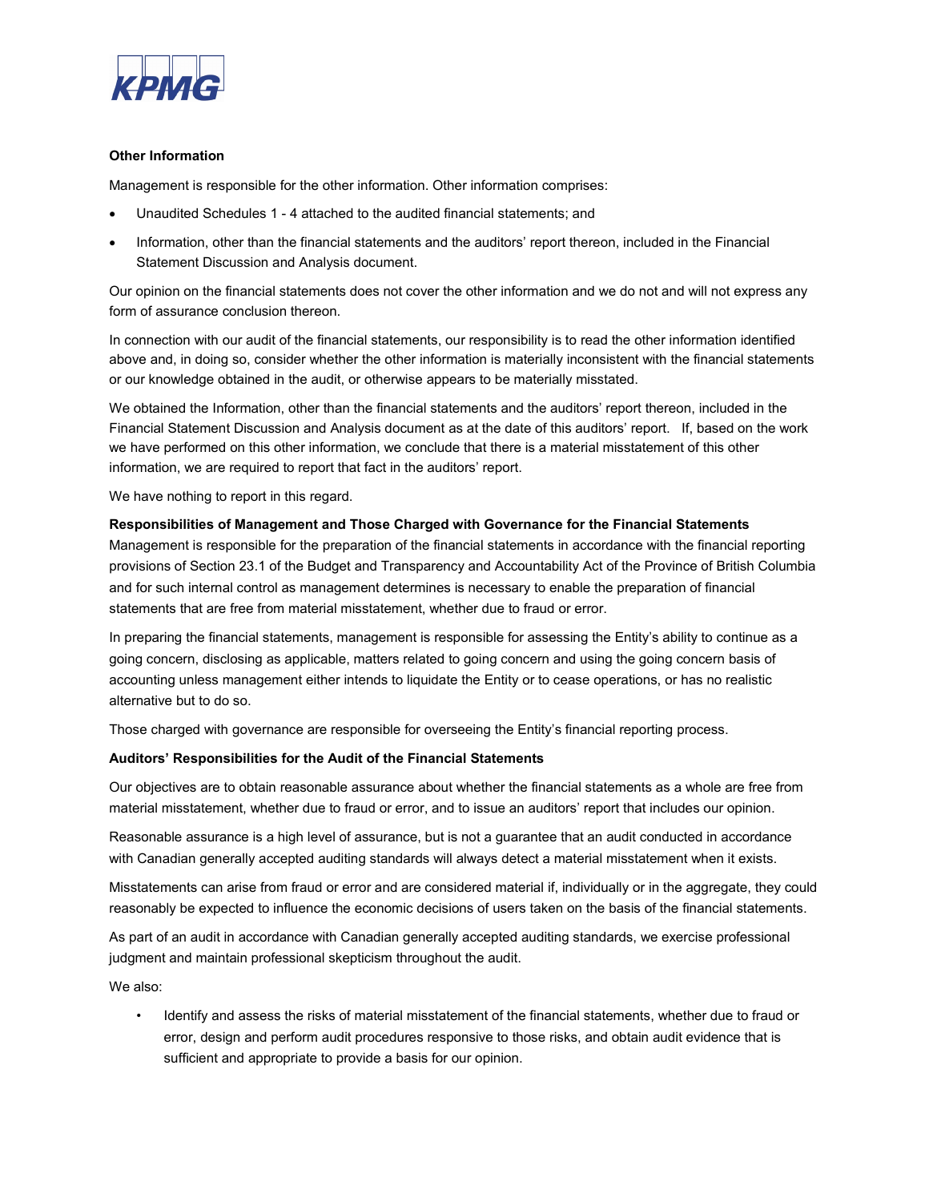### Other Information

Management is responsible for the other information. Other information comprises:

- Unaudited Schedules 1 - 4 attached to the audited financial statements; and
- Information, other than the financial statements and the auditors' report thereon, included in the Financial Statement Discussion and Analysis document.

Our opinion on the financial statements does not cover the other information and we do not and will not express any form of assurance conclusion thereon.

In connection with our audit of the financial statements, our responsibility is to read the other information identified above and, in doing so, consider whether the other information is materially inconsistent with the financial statements or our knowledge obtained in the audit, or otherwise appears to be materially misstated.

We obtained the Information, other than the financial statements and the auditors' report thereon, included in the Financial Statement Discussion and Analysis document as at the date of this auditors' report. If, based on the work we have performed on this other information, we conclude that there is a material misstatement of this other information, we are required to report that fact in the auditors' report.

We have nothing to report in this regard.

### Responsibilities of Management and Those Charged with Governance for the Financial Statements

Management is responsible for the preparation of the financial statements in accordance with the financial reporting provisions of Section 23.1 of the Budget and Transparency and Accountability Act of the Province of British Columbia and for such internal control as management determines is necessary to enable the preparation of financial statements that are free from material misstatement, whether due to fraud or error.

In preparing the financial statements, management is responsible for assessing the Entity's ability to continue as a going concern, disclosing as applicable, matters related to going concern and using the going concern basis of accounting unless management either intends to liquidate the Entity or to cease operations, or has no realistic alternative but to do so.

Those charged with governance are responsible for overseeing the Entity's financial reporting process.

### Auditors' Responsibilities for the Audit of the Financial Statements

Our objectives are to obtain reasonable assurance about whether the financial statements as a whole are free from material misstatement, whether due to fraud or error, and to issue an auditors' report that includes our opinion.

Reasonable assurance is a high level of assurance, but is not a guarantee that an audit conducted in accordance with Canadian generally accepted auditing standards will always detect a material misstatement when it exists.

Misstatements can arise from fraud or error and are considered material if, individually or in the aggregate, they could reasonably be expected to influence the economic decisions of users taken on the basis of the financial statements.

As part of an audit in accordance with Canadian generally accepted auditing standards, we exercise professional judgment and maintain professional skepticism throughout the audit.

We also:

- Identify and assess the risks of material misstatement of the financial statements, whether due to fraud or error, design and perform audit procedures responsive to those risks, and obtain audit evidence that is sufficient and appropriate to provide a basis for our opinion.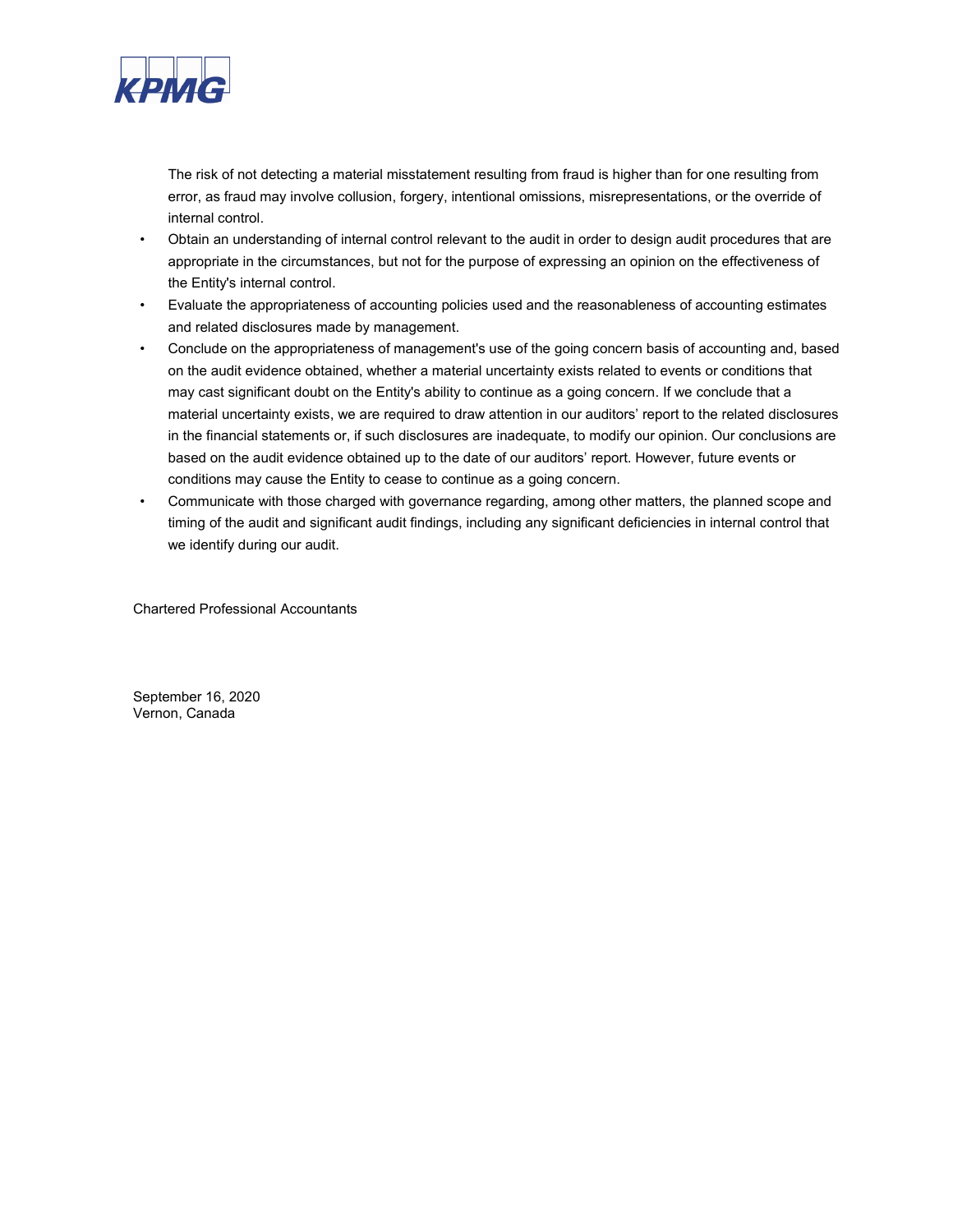The risk of not detecting a material misstatement resulting from fraud is higher than for one resulting from error, as fraud may involve collusion, forgery, intentional omissions, misrepresentations, or the override of internal control.

- Obtain an understanding of internal control relevant to the audit in order to design audit procedures that are appropriate in the circumstances, but not for the purpose of expressing an opinion on the effectiveness of the Entity's internal control.
- Evaluate the appropriateness of accounting policies used and the reasonableness of accounting estimates and related disclosures made by management.
- Conclude on the appropriateness of management's use of the going concern basis of accounting and, based on the audit evidence obtained, whether a material uncertainty exists related to events or conditions that may cast significant doubt on the Entity's ability to continue as a going concern. If we conclude that a material uncertainty exists, we are required to draw attention in our auditors' report to the related disclosures in the financial statements or, if such disclosures are inadequate, to modify our opinion. Our conclusions are based on the audit evidence obtained up to the date of our auditors' report. However, future events or conditions may cause the Entity to cease to continue as a going concern.
- Communicate with those charged with governance regarding, among other matters, the planned scope and timing of the audit and significant audit findings, including any significant deficiencies in internal control that we identify during our audit.

Chartered Professional Accountants

September 16, 2020
Vernon, Canada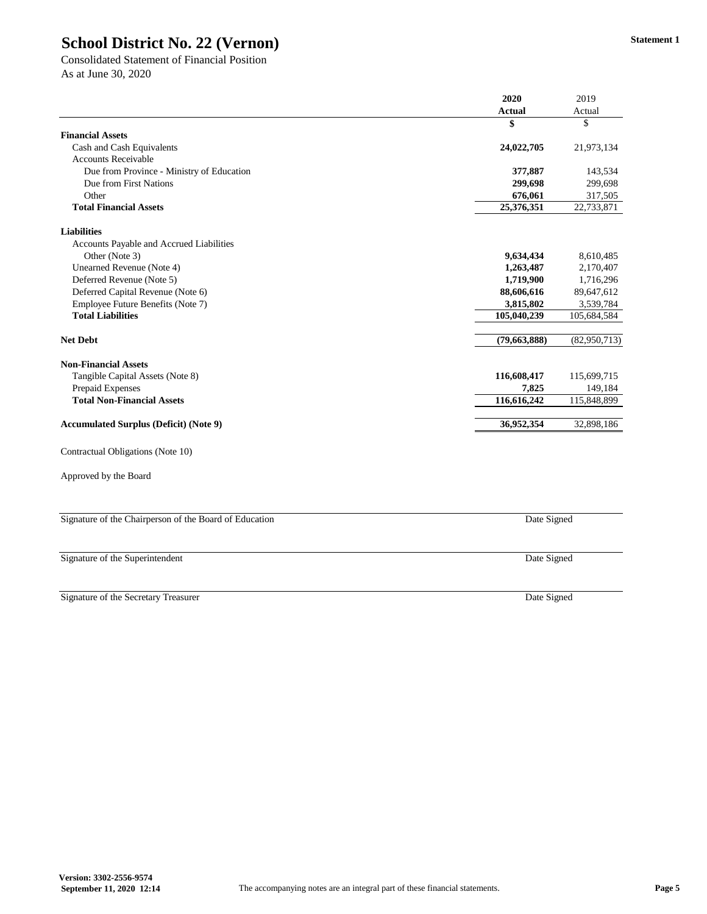# School District No. 22 (Vernon)

**Statement 1**

Consolidated Statement of Financial Position
As at June 30, 2020

| | 2020 Actual | 2019 Actual |
|---|---|---|
| | $ | $ |
| **Financial Assets** | | |
| Cash and Cash Equivalents | **24,022,705** | 21,973,134 |
| Accounts Receivable | | |
| Due from Province - Ministry of Education | **377,887** | 143,534 |
| Due from First Nations | **299,698** | 299,698 |
| Other | **676,061** | 317,505 |
| **Total Financial Assets** | **25,376,351** | 22,733,871 |
| **Liabilities** | | |
| Accounts Payable and Accrued Liabilities | | |
| Other (Note 3) | **9,634,434** | 8,610,485 |
| Unearned Revenue (Note 4) | **1,263,487** | 2,170,407 |
| Deferred Revenue (Note 5) | **1,719,900** | 1,716,296 |
| Deferred Capital Revenue (Note 6) | **88,606,616** | 89,647,612 |
| Employee Future Benefits (Note 7) | **3,815,802** | 3,539,784 |
| **Total Liabilities** | **105,040,239** | 105,684,584 |
| **Net Debt** | **(79,663,888)** | (82,950,713) |
| **Non-Financial Assets** | | |
| Tangible Capital Assets (Note 8) | **116,608,417** | 115,699,715 |
| Prepaid Expenses | **7,825** | 149,184 |
| **Total Non-Financial Assets** | **116,616,242** | 115,848,899 |
| **Accumulated Surplus (Deficit) (Note 9)** | **36,952,354** | 32,898,186 |

Contractual Obligations (Note 10)

Approved by the Board

Signature of the Chairperson of the Board of Education — Date Signed

Signature of the Superintendent — Date Signed

Signature of the Secretary Treasurer — Date Signed

Version: 3302-2556-9574
September 11, 2020 12:14

The accompanying notes are an integral part of these financial statements.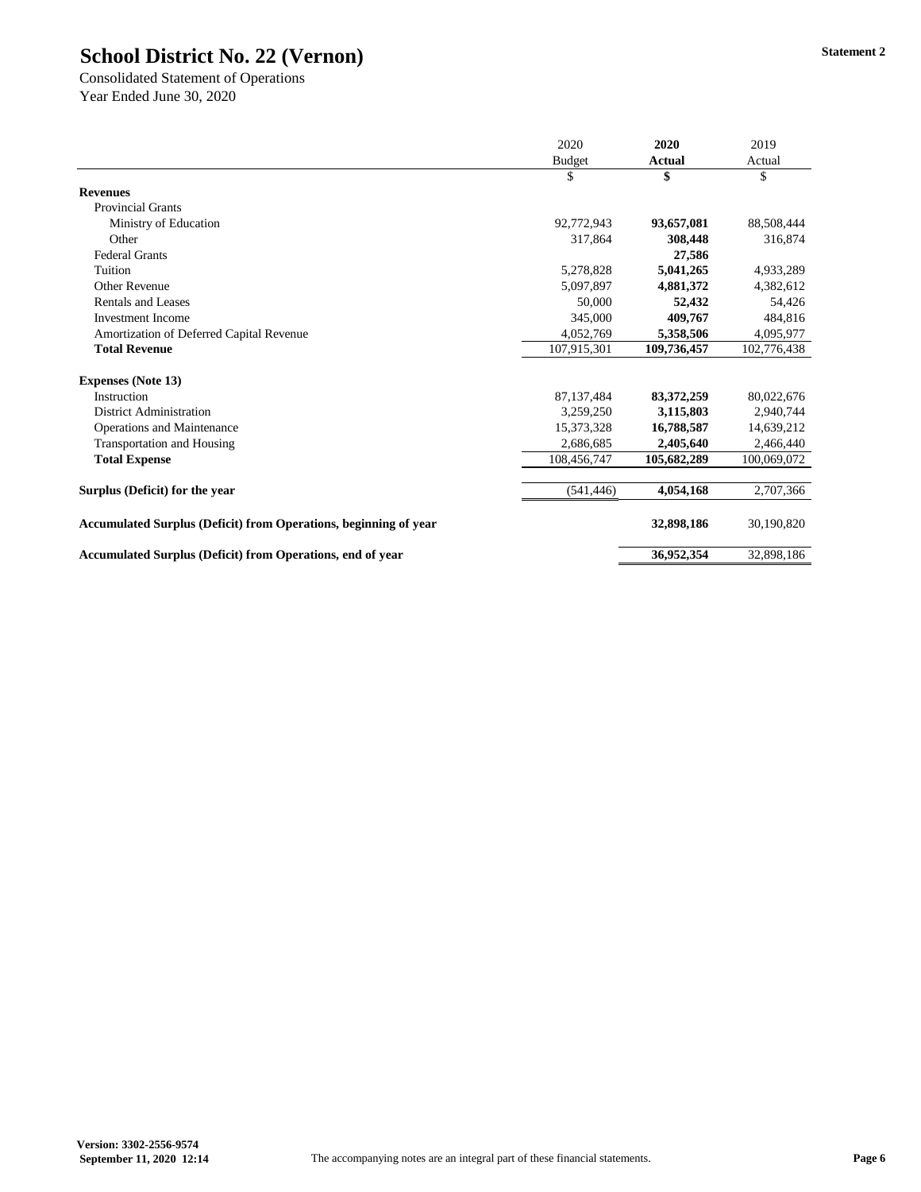# School District No. 22 (Vernon)

**Statement 2**

Consolidated Statement of Operations
Year Ended June 30, 2020

| | 2020 Budget | **2020 Actual** | 2019 Actual |
|---|---|---|---|
| | $ | **$** | $ |
| **Revenues** | | | |
| Provincial Grants | | | |
| Ministry of Education | 92,772,943 | **93,657,081** | 88,508,444 |
| Other | 317,864 | **308,448** | 316,874 |
| Federal Grants | | **27,586** | |
| Tuition | 5,278,828 | **5,041,265** | 4,933,289 |
| Other Revenue | 5,097,897 | **4,881,372** | 4,382,612 |
| Rentals and Leases | 50,000 | **52,432** | 54,426 |
| Investment Income | 345,000 | **409,767** | 484,816 |
| Amortization of Deferred Capital Revenue | 4,052,769 | **5,358,506** | 4,095,977 |
| **Total Revenue** | 107,915,301 | **109,736,457** | 102,776,438 |
| | | | |
| **Expenses (Note 13)** | | | |
| Instruction | 87,137,484 | **83,372,259** | 80,022,676 |
| District Administration | 3,259,250 | **3,115,803** | 2,940,744 |
| Operations and Maintenance | 15,373,328 | **16,788,587** | 14,639,212 |
| Transportation and Housing | 2,686,685 | **2,405,640** | 2,466,440 |
| **Total Expense** | 108,456,747 | **105,682,289** | 100,069,072 |
| | | | |
| **Surplus (Deficit) for the year** | (541,446) | **4,054,168** | 2,707,366 |
| | | | |
| **Accumulated Surplus (Deficit) from Operations, beginning of year** | | **32,898,186** | 30,190,820 |
| | | | |
| **Accumulated Surplus (Deficit) from Operations, end of year** | | **36,952,354** | 32,898,186 |

**Version: 3302-2556-9574**
**September 11, 2020 12:14**

The accompanying notes are an integral part of these financial statements.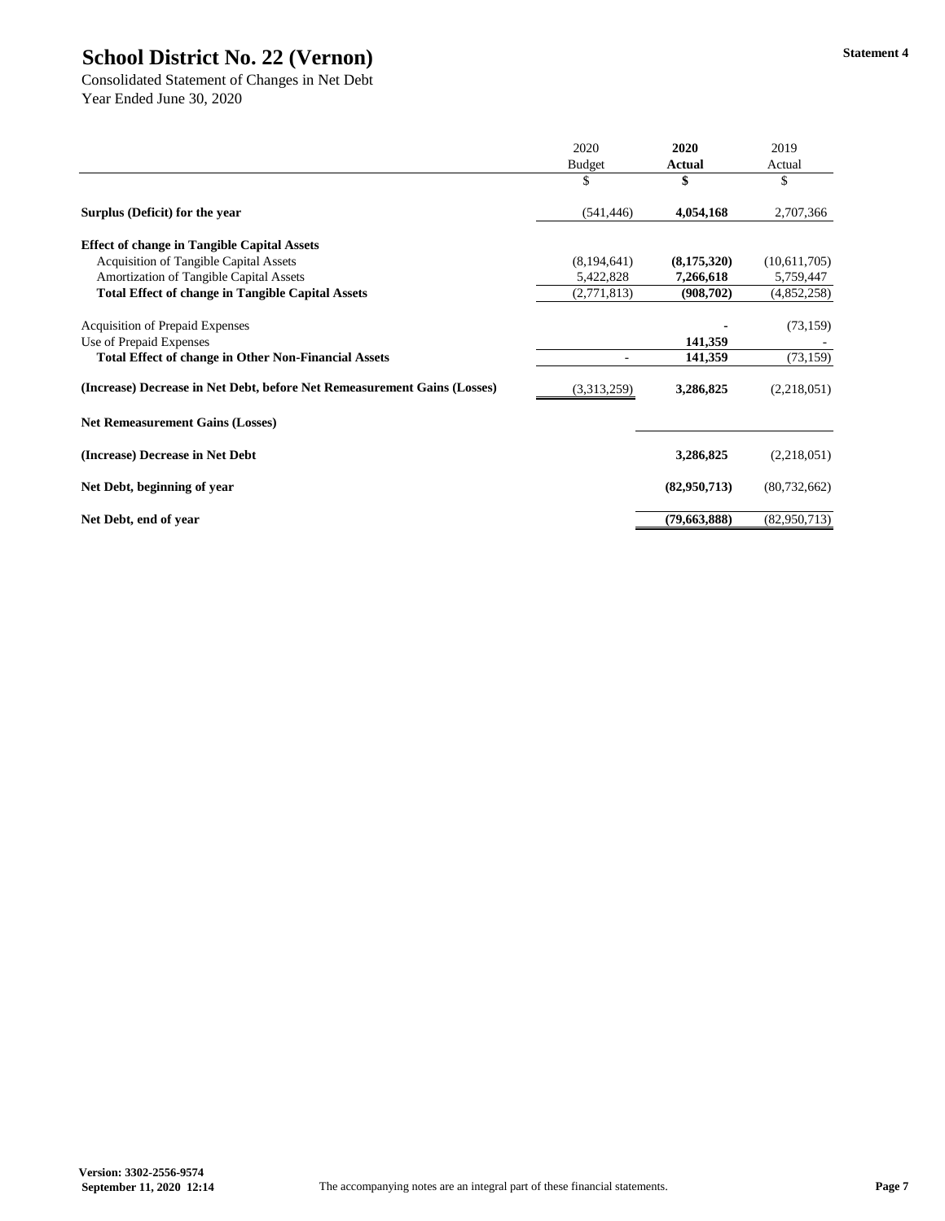# School District No. 22 (Vernon)

**Statement 4**

Consolidated Statement of Changes in Net Debt
Year Ended June 30, 2020

| | 2020 Budget | **2020 Actual** | 2019 Actual |
|---|---|---|---|
| | $ | **$** | $ |
| **Surplus (Deficit) for the year** | (541,446) | **4,054,168** | 2,707,366 |
| **Effect of change in Tangible Capital Assets** | | | |
| Acquisition of Tangible Capital Assets | (8,194,641) | **(8,175,320)** | (10,611,705) |
| Amortization of Tangible Capital Assets | 5,422,828 | **7,266,618** | 5,759,447 |
| **Total Effect of change in Tangible Capital Assets** | (2,771,813) | **(908,702)** | (4,852,258) |
| Acquisition of Prepaid Expenses | | **-** | (73,159) |
| Use of Prepaid Expenses | | **141,359** | - |
| **Total Effect of change in Other Non-Financial Assets** | - | **141,359** | (73,159) |
| **(Increase) Decrease in Net Debt, before Net Remeasurement Gains (Losses)** | (3,313,259) | **3,286,825** | (2,218,051) |
| **Net Remeasurement Gains (Losses)** | | | |
| **(Increase) Decrease in Net Debt** | | **3,286,825** | (2,218,051) |
| **Net Debt, beginning of year** | | **(82,950,713)** | (80,732,662) |
| **Net Debt, end of year** | | **(79,663,888)** | (82,950,713) |

**Version: 3302-2556-9574**
**September 11, 2020 12:14**

The accompanying notes are an integral part of these financial statements.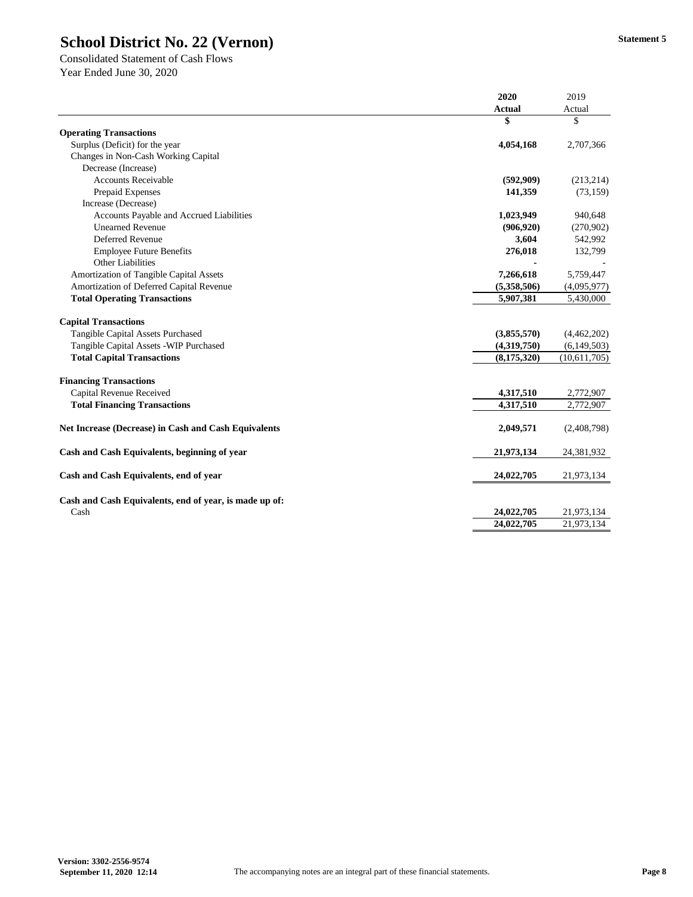# School District No. 22 (Vernon)

Statement 5

Consolidated Statement of Cash Flows
Year Ended June 30, 2020

| | 2020 Actual | 2019 Actual |
|---|---|---|
| | **$** | $ |
| **Operating Transactions** | | |
| Surplus (Deficit) for the year | **4,054,168** | 2,707,366 |
| Changes in Non-Cash Working Capital | | |
| Decrease (Increase) | | |
| Accounts Receivable | **(592,909)** | (213,214) |
| Prepaid Expenses | **141,359** | (73,159) |
| Increase (Decrease) | | |
| Accounts Payable and Accrued Liabilities | **1,023,949** | 940,648 |
| Unearned Revenue | **(906,920)** | (270,902) |
| Deferred Revenue | **3,604** | 542,992 |
| Employee Future Benefits | **276,018** | 132,799 |
| Other Liabilities | **-** | - |
| Amortization of Tangible Capital Assets | **7,266,618** | 5,759,447 |
| Amortization of Deferred Capital Revenue | **(5,358,506)** | (4,095,977) |
| **Total Operating Transactions** | **5,907,381** | 5,430,000 |
| **Capital Transactions** | | |
| Tangible Capital Assets Purchased | **(3,855,570)** | (4,462,202) |
| Tangible Capital Assets -WIP Purchased | **(4,319,750)** | (6,149,503) |
| **Total Capital Transactions** | **(8,175,320)** | (10,611,705) |
| **Financing Transactions** | | |
| Capital Revenue Received | **4,317,510** | 2,772,907 |
| **Total Financing Transactions** | **4,317,510** | 2,772,907 |
| **Net Increase (Decrease) in Cash and Cash Equivalents** | **2,049,571** | (2,408,798) |
| **Cash and Cash Equivalents, beginning of year** | **21,973,134** | 24,381,932 |
| **Cash and Cash Equivalents, end of year** | **24,022,705** | 21,973,134 |
| **Cash and Cash Equivalents, end of year, is made up of:** | | |
| Cash | **24,022,705** | 21,973,134 |
| | **24,022,705** | 21,973,134 |

Version: 3302-2556-9574
September 11, 2020 12:14

The accompanying notes are an integral part of these financial statements.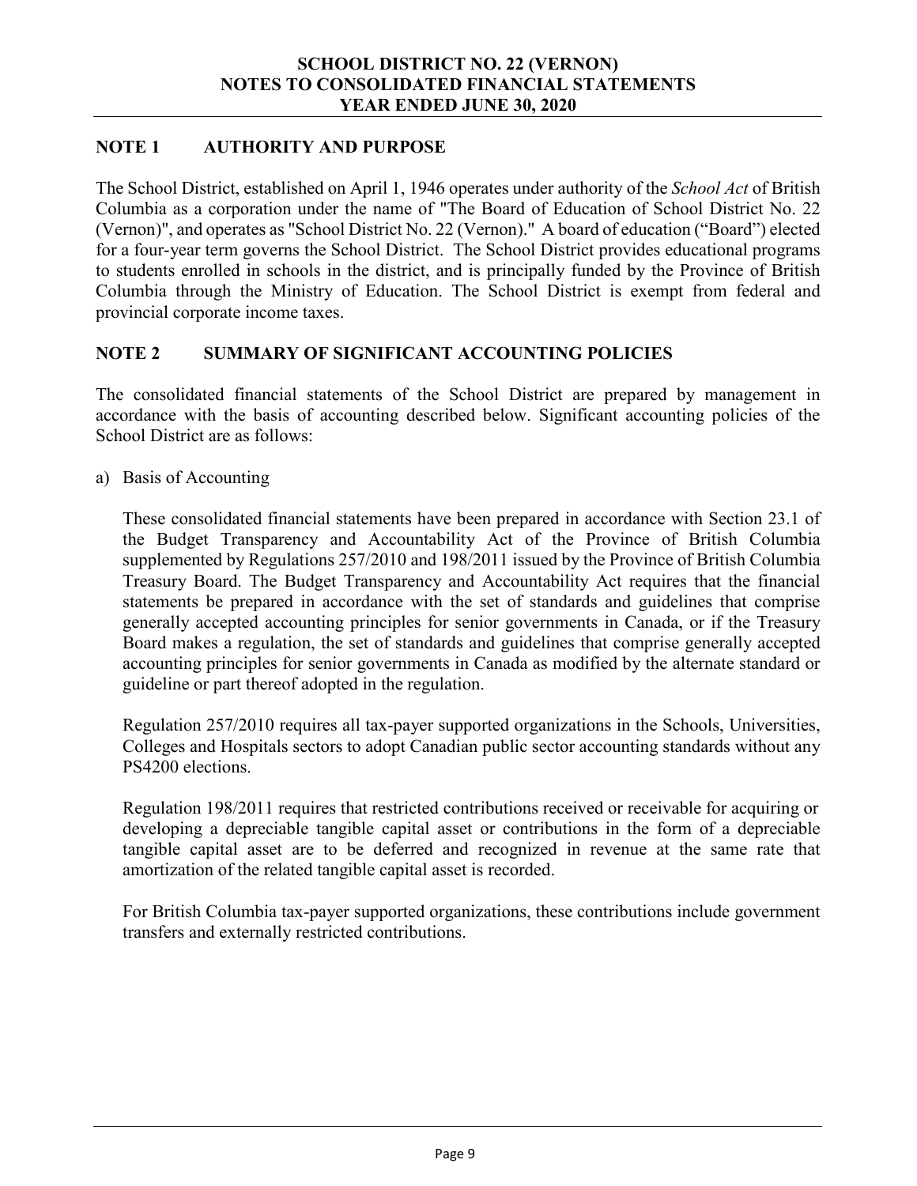## NOTE 1 AUTHORITY AND PURPOSE

The School District, established on April 1, 1946 operates under authority of the *School Act* of British Columbia as a corporation under the name of "The Board of Education of School District No. 22 (Vernon)", and operates as "School District No. 22 (Vernon)." A board of education ("Board") elected for a four-year term governs the School District. The School District provides educational programs to students enrolled in schools in the district, and is principally funded by the Province of British Columbia through the Ministry of Education. The School District is exempt from federal and provincial corporate income taxes.

## NOTE 2 SUMMARY OF SIGNIFICANT ACCOUNTING POLICIES

The consolidated financial statements of the School District are prepared by management in accordance with the basis of accounting described below. Significant accounting policies of the School District are as follows:

a) Basis of Accounting

These consolidated financial statements have been prepared in accordance with Section 23.1 of the Budget Transparency and Accountability Act of the Province of British Columbia supplemented by Regulations 257/2010 and 198/2011 issued by the Province of British Columbia Treasury Board. The Budget Transparency and Accountability Act requires that the financial statements be prepared in accordance with the set of standards and guidelines that comprise generally accepted accounting principles for senior governments in Canada, or if the Treasury Board makes a regulation, the set of standards and guidelines that comprise generally accepted accounting principles for senior governments in Canada as modified by the alternate standard or guideline or part thereof adopted in the regulation.

Regulation 257/2010 requires all tax-payer supported organizations in the Schools, Universities, Colleges and Hospitals sectors to adopt Canadian public sector accounting standards without any PS4200 elections.

Regulation 198/2011 requires that restricted contributions received or receivable for acquiring or developing a depreciable tangible capital asset or contributions in the form of a depreciable tangible capital asset are to be deferred and recognized in revenue at the same rate that amortization of the related tangible capital asset is recorded.

For British Columbia tax-payer supported organizations, these contributions include government transfers and externally restricted contributions.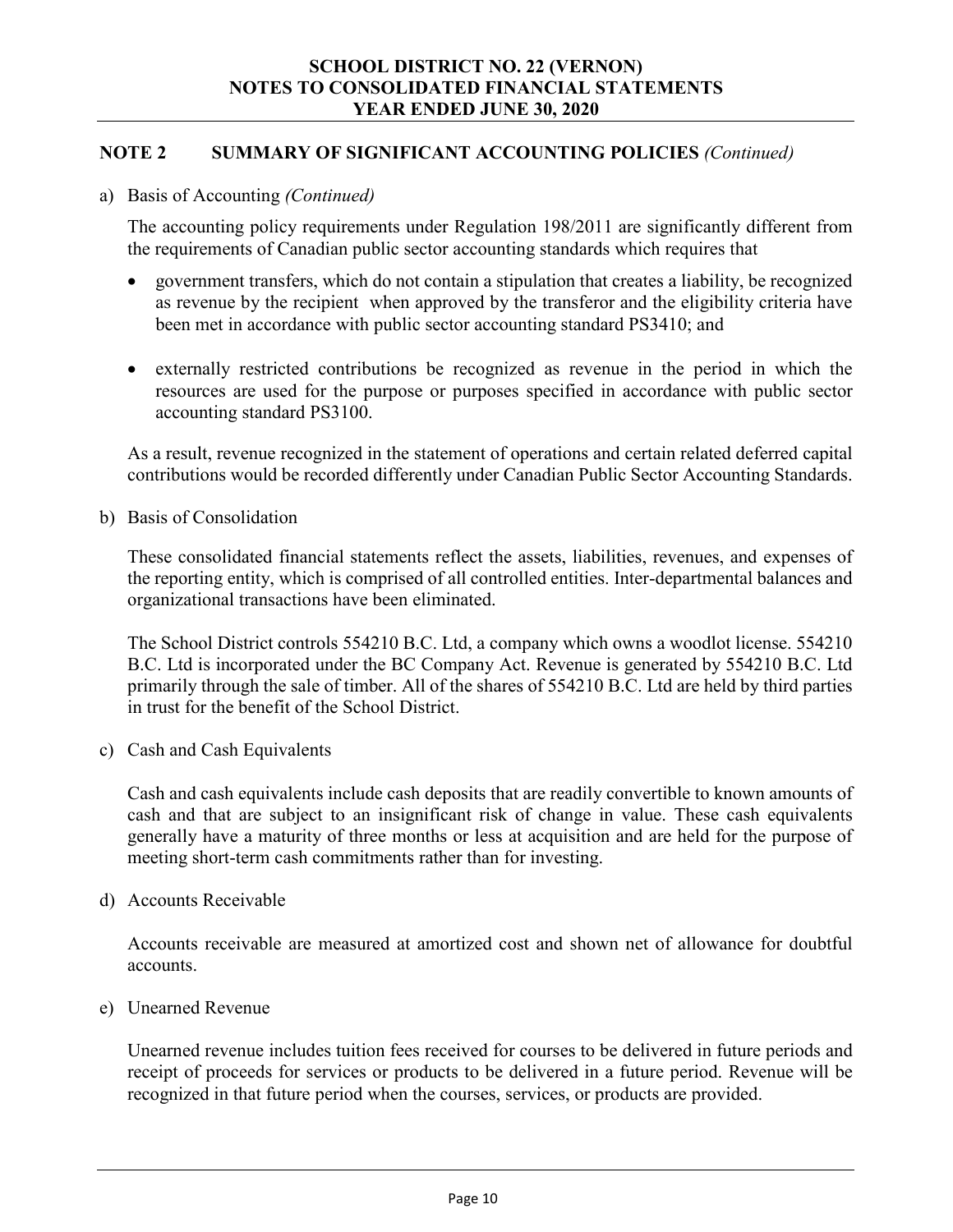## NOTE 2 SUMMARY OF SIGNIFICANT ACCOUNTING POLICIES *(Continued)*

a) Basis of Accounting *(Continued)*

The accounting policy requirements under Regulation 198/2011 are significantly different from the requirements of Canadian public sector accounting standards which requires that

- government transfers, which do not contain a stipulation that creates a liability, be recognized as revenue by the recipient when approved by the transferor and the eligibility criteria have been met in accordance with public sector accounting standard PS3410; and
- externally restricted contributions be recognized as revenue in the period in which the resources are used for the purpose or purposes specified in accordance with public sector accounting standard PS3100.

As a result, revenue recognized in the statement of operations and certain related deferred capital contributions would be recorded differently under Canadian Public Sector Accounting Standards.

b) Basis of Consolidation

These consolidated financial statements reflect the assets, liabilities, revenues, and expenses of the reporting entity, which is comprised of all controlled entities. Inter-departmental balances and organizational transactions have been eliminated.

The School District controls 554210 B.C. Ltd, a company which owns a woodlot license. 554210 B.C. Ltd is incorporated under the BC Company Act. Revenue is generated by 554210 B.C. Ltd primarily through the sale of timber. All of the shares of 554210 B.C. Ltd are held by third parties in trust for the benefit of the School District.

c) Cash and Cash Equivalents

Cash and cash equivalents include cash deposits that are readily convertible to known amounts of cash and that are subject to an insignificant risk of change in value. These cash equivalents generally have a maturity of three months or less at acquisition and are held for the purpose of meeting short-term cash commitments rather than for investing.

d) Accounts Receivable

Accounts receivable are measured at amortized cost and shown net of allowance for doubtful accounts.

e) Unearned Revenue

Unearned revenue includes tuition fees received for courses to be delivered in future periods and receipt of proceeds for services or products to be delivered in a future period. Revenue will be recognized in that future period when the courses, services, or products are provided.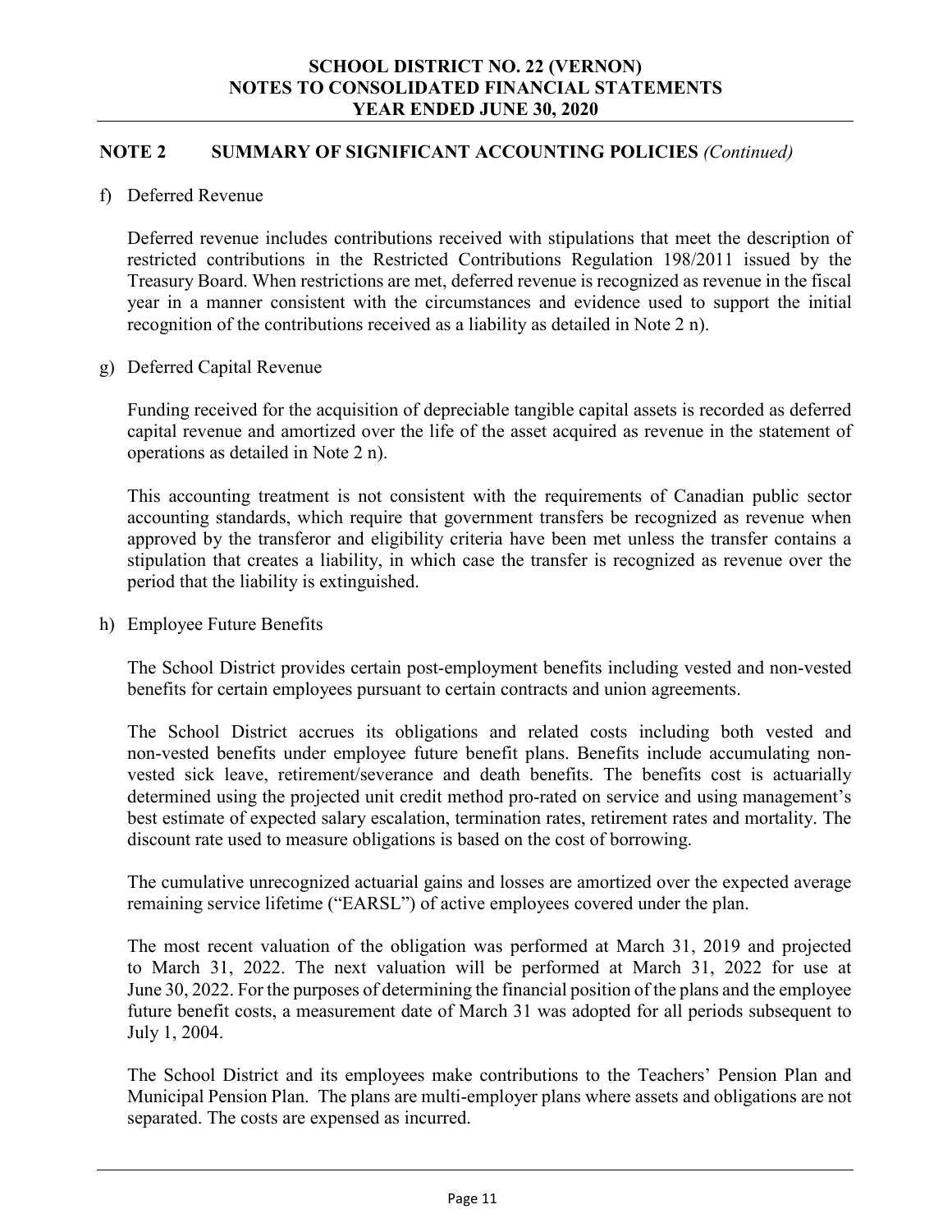## NOTE 2 SUMMARY OF SIGNIFICANT ACCOUNTING POLICIES *(Continued)*

f) Deferred Revenue

Deferred revenue includes contributions received with stipulations that meet the description of restricted contributions in the Restricted Contributions Regulation 198/2011 issued by the Treasury Board. When restrictions are met, deferred revenue is recognized as revenue in the fiscal year in a manner consistent with the circumstances and evidence used to support the initial recognition of the contributions received as a liability as detailed in Note 2 n).

g) Deferred Capital Revenue

Funding received for the acquisition of depreciable tangible capital assets is recorded as deferred capital revenue and amortized over the life of the asset acquired as revenue in the statement of operations as detailed in Note 2 n).

This accounting treatment is not consistent with the requirements of Canadian public sector accounting standards, which require that government transfers be recognized as revenue when approved by the transferor and eligibility criteria have been met unless the transfer contains a stipulation that creates a liability, in which case the transfer is recognized as revenue over the period that the liability is extinguished.

h) Employee Future Benefits

The School District provides certain post-employment benefits including vested and non-vested benefits for certain employees pursuant to certain contracts and union agreements.

The School District accrues its obligations and related costs including both vested and non-vested benefits under employee future benefit plans. Benefits include accumulating non-vested sick leave, retirement/severance and death benefits. The benefits cost is actuarially determined using the projected unit credit method pro-rated on service and using management's best estimate of expected salary escalation, termination rates, retirement rates and mortality. The discount rate used to measure obligations is based on the cost of borrowing.

The cumulative unrecognized actuarial gains and losses are amortized over the expected average remaining service lifetime ("EARSL") of active employees covered under the plan.

The most recent valuation of the obligation was performed at March 31, 2019 and projected to March 31, 2022. The next valuation will be performed at March 31, 2022 for use at June 30, 2022. For the purposes of determining the financial position of the plans and the employee future benefit costs, a measurement date of March 31 was adopted for all periods subsequent to July 1, 2004.

The School District and its employees make contributions to the Teachers' Pension Plan and Municipal Pension Plan. The plans are multi-employer plans where assets and obligations are not separated. The costs are expensed as incurred.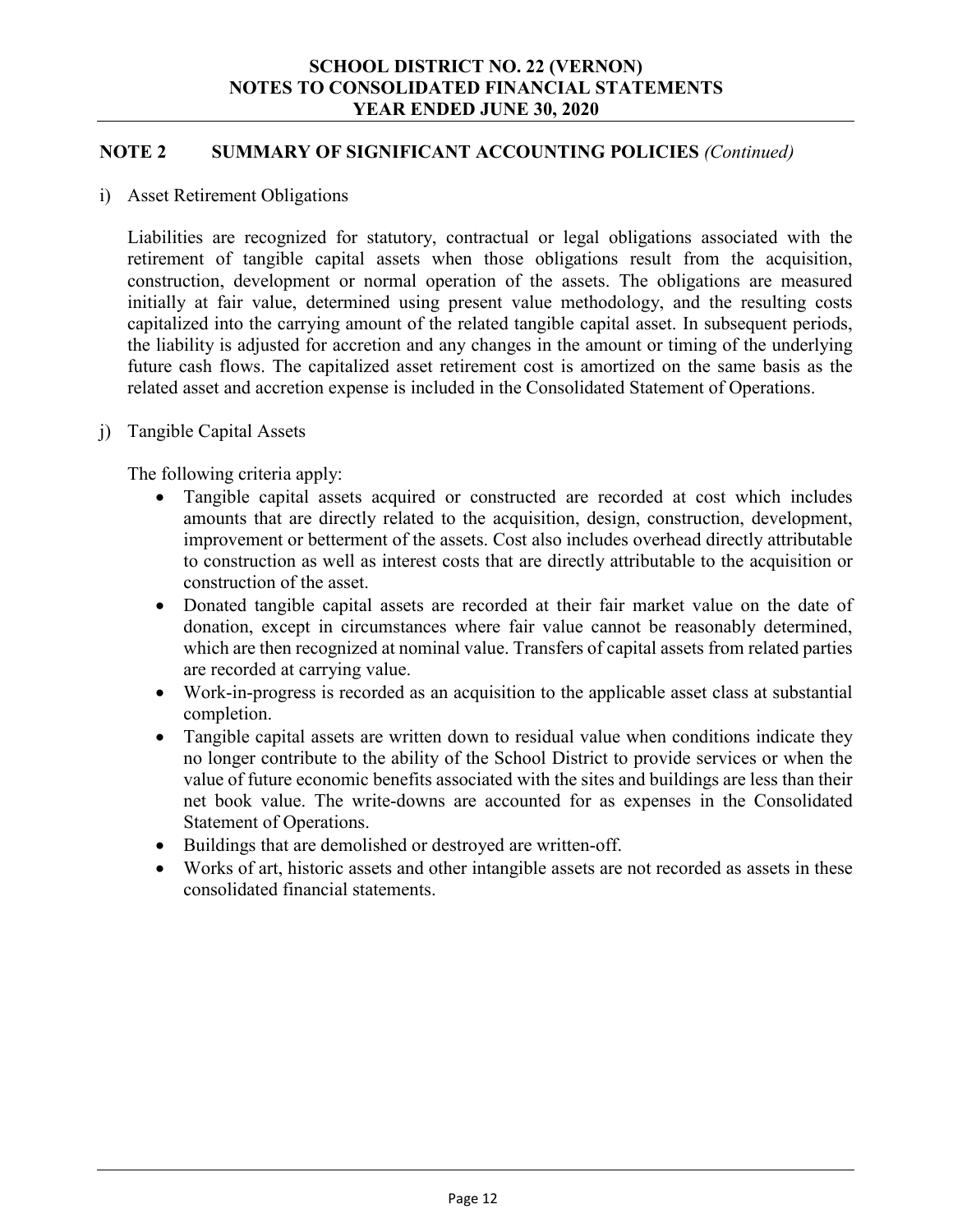## NOTE 2 SUMMARY OF SIGNIFICANT ACCOUNTING POLICIES *(Continued)*

i) Asset Retirement Obligations

Liabilities are recognized for statutory, contractual or legal obligations associated with the retirement of tangible capital assets when those obligations result from the acquisition, construction, development or normal operation of the assets. The obligations are measured initially at fair value, determined using present value methodology, and the resulting costs capitalized into the carrying amount of the related tangible capital asset. In subsequent periods, the liability is adjusted for accretion and any changes in the amount or timing of the underlying future cash flows. The capitalized asset retirement cost is amortized on the same basis as the related asset and accretion expense is included in the Consolidated Statement of Operations.

j) Tangible Capital Assets

The following criteria apply:

- Tangible capital assets acquired or constructed are recorded at cost which includes amounts that are directly related to the acquisition, design, construction, development, improvement or betterment of the assets. Cost also includes overhead directly attributable to construction as well as interest costs that are directly attributable to the acquisition or construction of the asset.
- Donated tangible capital assets are recorded at their fair market value on the date of donation, except in circumstances where fair value cannot be reasonably determined, which are then recognized at nominal value. Transfers of capital assets from related parties are recorded at carrying value.
- Work-in-progress is recorded as an acquisition to the applicable asset class at substantial completion.
- Tangible capital assets are written down to residual value when conditions indicate they no longer contribute to the ability of the School District to provide services or when the value of future economic benefits associated with the sites and buildings are less than their net book value. The write-downs are accounted for as expenses in the Consolidated Statement of Operations.
- Buildings that are demolished or destroyed are written-off.
- Works of art, historic assets and other intangible assets are not recorded as assets in these consolidated financial statements.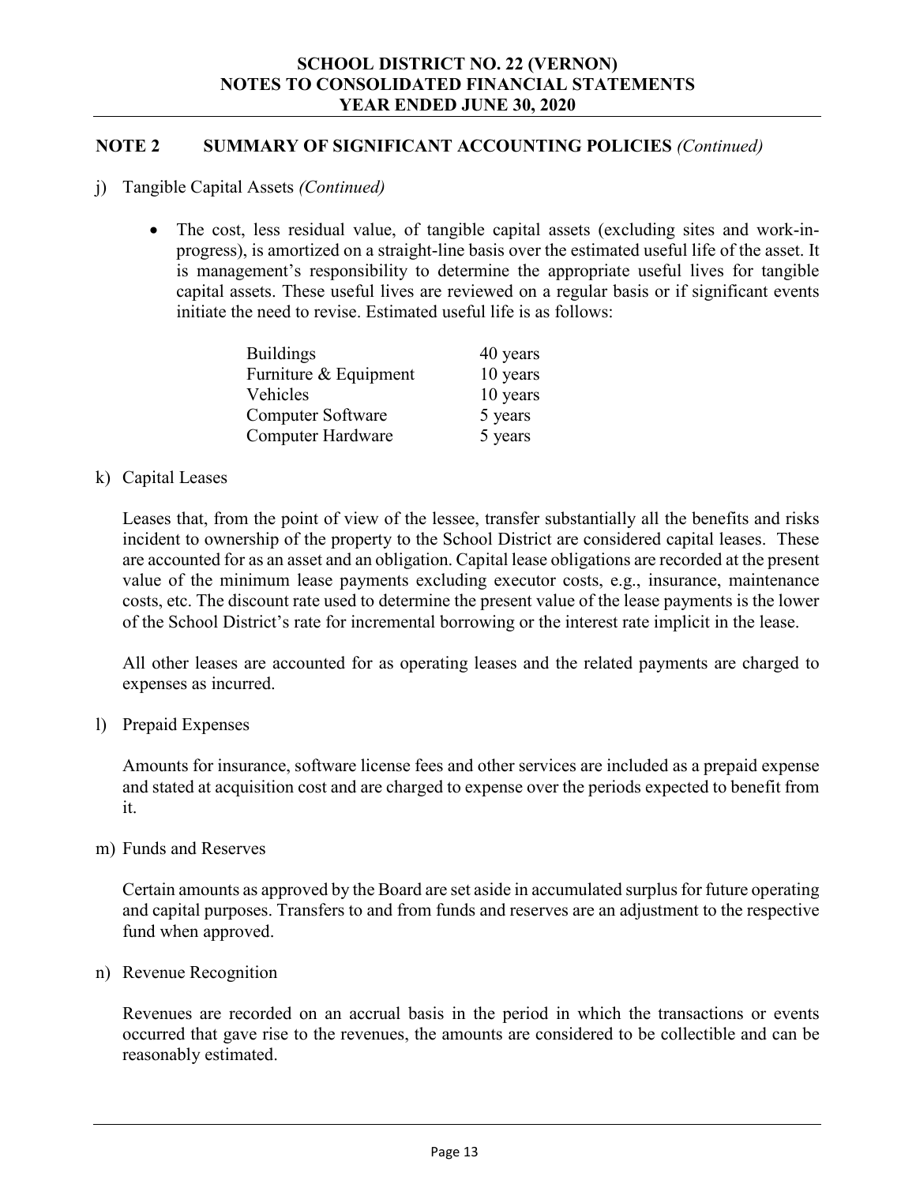## NOTE 2 SUMMARY OF SIGNIFICANT ACCOUNTING POLICIES *(Continued)*

j) Tangible Capital Assets *(Continued)*

- The cost, less residual value, of tangible capital assets (excluding sites and work-in-progress), is amortized on a straight-line basis over the estimated useful life of the asset. It is management's responsibility to determine the appropriate useful lives for tangible capital assets. These useful lives are reviewed on a regular basis or if significant events initiate the need to revise. Estimated useful life is as follows:

| | |
|---|---|
| Buildings | 40 years |
| Furniture & Equipment | 10 years |
| Vehicles | 10 years |
| Computer Software | 5 years |
| Computer Hardware | 5 years |

k) Capital Leases

Leases that, from the point of view of the lessee, transfer substantially all the benefits and risks incident to ownership of the property to the School District are considered capital leases. These are accounted for as an asset and an obligation. Capital lease obligations are recorded at the present value of the minimum lease payments excluding executor costs, e.g., insurance, maintenance costs, etc. The discount rate used to determine the present value of the lease payments is the lower of the School District's rate for incremental borrowing or the interest rate implicit in the lease.

All other leases are accounted for as operating leases and the related payments are charged to expenses as incurred.

l) Prepaid Expenses

Amounts for insurance, software license fees and other services are included as a prepaid expense and stated at acquisition cost and are charged to expense over the periods expected to benefit from it.

m) Funds and Reserves

Certain amounts as approved by the Board are set aside in accumulated surplus for future operating and capital purposes. Transfers to and from funds and reserves are an adjustment to the respective fund when approved.

n) Revenue Recognition

Revenues are recorded on an accrual basis in the period in which the transactions or events occurred that gave rise to the revenues, the amounts are considered to be collectible and can be reasonably estimated.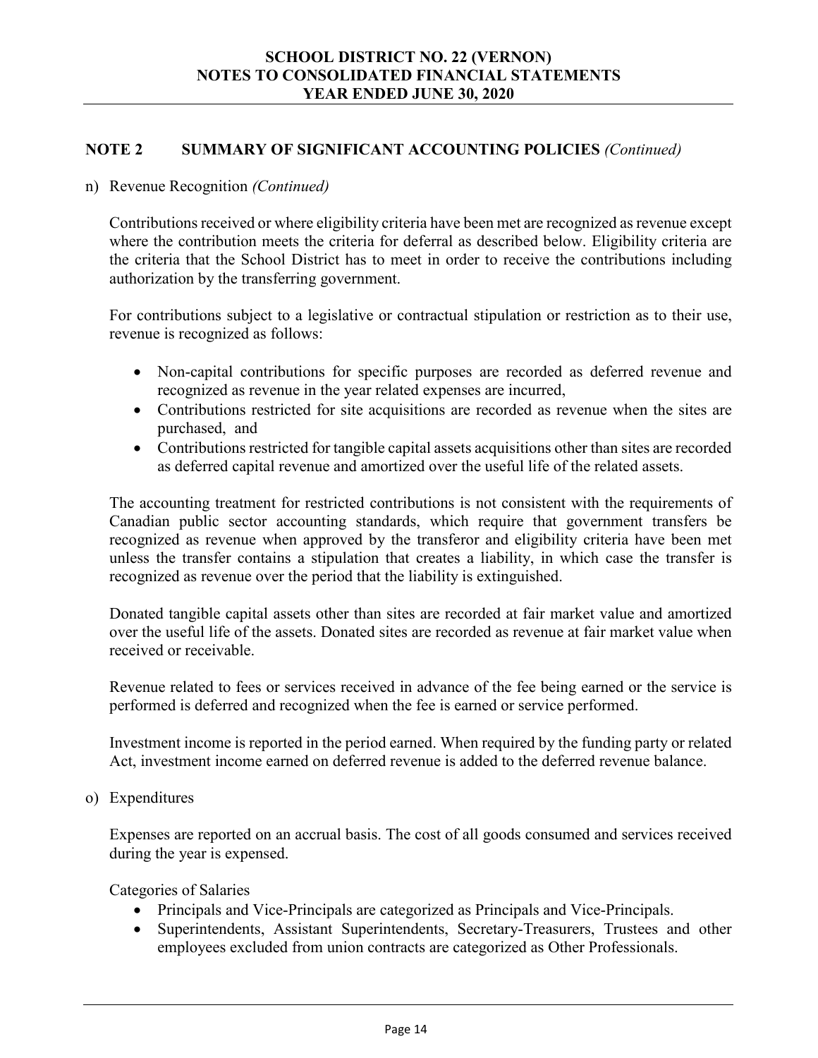## NOTE 2 SUMMARY OF SIGNIFICANT ACCOUNTING POLICIES *(Continued)*

n) Revenue Recognition *(Continued)*

Contributions received or where eligibility criteria have been met are recognized as revenue except where the contribution meets the criteria for deferral as described below. Eligibility criteria are the criteria that the School District has to meet in order to receive the contributions including authorization by the transferring government.

For contributions subject to a legislative or contractual stipulation or restriction as to their use, revenue is recognized as follows:

- Non-capital contributions for specific purposes are recorded as deferred revenue and recognized as revenue in the year related expenses are incurred,
- Contributions restricted for site acquisitions are recorded as revenue when the sites are purchased, and
- Contributions restricted for tangible capital assets acquisitions other than sites are recorded as deferred capital revenue and amortized over the useful life of the related assets.

The accounting treatment for restricted contributions is not consistent with the requirements of Canadian public sector accounting standards, which require that government transfers be recognized as revenue when approved by the transferor and eligibility criteria have been met unless the transfer contains a stipulation that creates a liability, in which case the transfer is recognized as revenue over the period that the liability is extinguished.

Donated tangible capital assets other than sites are recorded at fair market value and amortized over the useful life of the assets. Donated sites are recorded as revenue at fair market value when received or receivable.

Revenue related to fees or services received in advance of the fee being earned or the service is performed is deferred and recognized when the fee is earned or service performed.

Investment income is reported in the period earned. When required by the funding party or related Act, investment income earned on deferred revenue is added to the deferred revenue balance.

o) Expenditures

Expenses are reported on an accrual basis. The cost of all goods consumed and services received during the year is expensed.

Categories of Salaries

- Principals and Vice-Principals are categorized as Principals and Vice-Principals.
- Superintendents, Assistant Superintendents, Secretary-Treasurers, Trustees and other employees excluded from union contracts are categorized as Other Professionals.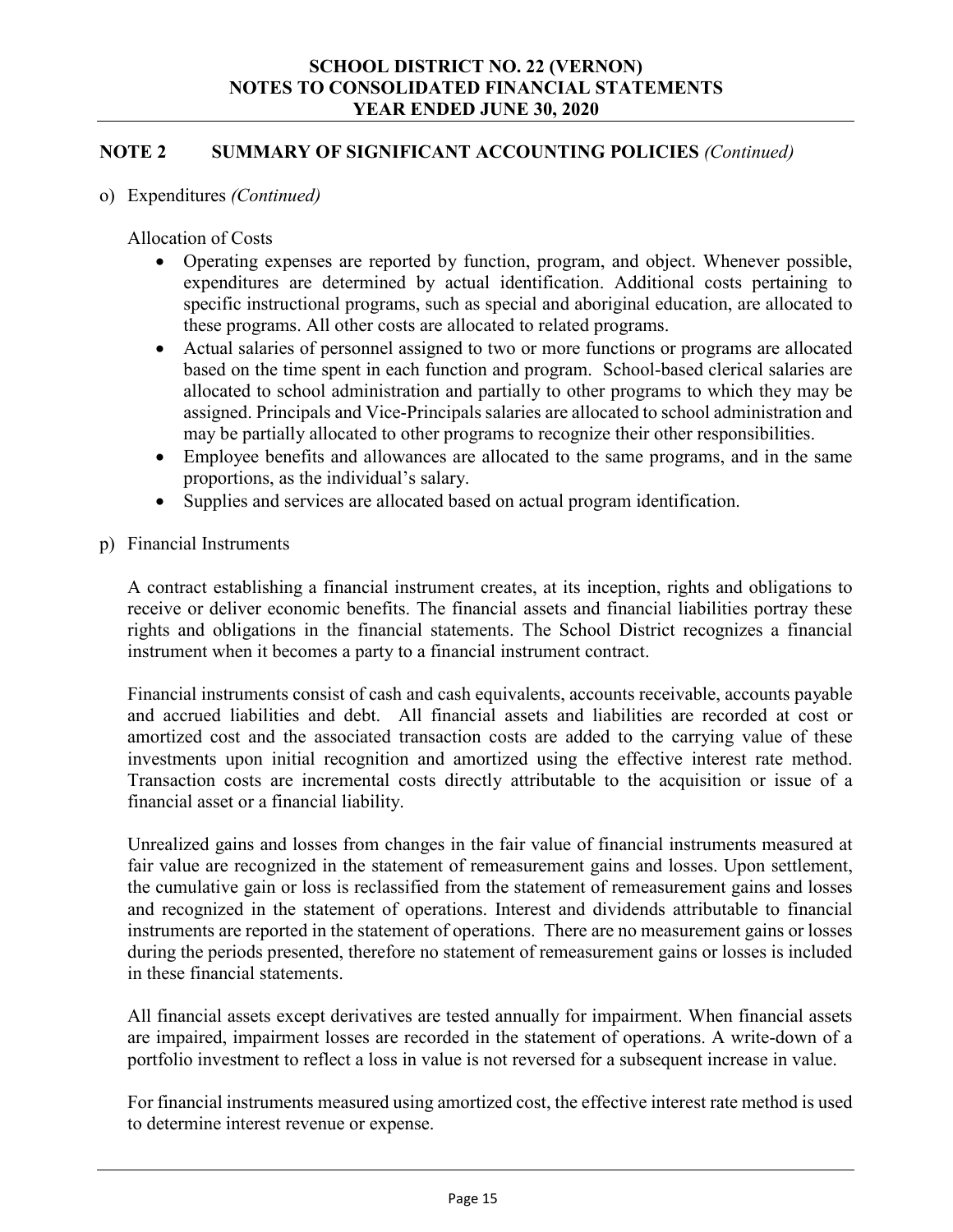## NOTE 2 SUMMARY OF SIGNIFICANT ACCOUNTING POLICIES *(Continued)*

o) Expenditures *(Continued)*

Allocation of Costs

- Operating expenses are reported by function, program, and object. Whenever possible, expenditures are determined by actual identification. Additional costs pertaining to specific instructional programs, such as special and aboriginal education, are allocated to these programs. All other costs are allocated to related programs.
- Actual salaries of personnel assigned to two or more functions or programs are allocated based on the time spent in each function and program. School-based clerical salaries are allocated to school administration and partially to other programs to which they may be assigned. Principals and Vice-Principals salaries are allocated to school administration and may be partially allocated to other programs to recognize their other responsibilities.
- Employee benefits and allowances are allocated to the same programs, and in the same proportions, as the individual's salary.
- Supplies and services are allocated based on actual program identification.

p) Financial Instruments

A contract establishing a financial instrument creates, at its inception, rights and obligations to receive or deliver economic benefits. The financial assets and financial liabilities portray these rights and obligations in the financial statements. The School District recognizes a financial instrument when it becomes a party to a financial instrument contract.

Financial instruments consist of cash and cash equivalents, accounts receivable, accounts payable and accrued liabilities and debt. All financial assets and liabilities are recorded at cost or amortized cost and the associated transaction costs are added to the carrying value of these investments upon initial recognition and amortized using the effective interest rate method. Transaction costs are incremental costs directly attributable to the acquisition or issue of a financial asset or a financial liability.

Unrealized gains and losses from changes in the fair value of financial instruments measured at fair value are recognized in the statement of remeasurement gains and losses. Upon settlement, the cumulative gain or loss is reclassified from the statement of remeasurement gains and losses and recognized in the statement of operations. Interest and dividends attributable to financial instruments are reported in the statement of operations. There are no measurement gains or losses during the periods presented, therefore no statement of remeasurement gains or losses is included in these financial statements.

All financial assets except derivatives are tested annually for impairment. When financial assets are impaired, impairment losses are recorded in the statement of operations. A write-down of a portfolio investment to reflect a loss in value is not reversed for a subsequent increase in value.

For financial instruments measured using amortized cost, the effective interest rate method is used to determine interest revenue or expense.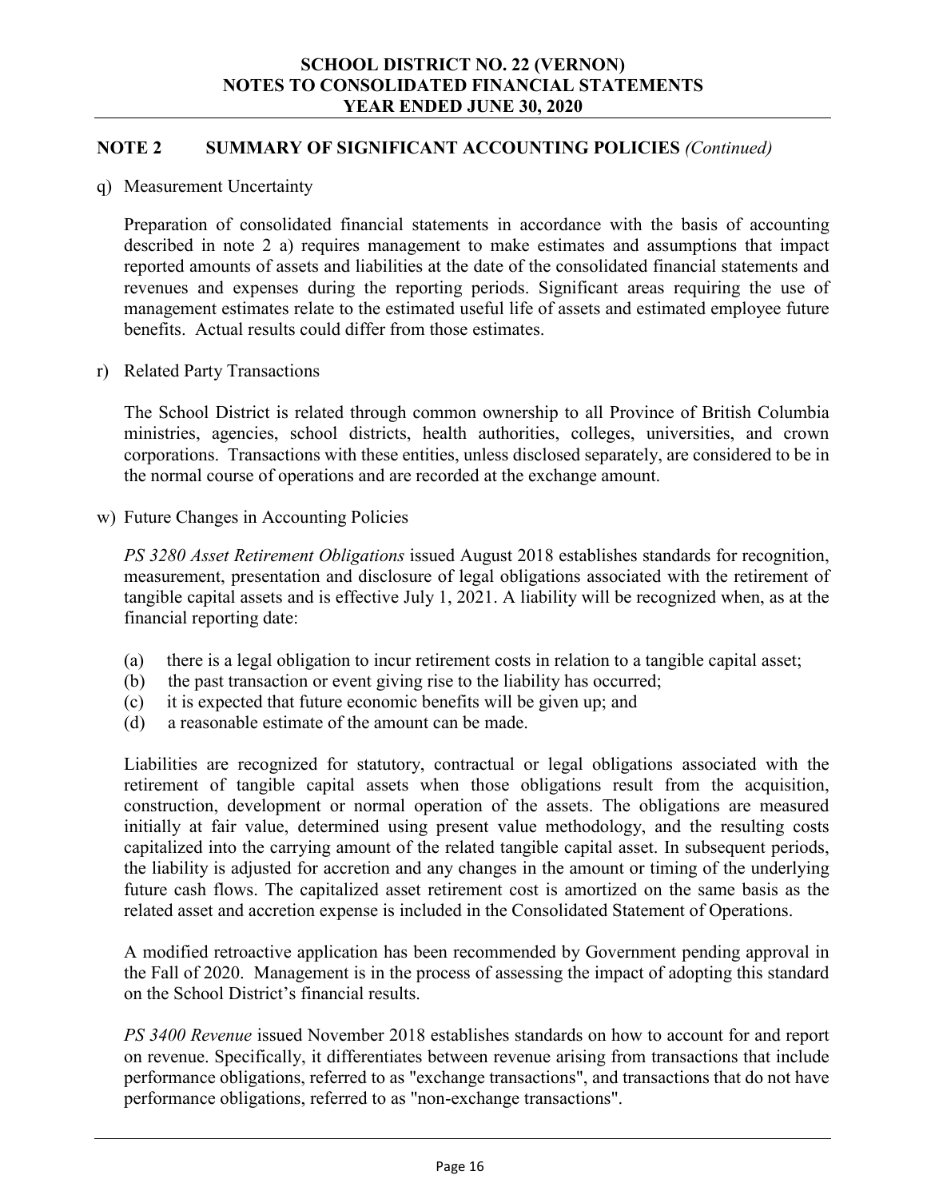## NOTE 2 SUMMARY OF SIGNIFICANT ACCOUNTING POLICIES *(Continued)*

q) Measurement Uncertainty

Preparation of consolidated financial statements in accordance with the basis of accounting described in note 2 a) requires management to make estimates and assumptions that impact reported amounts of assets and liabilities at the date of the consolidated financial statements and revenues and expenses during the reporting periods. Significant areas requiring the use of management estimates relate to the estimated useful life of assets and estimated employee future benefits. Actual results could differ from those estimates.

r) Related Party Transactions

The School District is related through common ownership to all Province of British Columbia ministries, agencies, school districts, health authorities, colleges, universities, and crown corporations. Transactions with these entities, unless disclosed separately, are considered to be in the normal course of operations and are recorded at the exchange amount.

w) Future Changes in Accounting Policies

*PS 3280 Asset Retirement Obligations* issued August 2018 establishes standards for recognition, measurement, presentation and disclosure of legal obligations associated with the retirement of tangible capital assets and is effective July 1, 2021. A liability will be recognized when, as at the financial reporting date:

(a) there is a legal obligation to incur retirement costs in relation to a tangible capital asset;
(b) the past transaction or event giving rise to the liability has occurred;
(c) it is expected that future economic benefits will be given up; and
(d) a reasonable estimate of the amount can be made.

Liabilities are recognized for statutory, contractual or legal obligations associated with the retirement of tangible capital assets when those obligations result from the acquisition, construction, development or normal operation of the assets. The obligations are measured initially at fair value, determined using present value methodology, and the resulting costs capitalized into the carrying amount of the related tangible capital asset. In subsequent periods, the liability is adjusted for accretion and any changes in the amount or timing of the underlying future cash flows. The capitalized asset retirement cost is amortized on the same basis as the related asset and accretion expense is included in the Consolidated Statement of Operations.

A modified retroactive application has been recommended by Government pending approval in the Fall of 2020. Management is in the process of assessing the impact of adopting this standard on the School District's financial results.

*PS 3400 Revenue* issued November 2018 establishes standards on how to account for and report on revenue. Specifically, it differentiates between revenue arising from transactions that include performance obligations, referred to as "exchange transactions", and transactions that do not have performance obligations, referred to as "non-exchange transactions".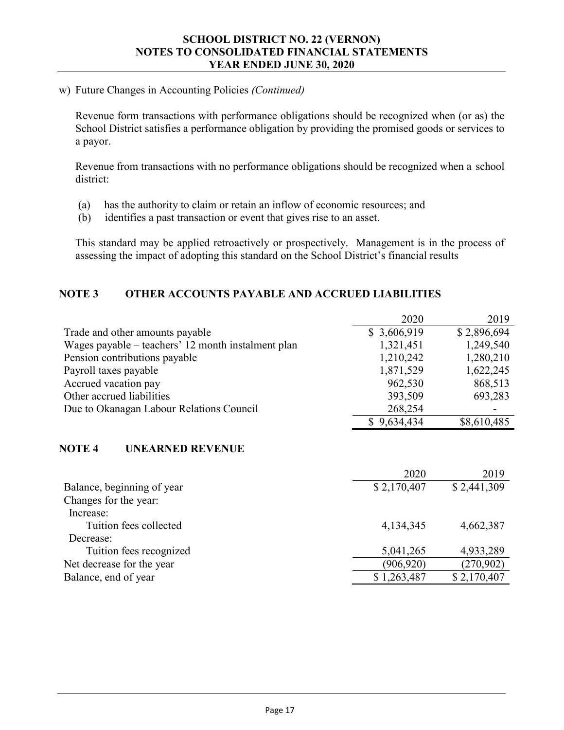w) Future Changes in Accounting Policies *(Continued)*

Revenue form transactions with performance obligations should be recognized when (or as) the School District satisfies a performance obligation by providing the promised goods or services to a payor.

Revenue from transactions with no performance obligations should be recognized when a school district:

(a) has the authority to claim or retain an inflow of economic resources; and
(b) identifies a past transaction or event that gives rise to an asset.

This standard may be applied retroactively or prospectively. Management is in the process of assessing the impact of adopting this standard on the School District's financial results

## NOTE 3 OTHER ACCOUNTS PAYABLE AND ACCRUED LIABILITIES

| | 2020 | 2019 |
|---|---|---|
| Trade and other amounts payable | $ 3,606,919 | $ 2,896,694 |
| Wages payable – teachers' 12 month instalment plan | 1,321,451 | 1,249,540 |
| Pension contributions payable | 1,210,242 | 1,280,210 |
| Payroll taxes payable | 1,871,529 | 1,622,245 |
| Accrued vacation pay | 962,530 | 868,513 |
| Other accrued liabilities | 393,509 | 693,283 |
| Due to Okanagan Labour Relations Council | 268,254 | - |
| | $ 9,634,434 | $8,610,485 |

## NOTE 4 UNEARNED REVENUE

| | 2020 | 2019 |
|---|---|---|
| Balance, beginning of year | $ 2,170,407 | $ 2,441,309 |
| Changes for the year: | | |
| Increase: | | |
| Tuition fees collected | 4,134,345 | 4,662,387 |
| Decrease: | | |
| Tuition fees recognized | 5,041,265 | 4,933,289 |
| Net decrease for the year | (906,920) | (270,902) |
| Balance, end of year | $ 1,263,487 | $ 2,170,407 |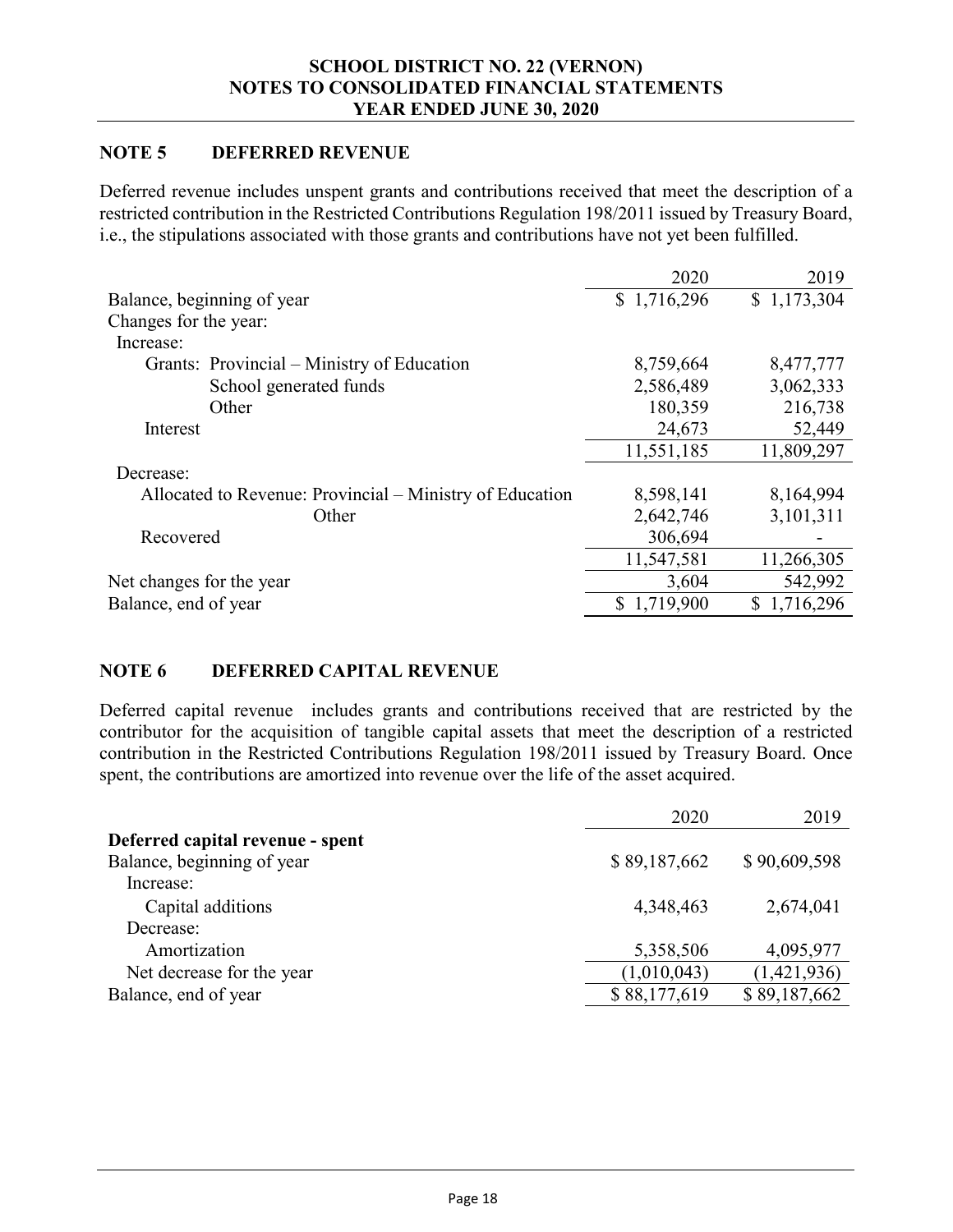## NOTE 5 DEFERRED REVENUE

Deferred revenue includes unspent grants and contributions received that meet the description of a restricted contribution in the Restricted Contributions Regulation 198/2011 issued by Treasury Board, i.e., the stipulations associated with those grants and contributions have not yet been fulfilled.

| | 2020 | 2019 |
|---|---|---|
| Balance, beginning of year | $ 1,716,296 | $ 1,173,304 |
| Changes for the year: | | |
| Increase: | | |
| Grants: Provincial – Ministry of Education | 8,759,664 | 8,477,777 |
| School generated funds | 2,586,489 | 3,062,333 |
| Other | 180,359 | 216,738 |
| Interest | 24,673 | 52,449 |
| | 11,551,185 | 11,809,297 |
| Decrease: | | |
| Allocated to Revenue: Provincial – Ministry of Education | 8,598,141 | 8,164,994 |
| Other | 2,642,746 | 3,101,311 |
| Recovered | 306,694 | - |
| | 11,547,581 | 11,266,305 |
| Net changes for the year | 3,604 | 542,992 |
| Balance, end of year | $ 1,719,900 | $ 1,716,296 |

## NOTE 6 DEFERRED CAPITAL REVENUE

Deferred capital revenue includes grants and contributions received that are restricted by the contributor for the acquisition of tangible capital assets that meet the description of a restricted contribution in the Restricted Contributions Regulation 198/2011 issued by Treasury Board. Once spent, the contributions are amortized into revenue over the life of the asset acquired.

| | 2020 | 2019 |
|---|---|---|
| **Deferred capital revenue - spent** | | |
| Balance, beginning of year | $ 89,187,662 | $ 90,609,598 |
| Increase: | | |
| Capital additions | 4,348,463 | 2,674,041 |
| Decrease: | | |
| Amortization | 5,358,506 | 4,095,977 |
| Net decrease for the year | (1,010,043) | (1,421,936) |
| Balance, end of year | $ 88,177,619 | $ 89,187,662 |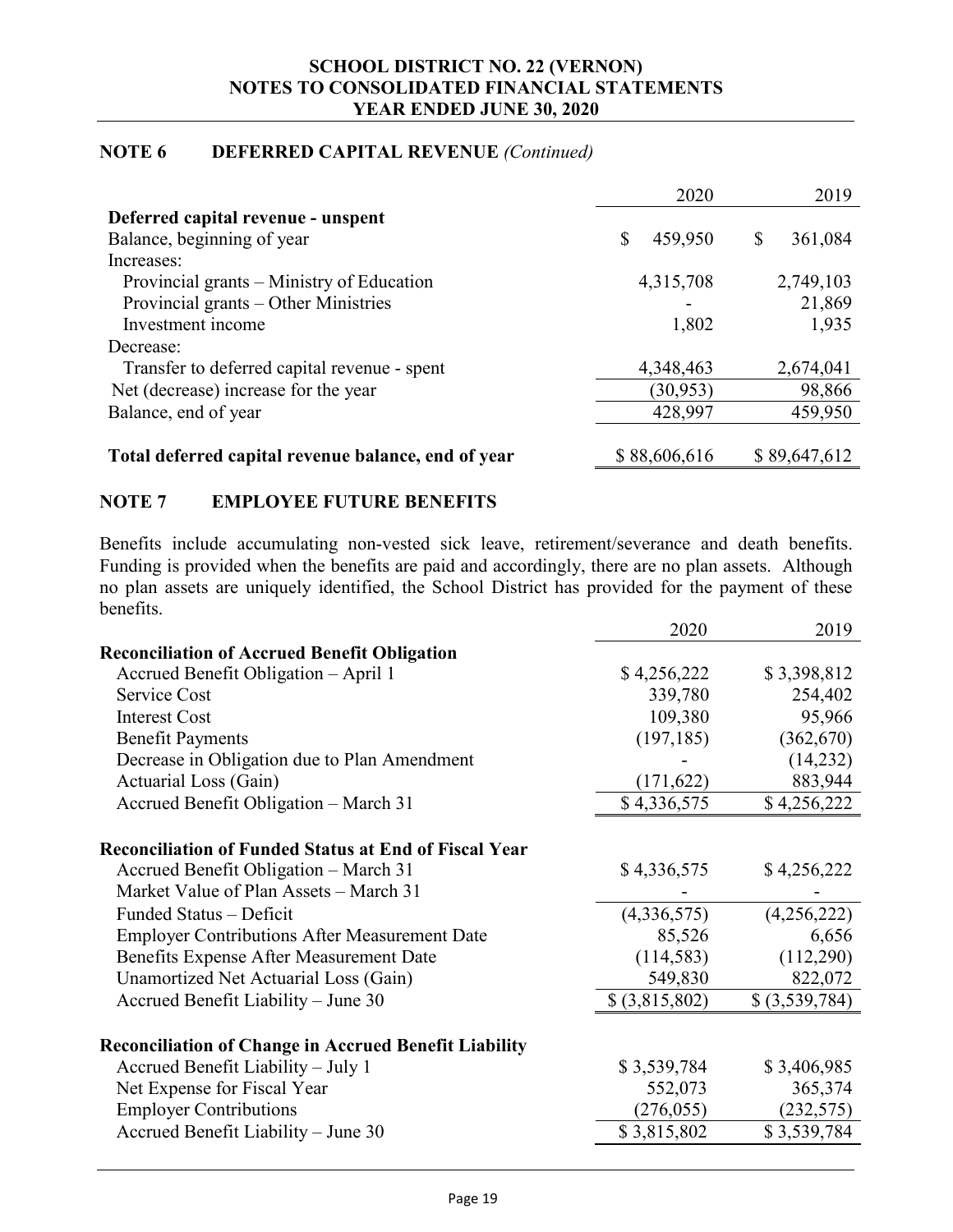**SCHOOL DISTRICT NO. 22 (VERNON)**
**NOTES TO CONSOLIDATED FINANCIAL STATEMENTS**
**YEAR ENDED JUNE 30, 2020**

## NOTE 6 DEFERRED CAPITAL REVENUE *(Continued)*

| | 2020 | 2019 |
|---|---|---|
| **Deferred capital revenue - unspent** | | |
| Balance, beginning of year | $ 459,950 | $ 361,084 |
| Increases: | | |
| Provincial grants – Ministry of Education | 4,315,708 | 2,749,103 |
| Provincial grants – Other Ministries | - | 21,869 |
| Investment income | 1,802 | 1,935 |
| Decrease: | | |
| Transfer to deferred capital revenue - spent | 4,348,463 | 2,674,041 |
| Net (decrease) increase for the year | (30,953) | 98,866 |
| Balance, end of year | 428,997 | 459,950 |
| | | |
| **Total deferred capital revenue balance, end of year** | $ 88,606,616 | $ 89,647,612 |

## NOTE 7 EMPLOYEE FUTURE BENEFITS

Benefits include accumulating non-vested sick leave, retirement/severance and death benefits. Funding is provided when the benefits are paid and accordingly, there are no plan assets. Although no plan assets are uniquely identified, the School District has provided for the payment of these benefits.

| | 2020 | 2019 |
|---|---|---|
| **Reconciliation of Accrued Benefit Obligation** | | |
| Accrued Benefit Obligation – April 1 | $ 4,256,222 | $ 3,398,812 |
| Service Cost | 339,780 | 254,402 |
| Interest Cost | 109,380 | 95,966 |
| Benefit Payments | (197,185) | (362,670) |
| Decrease in Obligation due to Plan Amendment | - | (14,232) |
| Actuarial Loss (Gain) | (171,622) | 883,944 |
| Accrued Benefit Obligation – March 31 | $ 4,336,575 | $ 4,256,222 |
| | | |
| **Reconciliation of Funded Status at End of Fiscal Year** | | |
| Accrued Benefit Obligation – March 31 | $ 4,336,575 | $ 4,256,222 |
| Market Value of Plan Assets – March 31 | - | - |
| Funded Status – Deficit | (4,336,575) | (4,256,222) |
| Employer Contributions After Measurement Date | 85,526 | 6,656 |
| Benefits Expense After Measurement Date | (114,583) | (112,290) |
| Unamortized Net Actuarial Loss (Gain) | 549,830 | 822,072 |
| Accrued Benefit Liability – June 30 | $ (3,815,802) | $ (3,539,784) |
| | | |
| **Reconciliation of Change in Accrued Benefit Liability** | | |
| Accrued Benefit Liability – July 1 | $ 3,539,784 | $ 3,406,985 |
| Net Expense for Fiscal Year | 552,073 | 365,374 |
| Employer Contributions | (276,055) | (232,575) |
| Accrued Benefit Liability – June 30 | $ 3,815,802 | $ 3,539,784 |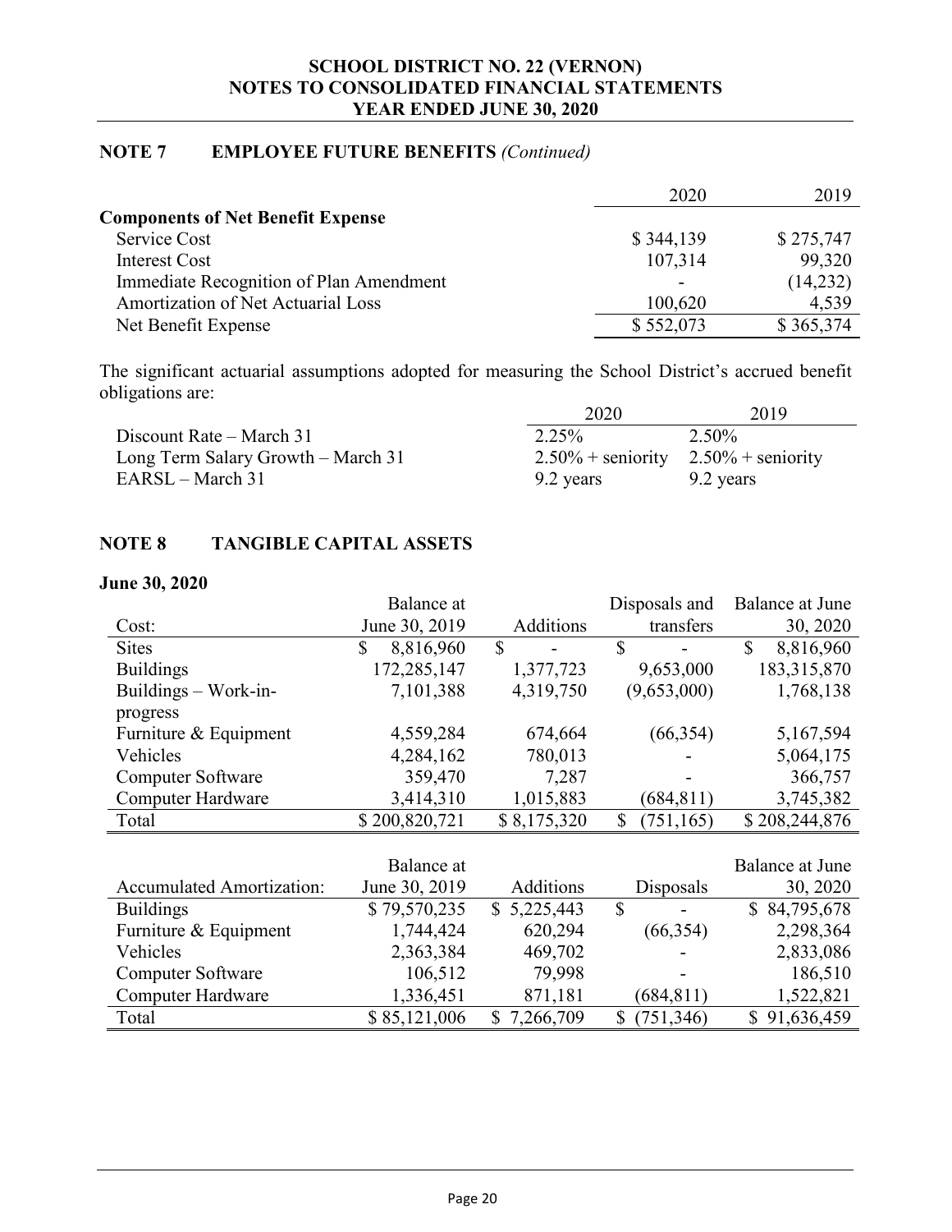## NOTE 7 EMPLOYEE FUTURE BENEFITS *(Continued)*

| | 2020 | 2019 |
|---|---|---|
| **Components of Net Benefit Expense** | | |
| Service Cost | $ 344,139 | $ 275,747 |
| Interest Cost | 107,314 | 99,320 |
| Immediate Recognition of Plan Amendment | - | (14,232) |
| Amortization of Net Actuarial Loss | 100,620 | 4,539 |
| Net Benefit Expense | $ 552,073 | $ 365,374 |

The significant actuarial assumptions adopted for measuring the School District's accrued benefit obligations are:

| | 2020 | 2019 |
|---|---|---|
| Discount Rate – March 31 | 2.25% | 2.50% |
| Long Term Salary Growth – March 31 | 2.50% + seniority | 2.50% + seniority |
| EARSL – March 31 | 9.2 years | 9.2 years |

## NOTE 8 TANGIBLE CAPITAL ASSETS

**June 30, 2020**

| Cost: | Balance at June 30, 2019 | Additions | Disposals and transfers | Balance at June 30, 2020 |
|---|---|---|---|---|
| Sites | $ 8,816,960 | $ - | $ - | $ 8,816,960 |
| Buildings | 172,285,147 | 1,377,723 | 9,653,000 | 183,315,870 |
| Buildings – Work-in-progress | 7,101,388 | 4,319,750 | (9,653,000) | 1,768,138 |
| Furniture & Equipment | 4,559,284 | 674,664 | (66,354) | 5,167,594 |
| Vehicles | 4,284,162 | 780,013 | - | 5,064,175 |
| Computer Software | 359,470 | 7,287 | - | 366,757 |
| Computer Hardware | 3,414,310 | 1,015,883 | (684,811) | 3,745,382 |
| Total | $ 200,820,721 | $ 8,175,320 | $ (751,165) | $ 208,244,876 |

| Accumulated Amortization: | Balance at June 30, 2019 | Additions | Disposals | Balance at June 30, 2020 |
|---|---|---|---|---|
| Buildings | $ 79,570,235 | $ 5,225,443 | $ - | $ 84,795,678 |
| Furniture & Equipment | 1,744,424 | 620,294 | (66,354) | 2,298,364 |
| Vehicles | 2,363,384 | 469,702 | - | 2,833,086 |
| Computer Software | 106,512 | 79,998 | - | 186,510 |
| Computer Hardware | 1,336,451 | 871,181 | (684,811) | 1,522,821 |
| Total | $ 85,121,006 | $ 7,266,709 | $ (751,346) | $ 91,636,459 |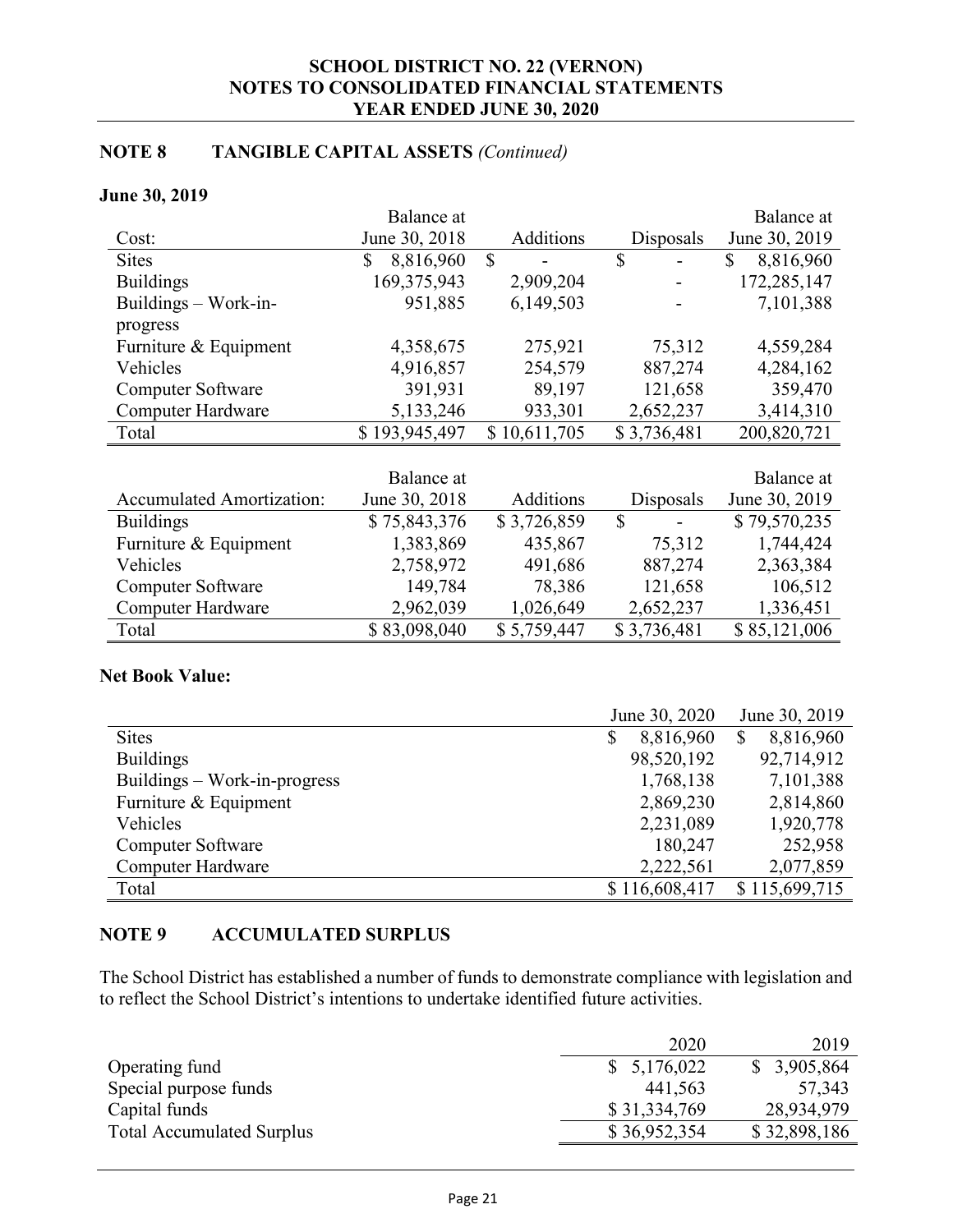## NOTE 8 TANGIBLE CAPITAL ASSETS *(Continued)*

**June 30, 2019**

| Cost: | Balance at June 30, 2018 | Additions | Disposals | Balance at June 30, 2019 |
|---|---|---|---|---|
| Sites | $ 8,816,960 | $ - | $ - | $ 8,816,960 |
| Buildings | 169,375,943 | 2,909,204 | - | 172,285,147 |
| Buildings – Work-in-progress | 951,885 | 6,149,503 | - | 7,101,388 |
| Furniture & Equipment | 4,358,675 | 275,921 | 75,312 | 4,559,284 |
| Vehicles | 4,916,857 | 254,579 | 887,274 | 4,284,162 |
| Computer Software | 391,931 | 89,197 | 121,658 | 359,470 |
| Computer Hardware | 5,133,246 | 933,301 | 2,652,237 | 3,414,310 |
| Total | $ 193,945,497 | $ 10,611,705 | $ 3,736,481 | 200,820,721 |

| Accumulated Amortization: | Balance at June 30, 2018 | Additions | Disposals | Balance at June 30, 2019 |
|---|---|---|---|---|
| Buildings | $ 75,843,376 | $ 3,726,859 | $ - | $ 79,570,235 |
| Furniture & Equipment | 1,383,869 | 435,867 | 75,312 | 1,744,424 |
| Vehicles | 2,758,972 | 491,686 | 887,274 | 2,363,384 |
| Computer Software | 149,784 | 78,386 | 121,658 | 106,512 |
| Computer Hardware | 2,962,039 | 1,026,649 | 2,652,237 | 1,336,451 |
| Total | $ 83,098,040 | $ 5,759,447 | $ 3,736,481 | $ 85,121,006 |

**Net Book Value:**

| | June 30, 2020 | June 30, 2019 |
|---|---|---|
| Sites | $ 8,816,960 | $ 8,816,960 |
| Buildings | 98,520,192 | 92,714,912 |
| Buildings – Work-in-progress | 1,768,138 | 7,101,388 |
| Furniture & Equipment | 2,869,230 | 2,814,860 |
| Vehicles | 2,231,089 | 1,920,778 |
| Computer Software | 180,247 | 252,958 |
| Computer Hardware | 2,222,561 | 2,077,859 |
| Total | $ 116,608,417 | $ 115,699,715 |

## NOTE 9 ACCUMULATED SURPLUS

The School District has established a number of funds to demonstrate compliance with legislation and to reflect the School District's intentions to undertake identified future activities.

| | 2020 | 2019 |
|---|---|---|
| Operating fund | $ 5,176,022 | $ 3,905,864 |
| Special purpose funds | 441,563 | 57,343 |
| Capital funds | $ 31,334,769 | 28,934,979 |
| Total Accumulated Surplus | $ 36,952,354 | $ 32,898,186 |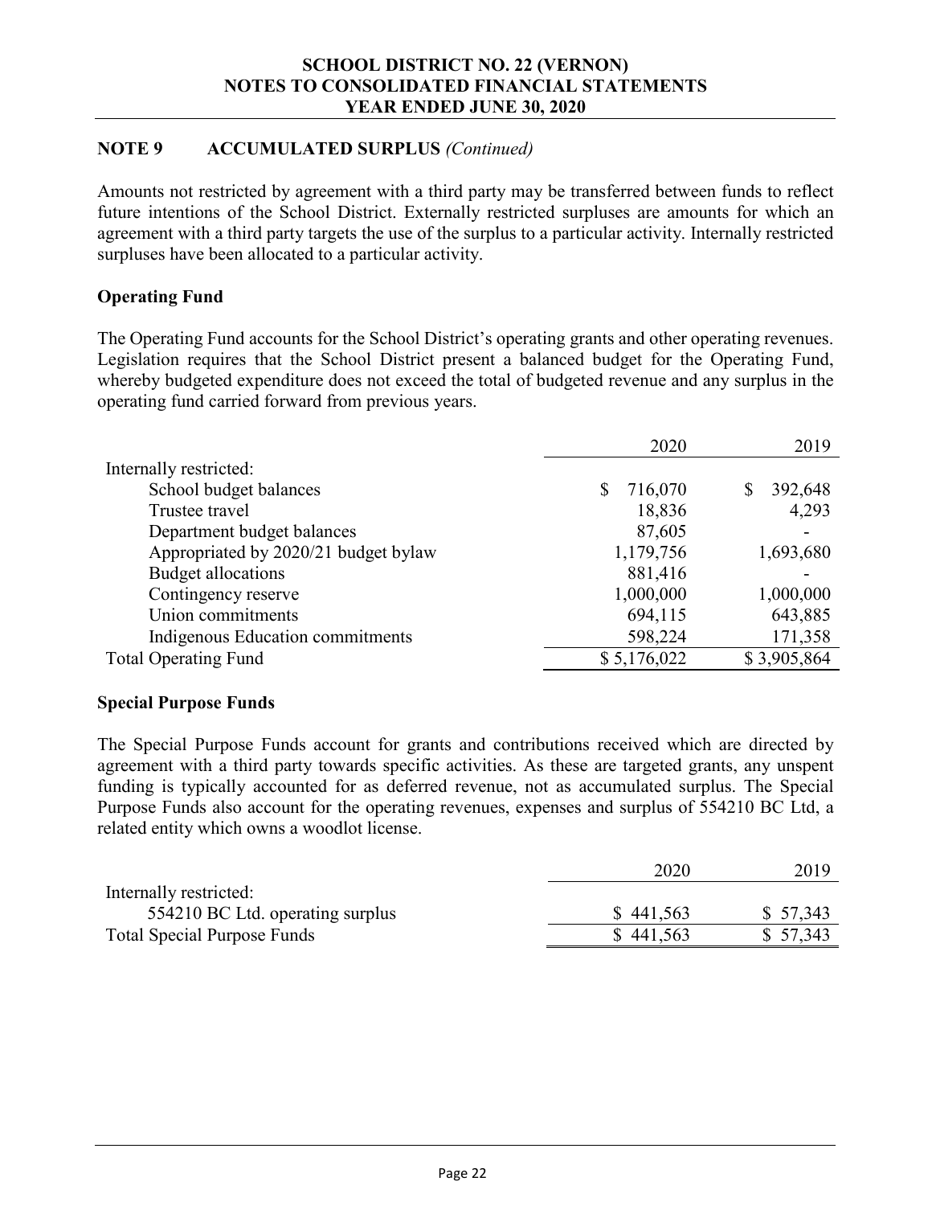## NOTE 9 ACCUMULATED SURPLUS *(Continued)*

Amounts not restricted by agreement with a third party may be transferred between funds to reflect future intentions of the School District. Externally restricted surpluses are amounts for which an agreement with a third party targets the use of the surplus to a particular activity. Internally restricted surpluses have been allocated to a particular activity.

### Operating Fund

The Operating Fund accounts for the School District's operating grants and other operating revenues. Legislation requires that the School District present a balanced budget for the Operating Fund, whereby budgeted expenditure does not exceed the total of budgeted revenue and any surplus in the operating fund carried forward from previous years.

| | 2020 | 2019 |
|---|---|---|
| Internally restricted: | | |
| School budget balances | $ 716,070 | $ 392,648 |
| Trustee travel | 18,836 | 4,293 |
| Department budget balances | 87,605 | - |
| Appropriated by 2020/21 budget bylaw | 1,179,756 | 1,693,680 |
| Budget allocations | 881,416 | - |
| Contingency reserve | 1,000,000 | 1,000,000 |
| Union commitments | 694,115 | 643,885 |
| Indigenous Education commitments | 598,224 | 171,358 |
| Total Operating Fund | $ 5,176,022 | $ 3,905,864 |

### Special Purpose Funds

The Special Purpose Funds account for grants and contributions received which are directed by agreement with a third party towards specific activities. As these are targeted grants, any unspent funding is typically accounted for as deferred revenue, not as accumulated surplus. The Special Purpose Funds also account for the operating revenues, expenses and surplus of 554210 BC Ltd, a related entity which owns a woodlot license.

| | 2020 | 2019 |
|---|---|---|
| Internally restricted: | | |
| 554210 BC Ltd. operating surplus | $ 441,563 | $ 57,343 |
| Total Special Purpose Funds | $ 441,563 | $ 57,343 |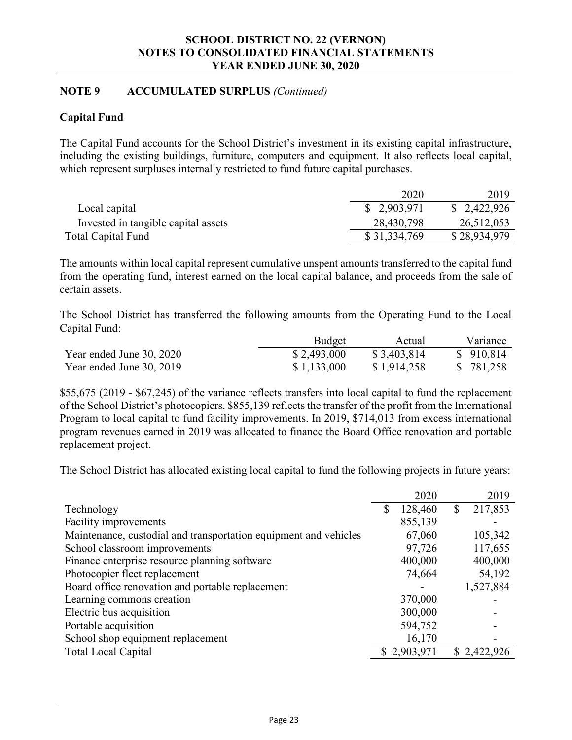## NOTE 9 ACCUMULATED SURPLUS *(Continued)*

### Capital Fund

The Capital Fund accounts for the School District's investment in its existing capital infrastructure, including the existing buildings, furniture, computers and equipment. It also reflects local capital, which represent surpluses internally restricted to fund future capital purchases.

| | 2020 | 2019 |
|---|---|---|
| Local capital | $ 2,903,971 | $ 2,422,926 |
| Invested in tangible capital assets | 28,430,798 | 26,512,053 |
| Total Capital Fund | $ 31,334,769 | $ 28,934,979 |

The amounts within local capital represent cumulative unspent amounts transferred to the capital fund from the operating fund, interest earned on the local capital balance, and proceeds from the sale of certain assets.

The School District has transferred the following amounts from the Operating Fund to the Local Capital Fund:

| | Budget | Actual | Variance |
|---|---|---|---|
| Year ended June 30, 2020 | $ 2,493,000 | $ 3,403,814 | $ 910,814 |
| Year ended June 30, 2019 | $ 1,133,000 | $ 1,914,258 | $ 781,258 |

$55,675 (2019 - $67,245) of the variance reflects transfers into local capital to fund the replacement of the School District's photocopiers. $855,139 reflects the transfer of the profit from the International Program to local capital to fund facility improvements. In 2019, $714,013 from excess international program revenues earned in 2019 was allocated to finance the Board Office renovation and portable replacement project.

The School District has allocated existing local capital to fund the following projects in future years:

| | 2020 | 2019 |
|---|---|---|
| Technology | $ 128,460 | $ 217,853 |
| Facility improvements | 855,139 | - |
| Maintenance, custodial and transportation equipment and vehicles | 67,060 | 105,342 |
| School classroom improvements | 97,726 | 117,655 |
| Finance enterprise resource planning software | 400,000 | 400,000 |
| Photocopier fleet replacement | 74,664 | 54,192 |
| Board office renovation and portable replacement | - | 1,527,884 |
| Learning commons creation | 370,000 | - |
| Electric bus acquisition | 300,000 | - |
| Portable acquisition | 594,752 | - |
| School shop equipment replacement | 16,170 | - |
| Total Local Capital | $ 2,903,971 | $ 2,422,926 |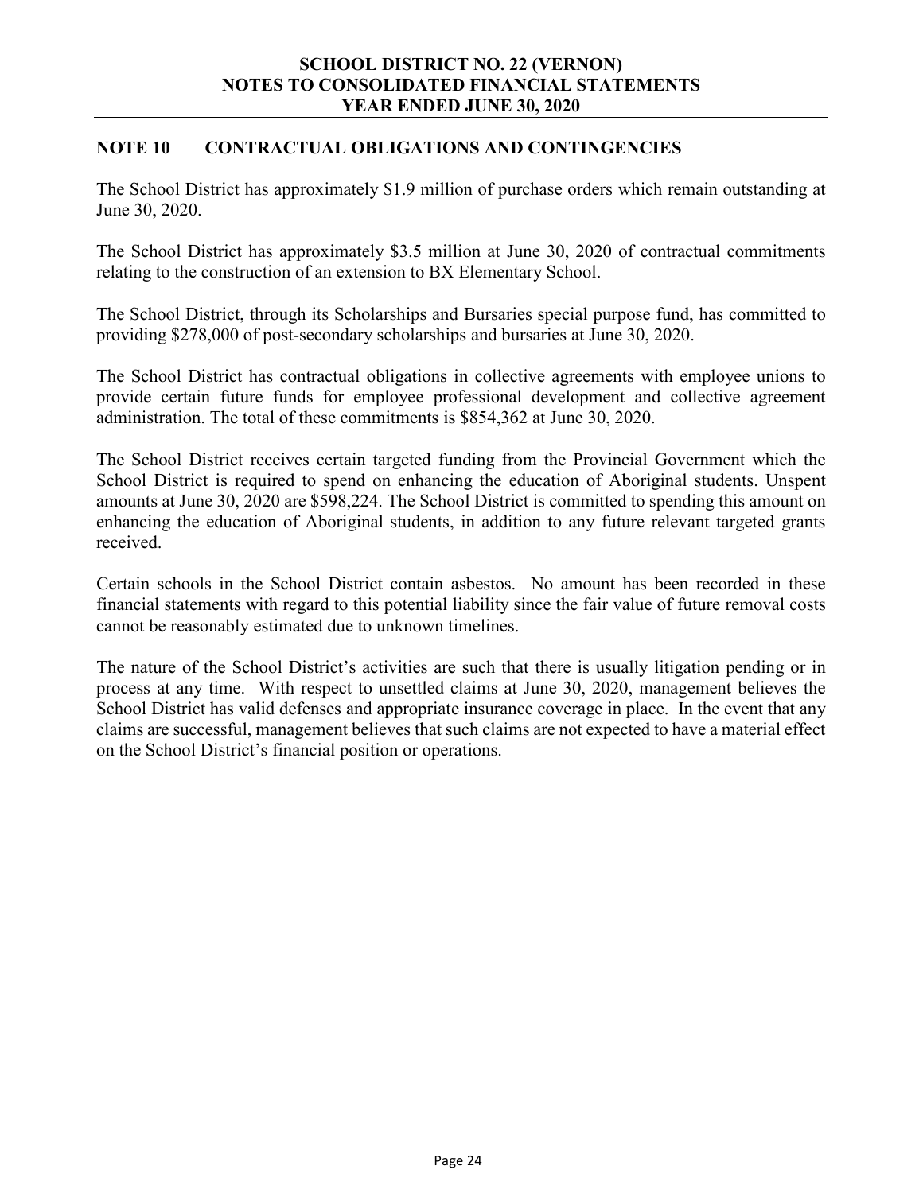## NOTE 10 CONTRACTUAL OBLIGATIONS AND CONTINGENCIES

The School District has approximately $1.9 million of purchase orders which remain outstanding at June 30, 2020.

The School District has approximately $3.5 million at June 30, 2020 of contractual commitments relating to the construction of an extension to BX Elementary School.

The School District, through its Scholarships and Bursaries special purpose fund, has committed to providing $278,000 of post-secondary scholarships and bursaries at June 30, 2020.

The School District has contractual obligations in collective agreements with employee unions to provide certain future funds for employee professional development and collective agreement administration. The total of these commitments is $854,362 at June 30, 2020.

The School District receives certain targeted funding from the Provincial Government which the School District is required to spend on enhancing the education of Aboriginal students. Unspent amounts at June 30, 2020 are $598,224. The School District is committed to spending this amount on enhancing the education of Aboriginal students, in addition to any future relevant targeted grants received.

Certain schools in the School District contain asbestos. No amount has been recorded in these financial statements with regard to this potential liability since the fair value of future removal costs cannot be reasonably estimated due to unknown timelines.

The nature of the School District's activities are such that there is usually litigation pending or in process at any time. With respect to unsettled claims at June 30, 2020, management believes the School District has valid defenses and appropriate insurance coverage in place. In the event that any claims are successful, management believes that such claims are not expected to have a material effect on the School District's financial position or operations.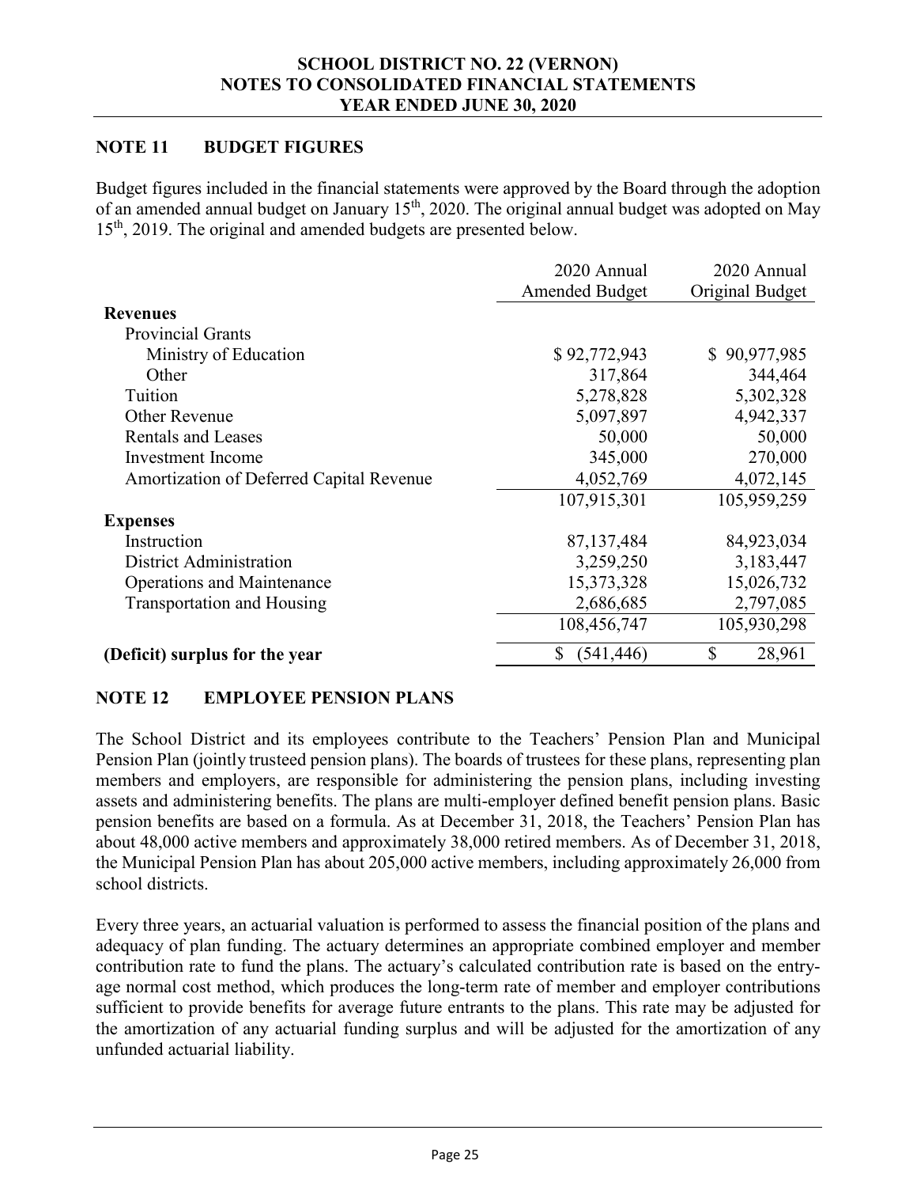## NOTE 11 BUDGET FIGURES

Budget figures included in the financial statements were approved by the Board through the adoption of an amended annual budget on January 15th, 2020. The original annual budget was adopted on May 15th, 2019. The original and amended budgets are presented below.

| | 2020 Annual Amended Budget | 2020 Annual Original Budget |
|---|---|---|
| **Revenues** | | |
| Provincial Grants | | |
| Ministry of Education | $ 92,772,943 | $ 90,977,985 |
| Other | 317,864 | 344,464 |
| Tuition | 5,278,828 | 5,302,328 |
| Other Revenue | 5,097,897 | 4,942,337 |
| Rentals and Leases | 50,000 | 50,000 |
| Investment Income | 345,000 | 270,000 |
| Amortization of Deferred Capital Revenue | 4,052,769 | 4,072,145 |
| | 107,915,301 | 105,959,259 |
| **Expenses** | | |
| Instruction | 87,137,484 | 84,923,034 |
| District Administration | 3,259,250 | 3,183,447 |
| Operations and Maintenance | 15,373,328 | 15,026,732 |
| Transportation and Housing | 2,686,685 | 2,797,085 |
| | 108,456,747 | 105,930,298 |
| **(Deficit) surplus for the year** | $ (541,446) | $ 28,961 |

## NOTE 12 EMPLOYEE PENSION PLANS

The School District and its employees contribute to the Teachers' Pension Plan and Municipal Pension Plan (jointly trusteed pension plans). The boards of trustees for these plans, representing plan members and employers, are responsible for administering the pension plans, including investing assets and administering benefits. The plans are multi-employer defined benefit pension plans. Basic pension benefits are based on a formula. As at December 31, 2018, the Teachers' Pension Plan has about 48,000 active members and approximately 38,000 retired members. As of December 31, 2018, the Municipal Pension Plan has about 205,000 active members, including approximately 26,000 from school districts.

Every three years, an actuarial valuation is performed to assess the financial position of the plans and adequacy of plan funding. The actuary determines an appropriate combined employer and member contribution rate to fund the plans. The actuary's calculated contribution rate is based on the entry-age normal cost method, which produces the long-term rate of member and employer contributions sufficient to provide benefits for average future entrants to the plans. This rate may be adjusted for the amortization of any actuarial funding surplus and will be adjusted for the amortization of any unfunded actuarial liability.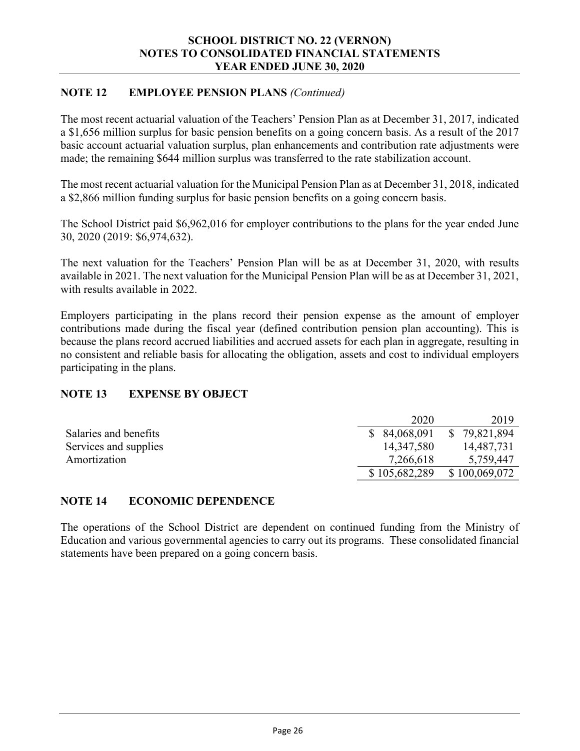## NOTE 12 EMPLOYEE PENSION PLANS *(Continued)*

The most recent actuarial valuation of the Teachers' Pension Plan as at December 31, 2017, indicated a $1,656 million surplus for basic pension benefits on a going concern basis. As a result of the 2017 basic account actuarial valuation surplus, plan enhancements and contribution rate adjustments were made; the remaining $644 million surplus was transferred to the rate stabilization account.

The most recent actuarial valuation for the Municipal Pension Plan as at December 31, 2018, indicated a $2,866 million funding surplus for basic pension benefits on a going concern basis.

The School District paid $6,962,016 for employer contributions to the plans for the year ended June 30, 2020 (2019: $6,974,632).

The next valuation for the Teachers' Pension Plan will be as at December 31, 2020, with results available in 2021. The next valuation for the Municipal Pension Plan will be as at December 31, 2021, with results available in 2022.

Employers participating in the plans record their pension expense as the amount of employer contributions made during the fiscal year (defined contribution pension plan accounting). This is because the plans record accrued liabilities and accrued assets for each plan in aggregate, resulting in no consistent and reliable basis for allocating the obligation, assets and cost to individual employers participating in the plans.

## NOTE 13 EXPENSE BY OBJECT

| | 2020 | 2019 |
|---|---|---|
| Salaries and benefits | $ 84,068,091 | $ 79,821,894 |
| Services and supplies | 14,347,580 | 14,487,731 |
| Amortization | 7,266,618 | 5,759,447 |
| | $ 105,682,289 | $ 100,069,072 |

## NOTE 14 ECONOMIC DEPENDENCE

The operations of the School District are dependent on continued funding from the Ministry of Education and various governmental agencies to carry out its programs. These consolidated financial statements have been prepared on a going concern basis.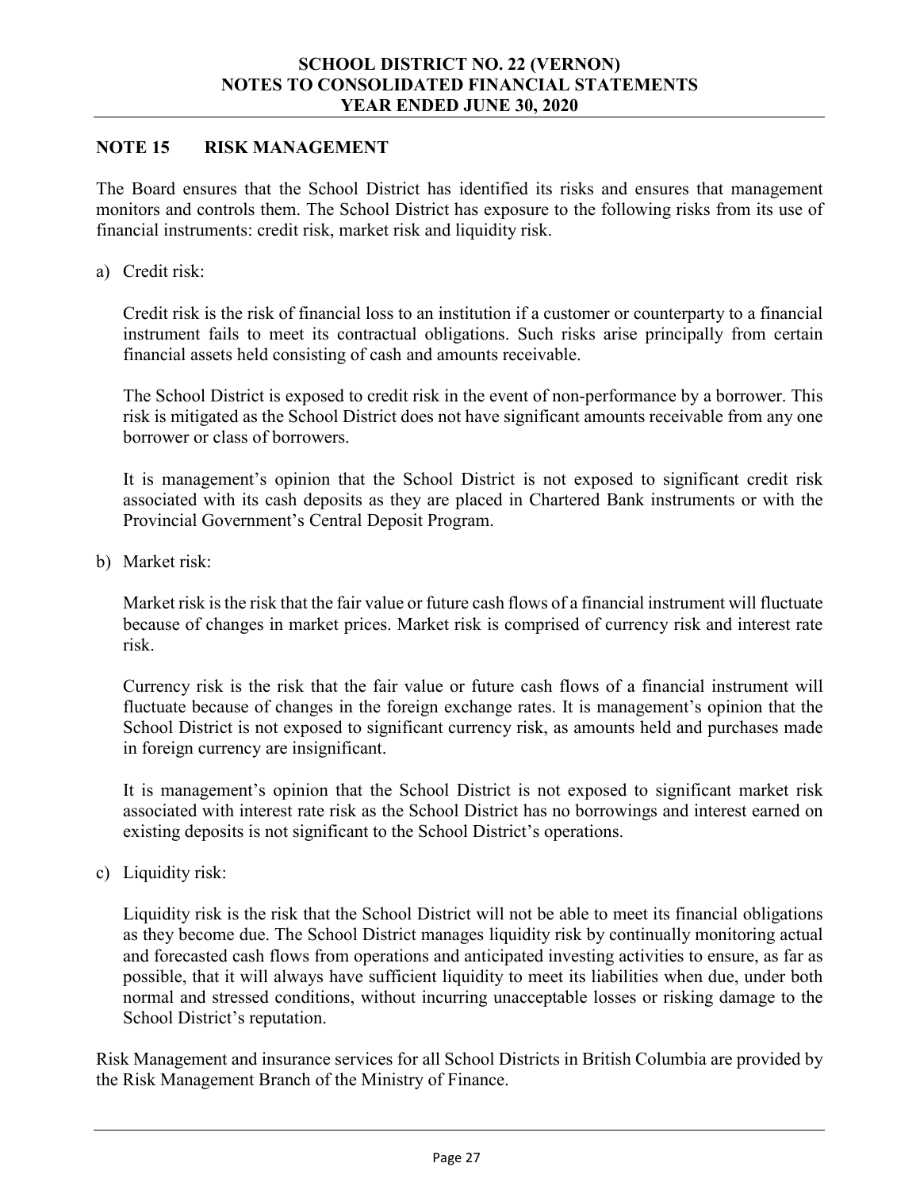## NOTE 15 RISK MANAGEMENT

The Board ensures that the School District has identified its risks and ensures that management monitors and controls them. The School District has exposure to the following risks from its use of financial instruments: credit risk, market risk and liquidity risk.

a) Credit risk:

Credit risk is the risk of financial loss to an institution if a customer or counterparty to a financial instrument fails to meet its contractual obligations. Such risks arise principally from certain financial assets held consisting of cash and amounts receivable.

The School District is exposed to credit risk in the event of non-performance by a borrower. This risk is mitigated as the School District does not have significant amounts receivable from any one borrower or class of borrowers.

It is management's opinion that the School District is not exposed to significant credit risk associated with its cash deposits as they are placed in Chartered Bank instruments or with the Provincial Government's Central Deposit Program.

b) Market risk:

Market risk is the risk that the fair value or future cash flows of a financial instrument will fluctuate because of changes in market prices. Market risk is comprised of currency risk and interest rate risk.

Currency risk is the risk that the fair value or future cash flows of a financial instrument will fluctuate because of changes in the foreign exchange rates. It is management's opinion that the School District is not exposed to significant currency risk, as amounts held and purchases made in foreign currency are insignificant.

It is management's opinion that the School District is not exposed to significant market risk associated with interest rate risk as the School District has no borrowings and interest earned on existing deposits is not significant to the School District's operations.

c) Liquidity risk:

Liquidity risk is the risk that the School District will not be able to meet its financial obligations as they become due. The School District manages liquidity risk by continually monitoring actual and forecasted cash flows from operations and anticipated investing activities to ensure, as far as possible, that it will always have sufficient liquidity to meet its liabilities when due, under both normal and stressed conditions, without incurring unacceptable losses or risking damage to the School District's reputation.

Risk Management and insurance services for all School Districts in British Columbia are provided by the Risk Management Branch of the Ministry of Finance.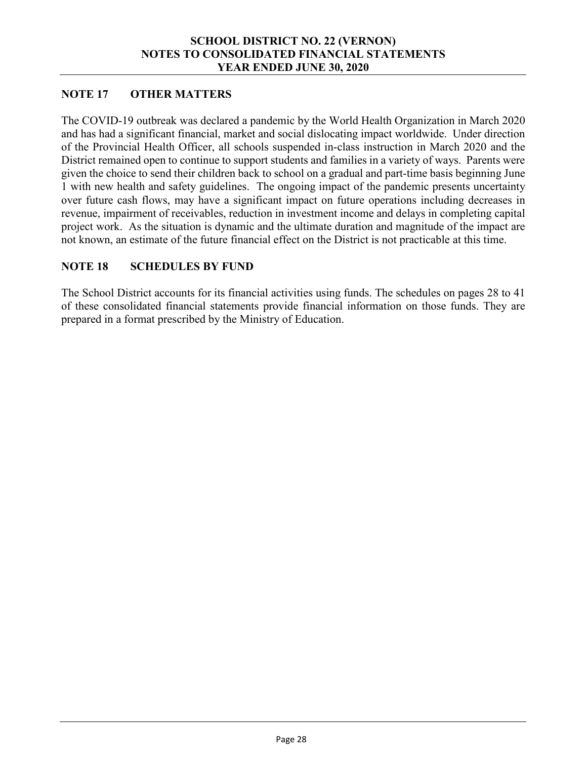## NOTE 17 OTHER MATTERS

The COVID-19 outbreak was declared a pandemic by the World Health Organization in March 2020 and has had a significant financial, market and social dislocating impact worldwide. Under direction of the Provincial Health Officer, all schools suspended in-class instruction in March 2020 and the District remained open to continue to support students and families in a variety of ways. Parents were given the choice to send their children back to school on a gradual and part-time basis beginning June 1 with new health and safety guidelines. The ongoing impact of the pandemic presents uncertainty over future cash flows, may have a significant impact on future operations including decreases in revenue, impairment of receivables, reduction in investment income and delays in completing capital project work. As the situation is dynamic and the ultimate duration and magnitude of the impact are not known, an estimate of the future financial effect on the District is not practicable at this time.

## NOTE 18 SCHEDULES BY FUND

The School District accounts for its financial activities using funds. The schedules on pages 28 to 41 of these consolidated financial statements provide financial information on those funds. They are prepared in a format prescribed by the Ministry of Education.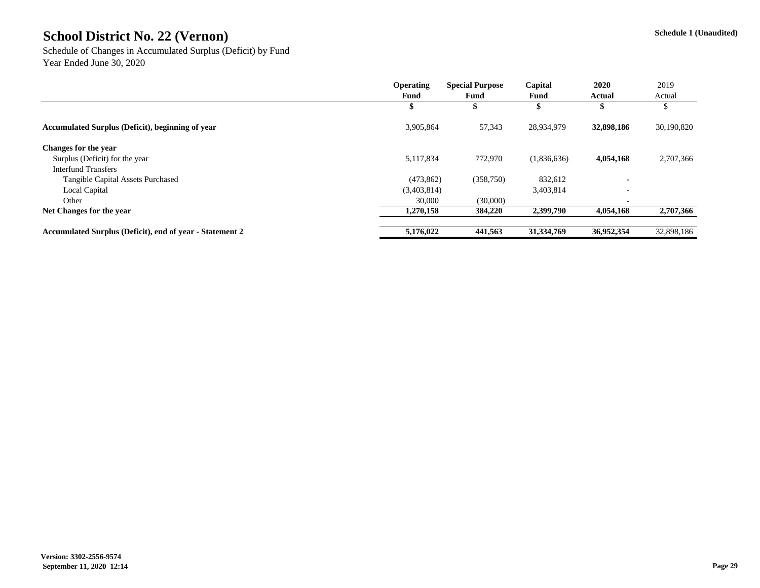# School District No. 22 (Vernon)

**Schedule 1 (Unaudited)**

Schedule of Changes in Accumulated Surplus (Deficit) by Fund
Year Ended June 30, 2020

| | **Operating Fund** | **Special Purpose Fund** | **Capital Fund** | **2020 Actual** | 2019 Actual |
|---|---|---|---|---|---|
| | **$** | **$** | **$** | **$** | $ |
| **Accumulated Surplus (Deficit), beginning of year** | 3,905,864 | 57,343 | 28,934,979 | **32,898,186** | 30,190,820 |
| **Changes for the year** | | | | | |
| Surplus (Deficit) for the year | 5,117,834 | 772,970 | (1,836,636) | **4,054,168** | 2,707,366 |
| Interfund Transfers | | | | | |
| Tangible Capital Assets Purchased | (473,862) | (358,750) | 832,612 | - | |
| Local Capital | (3,403,814) | | 3,403,814 | - | |
| Other | 30,000 | (30,000) | | - | |
| **Net Changes for the year** | **1,270,158** | **384,220** | **2,399,790** | **4,054,168** | **2,707,366** |
| **Accumulated Surplus (Deficit), end of year - Statement 2** | **5,176,022** | **441,563** | **31,334,769** | **36,952,354** | 32,898,186 |

**Version: 3302-2556-9574**
**September 11, 2020 12:14**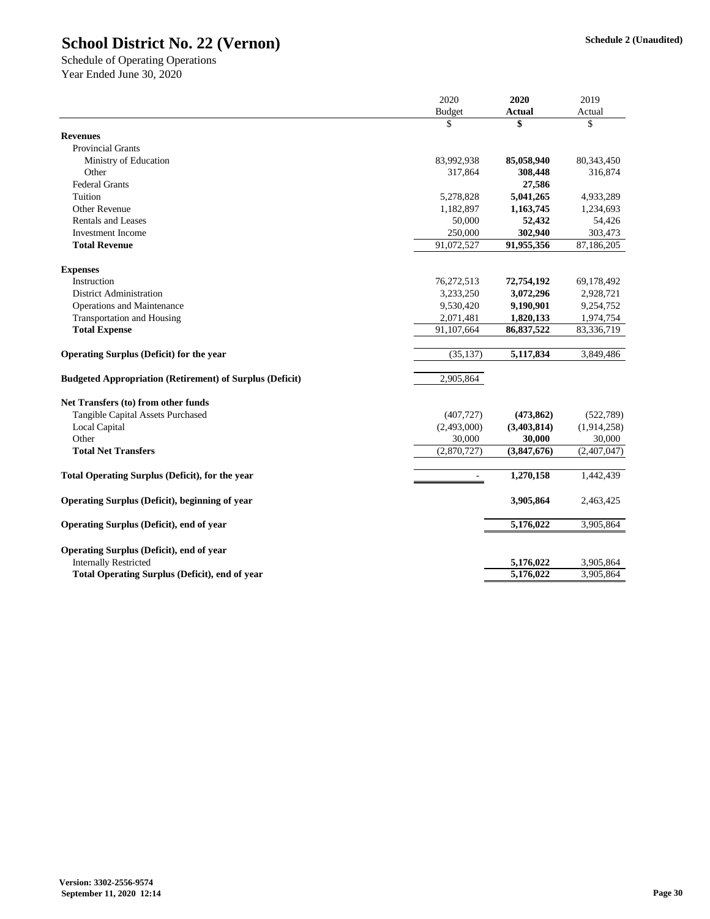# School District No. 22 (Vernon)

**Schedule 2 (Unaudited)**

Schedule of Operating Operations
Year Ended June 30, 2020

| | 2020 Budget | **2020 Actual** | 2019 Actual |
|---|---|---|---|
| | $ | **$** | $ |
| **Revenues** | | | |
| Provincial Grants | | | |
| Ministry of Education | 83,992,938 | **85,058,940** | 80,343,450 |
| Other | 317,864 | **308,448** | 316,874 |
| Federal Grants | | **27,586** | |
| Tuition | 5,278,828 | **5,041,265** | 4,933,289 |
| Other Revenue | 1,182,897 | **1,163,745** | 1,234,693 |
| Rentals and Leases | 50,000 | **52,432** | 54,426 |
| Investment Income | 250,000 | **302,940** | 303,473 |
| **Total Revenue** | 91,072,527 | **91,955,356** | 87,186,205 |
| **Expenses** | | | |
| Instruction | 76,272,513 | **72,754,192** | 69,178,492 |
| District Administration | 3,233,250 | **3,072,296** | 2,928,721 |
| Operations and Maintenance | 9,530,420 | **9,190,901** | 9,254,752 |
| Transportation and Housing | 2,071,481 | **1,820,133** | 1,974,754 |
| **Total Expense** | 91,107,664 | **86,837,522** | 83,336,719 |
| **Operating Surplus (Deficit) for the year** | (35,137) | **5,117,834** | 3,849,486 |
| **Budgeted Appropriation (Retirement) of Surplus (Deficit)** | 2,905,864 | | |
| **Net Transfers (to) from other funds** | | | |
| Tangible Capital Assets Purchased | (407,727) | **(473,862)** | (522,789) |
| Local Capital | (2,493,000) | **(3,403,814)** | (1,914,258) |
| Other | 30,000 | **30,000** | 30,000 |
| **Total Net Transfers** | (2,870,727) | **(3,847,676)** | (2,407,047) |
| **Total Operating Surplus (Deficit), for the year** | - | **1,270,158** | 1,442,439 |
| **Operating Surplus (Deficit), beginning of year** | | **3,905,864** | 2,463,425 |
| **Operating Surplus (Deficit), end of year** | | **5,176,022** | 3,905,864 |
| **Operating Surplus (Deficit), end of year** | | | |
| Internally Restricted | | **5,176,022** | 3,905,864 |
| **Total Operating Surplus (Deficit), end of year** | | **5,176,022** | 3,905,864 |

**Version: 3302-2556-9574**
**September 11, 2020 12:14**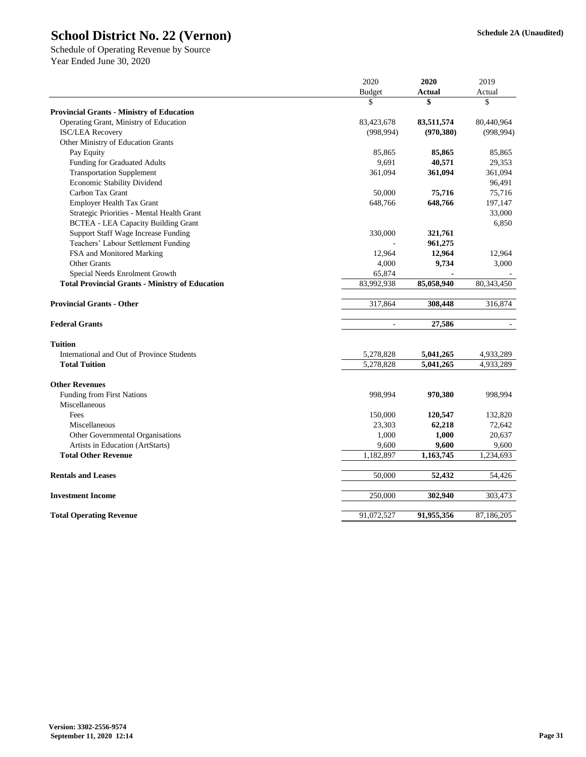# School District No. 22 (Vernon)

**Schedule 2A (Unaudited)**

Schedule of Operating Revenue by Source
Year Ended June 30, 2020

| | 2020 Budget | **2020 Actual** | 2019 Actual |
|---|---|---|---|
| | $ | **$** | $ |
| **Provincial Grants - Ministry of Education** | | | |
| Operating Grant, Ministry of Education | 83,423,678 | **83,511,574** | 80,440,964 |
| ISC/LEA Recovery | (998,994) | **(970,380)** | (998,994) |
| Other Ministry of Education Grants | | | |
| Pay Equity | 85,865 | **85,865** | 85,865 |
| Funding for Graduated Adults | 9,691 | **40,571** | 29,353 |
| Transportation Supplement | 361,094 | **361,094** | 361,094 |
| Economic Stability Dividend | | | 96,491 |
| Carbon Tax Grant | 50,000 | **75,716** | 75,716 |
| Employer Health Tax Grant | 648,766 | **648,766** | 197,147 |
| Strategic Priorities - Mental Health Grant | | | 33,000 |
| BCTEA - LEA Capacity Building Grant | | | 6,850 |
| Support Staff Wage Increase Funding | 330,000 | **321,761** | |
| Teachers' Labour Settlement Funding | - | **961,275** | |
| FSA and Monitored Marking | 12,964 | **12,964** | 12,964 |
| Other Grants | 4,000 | **9,734** | 3,000 |
| Special Needs Enrolment Growth | 65,874 | **-** | - |
| **Total Provincial Grants - Ministry of Education** | 83,992,938 | **85,058,940** | 80,343,450 |
| | | | |
| **Provincial Grants - Other** | 317,864 | **308,448** | 316,874 |
| | | | |
| **Federal Grants** | - | **27,586** | - |
| | | | |
| **Tuition** | | | |
| International and Out of Province Students | 5,278,828 | **5,041,265** | 4,933,289 |
| **Total Tuition** | 5,278,828 | **5,041,265** | 4,933,289 |
| | | | |
| **Other Revenues** | | | |
| Funding from First Nations | 998,994 | **970,380** | 998,994 |
| Miscellaneous | | | |
| Fees | 150,000 | **120,547** | 132,820 |
| Miscellaneous | 23,303 | **62,218** | 72,642 |
| Other Governmental Organisations | 1,000 | **1,000** | 20,637 |
| Artists in Education (ArtStarts) | 9,600 | **9,600** | 9,600 |
| **Total Other Revenue** | 1,182,897 | **1,163,745** | 1,234,693 |
| | | | |
| **Rentals and Leases** | 50,000 | **52,432** | 54,426 |
| | | | |
| **Investment Income** | 250,000 | **302,940** | 303,473 |
| | | | |
| **Total Operating Revenue** | 91,072,527 | **91,955,356** | 87,186,205 |

**Version: 3302-2556-9574**
**September 11, 2020 12:14**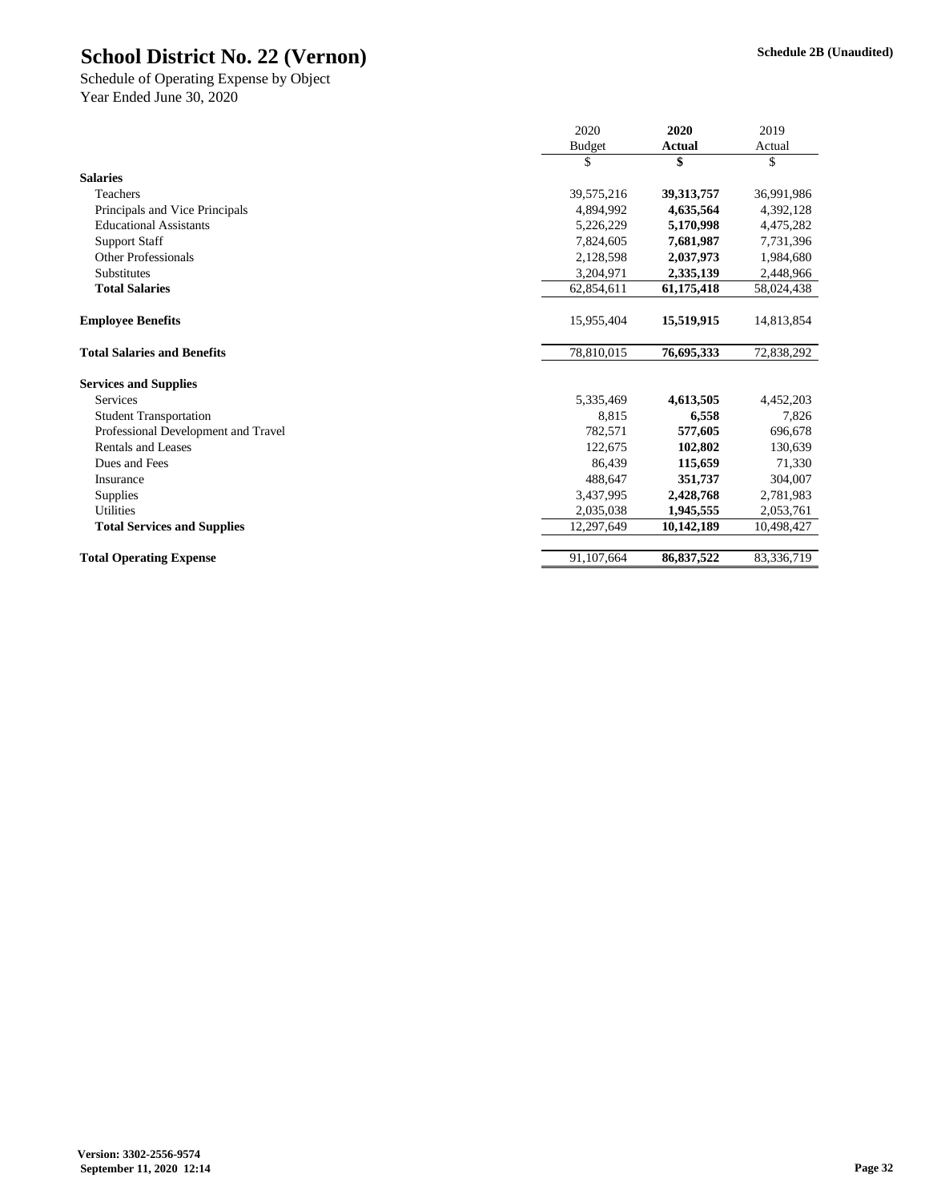# School District No. 22 (Vernon)

**Schedule 2B (Unaudited)**

Schedule of Operating Expense by Object
Year Ended June 30, 2020

| | 2020 Budget | **2020 Actual** | 2019 Actual |
|---|---|---|---|
| | $ | **$** | $ |
| **Salaries** | | | |
| Teachers | 39,575,216 | **39,313,757** | 36,991,986 |
| Principals and Vice Principals | 4,894,992 | **4,635,564** | 4,392,128 |
| Educational Assistants | 5,226,229 | **5,170,998** | 4,475,282 |
| Support Staff | 7,824,605 | **7,681,987** | 7,731,396 |
| Other Professionals | 2,128,598 | **2,037,973** | 1,984,680 |
| Substitutes | 3,204,971 | **2,335,139** | 2,448,966 |
| **Total Salaries** | 62,854,611 | **61,175,418** | 58,024,438 |
| | | | |
| **Employee Benefits** | 15,955,404 | **15,519,915** | 14,813,854 |
| | | | |
| **Total Salaries and Benefits** | 78,810,015 | **76,695,333** | 72,838,292 |
| | | | |
| **Services and Supplies** | | | |
| Services | 5,335,469 | **4,613,505** | 4,452,203 |
| Student Transportation | 8,815 | **6,558** | 7,826 |
| Professional Development and Travel | 782,571 | **577,605** | 696,678 |
| Rentals and Leases | 122,675 | **102,802** | 130,639 |
| Dues and Fees | 86,439 | **115,659** | 71,330 |
| Insurance | 488,647 | **351,737** | 304,007 |
| Supplies | 3,437,995 | **2,428,768** | 2,781,983 |
| Utilities | 2,035,038 | **1,945,555** | 2,053,761 |
| **Total Services and Supplies** | 12,297,649 | **10,142,189** | 10,498,427 |
| | | | |
| **Total Operating Expense** | 91,107,664 | **86,837,522** | 83,336,719 |

**Version: 3302-2556-9574**
**September 11, 2020 12:14**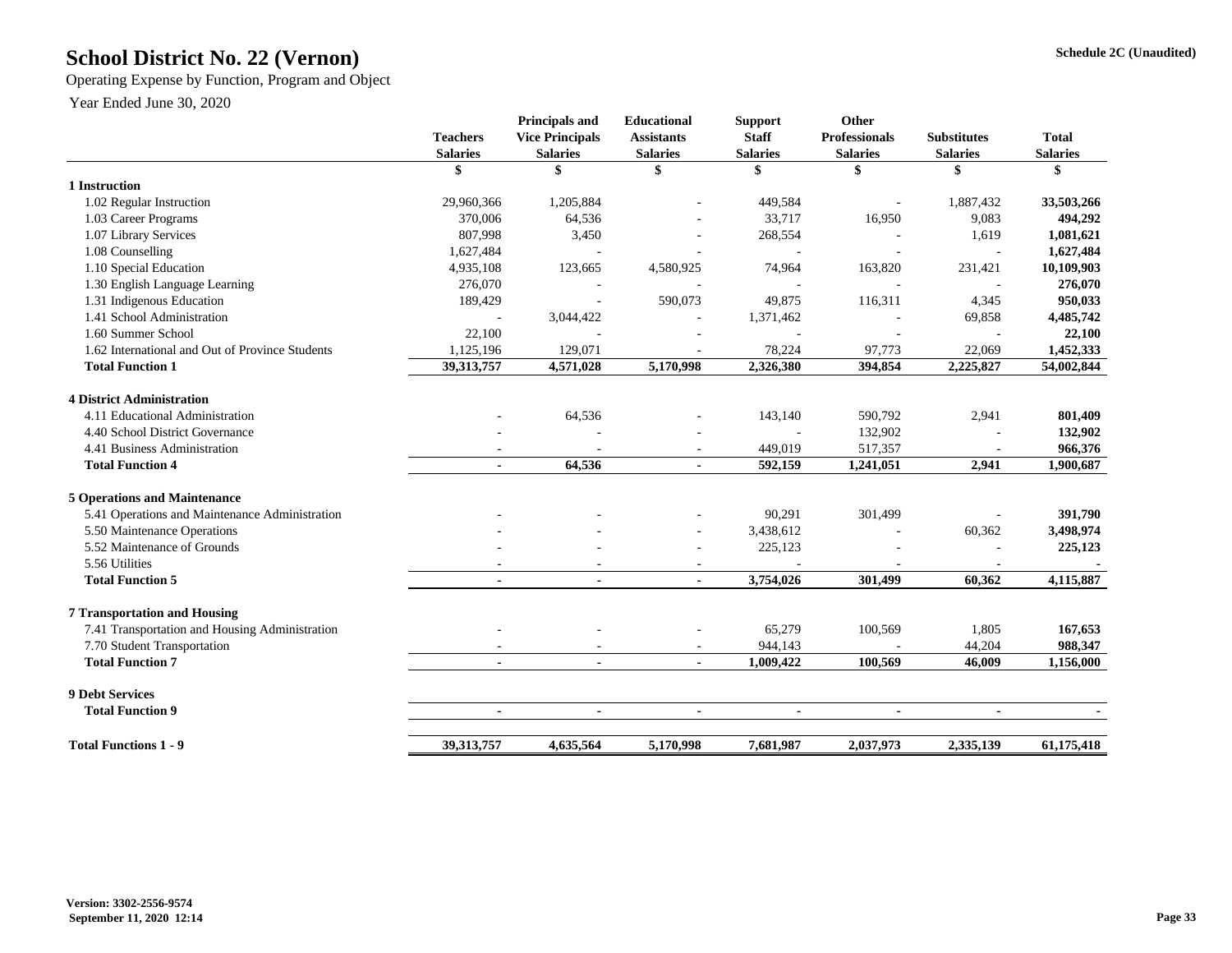# School District No. 22 (Vernon)

Schedule 2C (Unaudited)

Operating Expense by Function, Program and Object

Year Ended June 30, 2020

| | Teachers Salaries | Principals and Vice Principals Salaries | Educational Assistants Salaries | Support Staff Salaries | Other Professionals Salaries | Substitutes Salaries | Total Salaries |
|---|---|---|---|---|---|---|---|
| | $ | $ | $ | $ | $ | $ | $ |
| **1 Instruction** | | | | | | | |
| 1.02 Regular Instruction | 29,960,366 | 1,205,884 | - | 449,584 | - | 1,887,432 | **33,503,266** |
| 1.03 Career Programs | 370,006 | 64,536 | - | 33,717 | 16,950 | 9,083 | **494,292** |
| 1.07 Library Services | 807,998 | 3,450 | - | 268,554 | - | 1,619 | **1,081,621** |
| 1.08 Counselling | 1,627,484 | - | - | - | - | - | **1,627,484** |
| 1.10 Special Education | 4,935,108 | 123,665 | 4,580,925 | 74,964 | 163,820 | 231,421 | **10,109,903** |
| 1.30 English Language Learning | 276,070 | - | - | - | - | - | **276,070** |
| 1.31 Indigenous Education | 189,429 | - | 590,073 | 49,875 | 116,311 | 4,345 | **950,033** |
| 1.41 School Administration | - | 3,044,422 | - | 1,371,462 | - | 69,858 | **4,485,742** |
| 1.60 Summer School | 22,100 | - | - | - | - | - | **22,100** |
| 1.62 International and Out of Province Students | 1,125,196 | 129,071 | - | 78,224 | 97,773 | 22,069 | **1,452,333** |
| **Total Function 1** | **39,313,757** | **4,571,028** | **5,170,998** | **2,326,380** | **394,854** | **2,225,827** | **54,002,844** |
| **4 District Administration** | | | | | | | |
| 4.11 Educational Administration | - | 64,536 | - | 143,140 | 590,792 | 2,941 | **801,409** |
| 4.40 School District Governance | - | - | - | - | 132,902 | - | **132,902** |
| 4.41 Business Administration | - | - | - | 449,019 | 517,357 | - | **966,376** |
| **Total Function 4** | **-** | **64,536** | **-** | **592,159** | **1,241,051** | **2,941** | **1,900,687** |
| **5 Operations and Maintenance** | | | | | | | |
| 5.41 Operations and Maintenance Administration | - | - | - | 90,291 | 301,499 | - | **391,790** |
| 5.50 Maintenance Operations | - | - | - | 3,438,612 | - | 60,362 | **3,498,974** |
| 5.52 Maintenance of Grounds | - | - | - | 225,123 | - | - | **225,123** |
| 5.56 Utilities | - | - | - | - | - | - | **-** |
| **Total Function 5** | **-** | **-** | **-** | **3,754,026** | **301,499** | **60,362** | **4,115,887** |
| **7 Transportation and Housing** | | | | | | | |
| 7.41 Transportation and Housing Administration | - | - | - | 65,279 | 100,569 | 1,805 | **167,653** |
| 7.70 Student Transportation | - | - | - | 944,143 | - | 44,204 | **988,347** |
| **Total Function 7** | **-** | **-** | **-** | **1,009,422** | **100,569** | **46,009** | **1,156,000** |
| **9 Debt Services** | | | | | | | |
| **Total Function 9** | **-** | **-** | **-** | **-** | **-** | **-** | **-** |
| **Total Functions 1 - 9** | **39,313,757** | **4,635,564** | **5,170,998** | **7,681,987** | **2,037,973** | **2,335,139** | **61,175,418** |

**Version: 3302-2556-9574**
**September 11, 2020 12:14**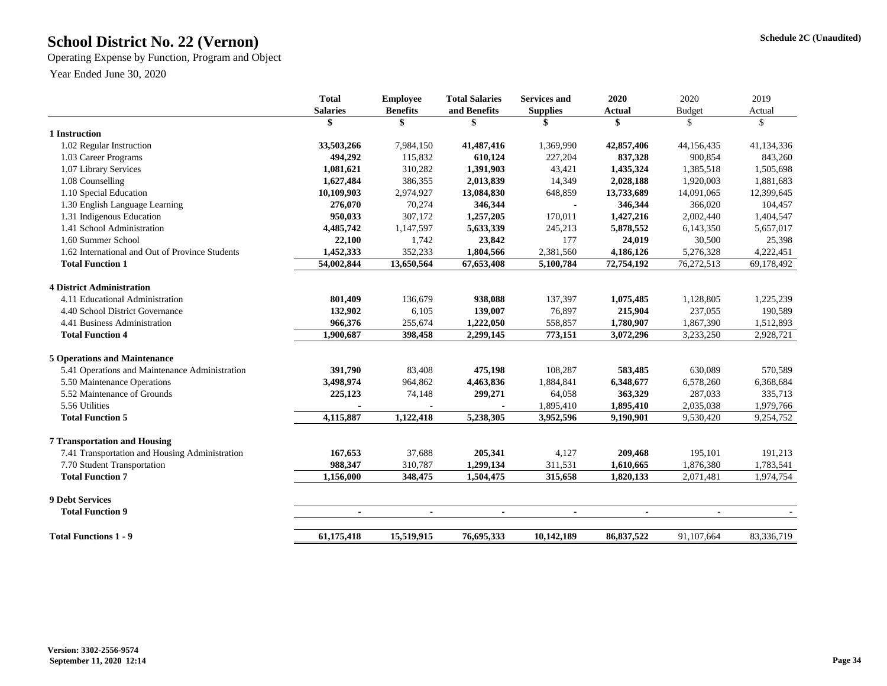# School District No. 22 (Vernon)

Schedule 2C (Unaudited)

Operating Expense by Function, Program and Object

Year Ended June 30, 2020

| | Total Salaries | Employee Benefits | Total Salaries and Benefits | Services and Supplies | 2020 Actual | 2020 Budget | 2019 Actual |
|---|---|---|---|---|---|---|---|
| | $ | $ | $ | $ | $ | $ | $ |
| **1 Instruction** | | | | | | | |
| 1.02 Regular Instruction | 33,503,266 | 7,984,150 | 41,487,416 | 1,369,990 | 42,857,406 | 44,156,435 | 41,134,336 |
| 1.03 Career Programs | 494,292 | 115,832 | 610,124 | 227,204 | 837,328 | 900,854 | 843,260 |
| 1.07 Library Services | 1,081,621 | 310,282 | 1,391,903 | 43,421 | 1,435,324 | 1,385,518 | 1,505,698 |
| 1.08 Counselling | 1,627,484 | 386,355 | 2,013,839 | 14,349 | 2,028,188 | 1,920,003 | 1,881,683 |
| 1.10 Special Education | 10,109,903 | 2,974,927 | 13,084,830 | 648,859 | 13,733,689 | 14,091,065 | 12,399,645 |
| 1.30 English Language Learning | 276,070 | 70,274 | 346,344 | - | 346,344 | 366,020 | 104,457 |
| 1.31 Indigenous Education | 950,033 | 307,172 | 1,257,205 | 170,011 | 1,427,216 | 2,002,440 | 1,404,547 |
| 1.41 School Administration | 4,485,742 | 1,147,597 | 5,633,339 | 245,213 | 5,878,552 | 6,143,350 | 5,657,017 |
| 1.60 Summer School | 22,100 | 1,742 | 23,842 | 177 | 24,019 | 30,500 | 25,398 |
| 1.62 International and Out of Province Students | 1,452,333 | 352,233 | 1,804,566 | 2,381,560 | 4,186,126 | 5,276,328 | 4,222,451 |
| **Total Function 1** | 54,002,844 | 13,650,564 | 67,653,408 | 5,100,784 | 72,754,192 | 76,272,513 | 69,178,492 |
| **4 District Administration** | | | | | | | |
| 4.11 Educational Administration | 801,409 | 136,679 | 938,088 | 137,397 | 1,075,485 | 1,128,805 | 1,225,239 |
| 4.40 School District Governance | 132,902 | 6,105 | 139,007 | 76,897 | 215,904 | 237,055 | 190,589 |
| 4.41 Business Administration | 966,376 | 255,674 | 1,222,050 | 558,857 | 1,780,907 | 1,867,390 | 1,512,893 |
| **Total Function 4** | 1,900,687 | 398,458 | 2,299,145 | 773,151 | 3,072,296 | 3,233,250 | 2,928,721 |
| **5 Operations and Maintenance** | | | | | | | |
| 5.41 Operations and Maintenance Administration | 391,790 | 83,408 | 475,198 | 108,287 | 583,485 | 630,089 | 570,589 |
| 5.50 Maintenance Operations | 3,498,974 | 964,862 | 4,463,836 | 1,884,841 | 6,348,677 | 6,578,260 | 6,368,684 |
| 5.52 Maintenance of Grounds | 225,123 | 74,148 | 299,271 | 64,058 | 363,329 | 287,033 | 335,713 |
| 5.56 Utilities | - | - | - | 1,895,410 | 1,895,410 | 2,035,038 | 1,979,766 |
| **Total Function 5** | 4,115,887 | 1,122,418 | 5,238,305 | 3,952,596 | 9,190,901 | 9,530,420 | 9,254,752 |
| **7 Transportation and Housing** | | | | | | | |
| 7.41 Transportation and Housing Administration | 167,653 | 37,688 | 205,341 | 4,127 | 209,468 | 195,101 | 191,213 |
| 7.70 Student Transportation | 988,347 | 310,787 | 1,299,134 | 311,531 | 1,610,665 | 1,876,380 | 1,783,541 |
| **Total Function 7** | 1,156,000 | 348,475 | 1,504,475 | 315,658 | 1,820,133 | 2,071,481 | 1,974,754 |
| **9 Debt Services** | | | | | | | |
| **Total Function 9** | - | - | - | - | - | - | - |
| **Total Functions 1 - 9** | 61,175,418 | 15,519,915 | 76,695,333 | 10,142,189 | 86,837,522 | 91,107,664 | 83,336,719 |

Version: 3302-2556-9574
September 11, 2020 12:14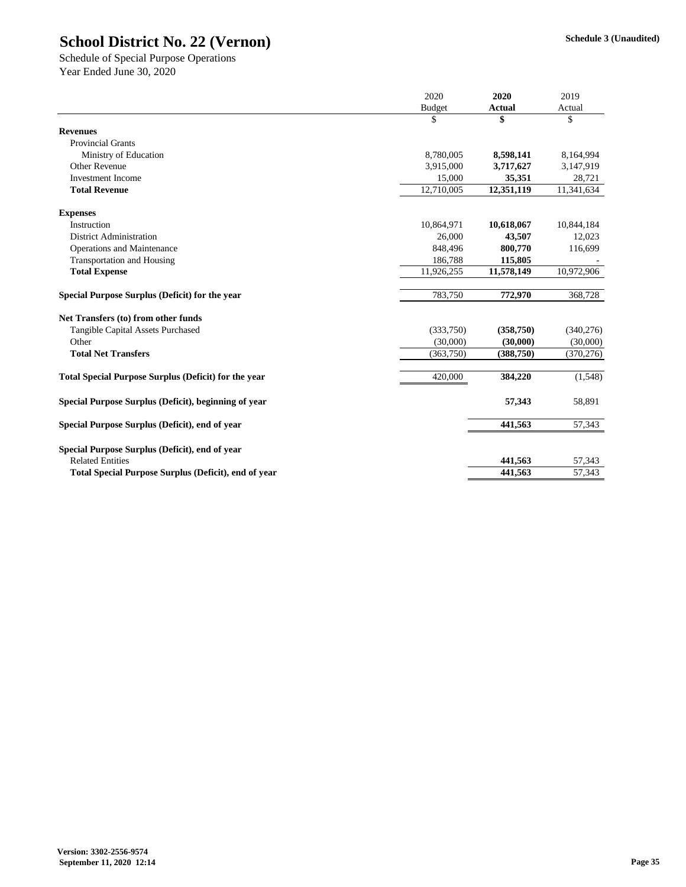# School District No. 22 (Vernon)

**Schedule 3 (Unaudited)**

Schedule of Special Purpose Operations
Year Ended June 30, 2020

| | 2020 Budget | **2020 Actual** | 2019 Actual |
|---|---|---|---|
| | $ | **$** | $ |
| **Revenues** | | | |
| Provincial Grants | | | |
| Ministry of Education | 8,780,005 | **8,598,141** | 8,164,994 |
| Other Revenue | 3,915,000 | **3,717,627** | 3,147,919 |
| Investment Income | 15,000 | **35,351** | 28,721 |
| **Total Revenue** | 12,710,005 | **12,351,119** | 11,341,634 |
| **Expenses** | | | |
| Instruction | 10,864,971 | **10,618,067** | 10,844,184 |
| District Administration | 26,000 | **43,507** | 12,023 |
| Operations and Maintenance | 848,496 | **800,770** | 116,699 |
| Transportation and Housing | 186,788 | **115,805** | - |
| **Total Expense** | 11,926,255 | **11,578,149** | 10,972,906 |
| **Special Purpose Surplus (Deficit) for the year** | 783,750 | **772,970** | 368,728 |
| **Net Transfers (to) from other funds** | | | |
| Tangible Capital Assets Purchased | (333,750) | **(358,750)** | (340,276) |
| Other | (30,000) | **(30,000)** | (30,000) |
| **Total Net Transfers** | (363,750) | **(388,750)** | (370,276) |
| **Total Special Purpose Surplus (Deficit) for the year** | 420,000 | **384,220** | (1,548) |
| **Special Purpose Surplus (Deficit), beginning of year** | | **57,343** | 58,891 |
| **Special Purpose Surplus (Deficit), end of year** | | **441,563** | 57,343 |
| **Special Purpose Surplus (Deficit), end of year** | | | |
| Related Entities | | **441,563** | 57,343 |
| **Total Special Purpose Surplus (Deficit), end of year** | | **441,563** | 57,343 |

**Version: 3302-2556-9574**
**September 11, 2020 12:14**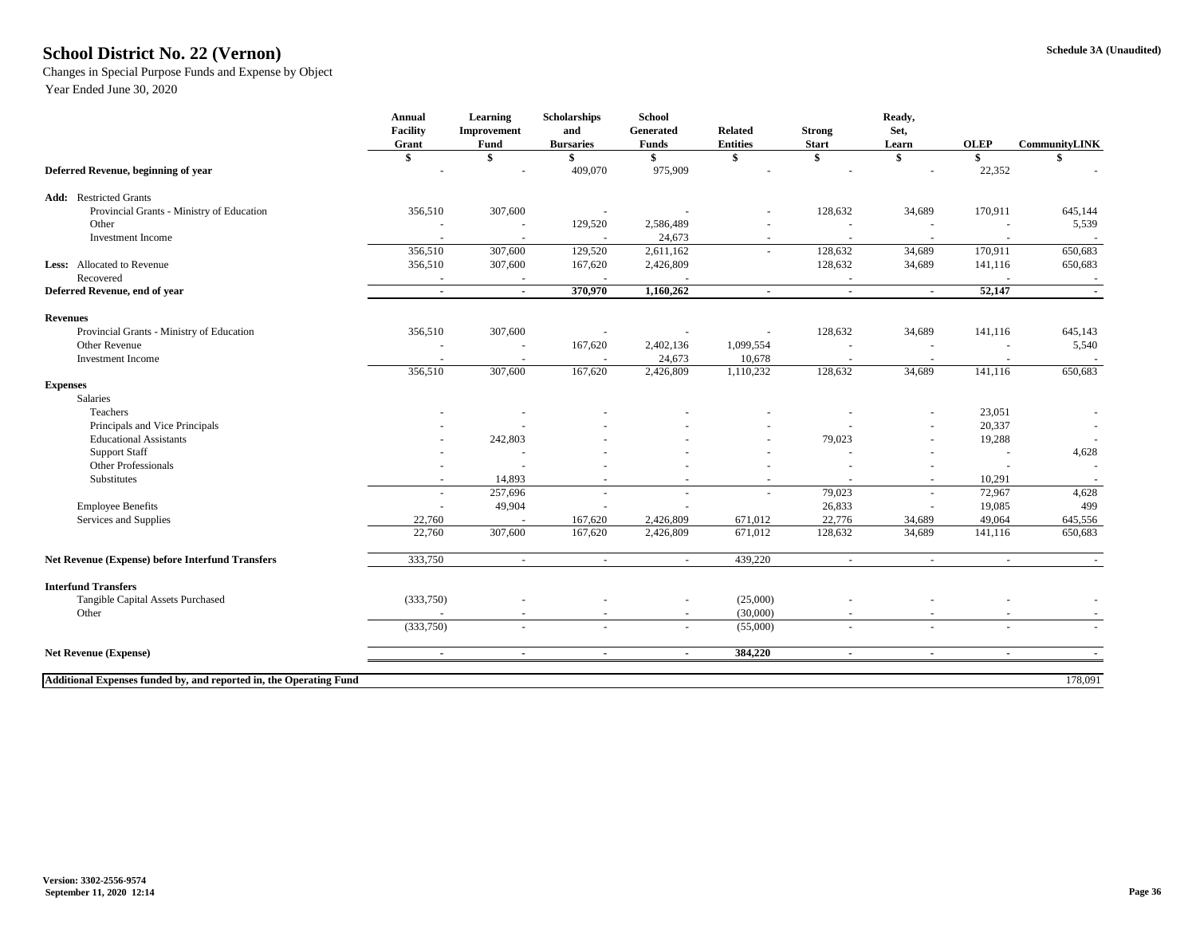# School District No. 22 (Vernon)

Schedule 3A (Unaudited)

Changes in Special Purpose Funds and Expense by Object

Year Ended June 30, 2020

| | Annual Facility Grant | Learning Improvement Fund | Scholarships and Bursaries | School Generated Funds | Related Entities | Strong Start | Ready, Set, Learn | OLEP | CommunityLINK |
|---|---|---|---|---|---|---|---|---|---|
| | $ | $ | $ | $ | $ | $ | $ | $ | $ |
| **Deferred Revenue, beginning of year** | - | - | 409,070 | 975,909 | - | - | - | 22,352 | - |
| **Add:** Restricted Grants | | | | | | | | | |
| Provincial Grants - Ministry of Education | 356,510 | 307,600 | - | - | - | 128,632 | 34,689 | 170,911 | 645,144 |
| Other | - | - | 129,520 | 2,586,489 | - | - | - | - | 5,539 |
| Investment Income | - | - | - | 24,673 | - | - | - | - | - |
| | 356,510 | 307,600 | 129,520 | 2,611,162 | - | 128,632 | 34,689 | 170,911 | 650,683 |
| **Less:** Allocated to Revenue | 356,510 | 307,600 | 167,620 | 2,426,809 | | 128,632 | 34,689 | 141,116 | 650,683 |
| Recovered | - | - | - | - | | - | | - | - |
| **Deferred Revenue, end of year** | **-** | **-** | **370,970** | **1,160,262** | **-** | **-** | **-** | **52,147** | **-** |
| **Revenues** | | | | | | | | | |
| Provincial Grants - Ministry of Education | 356,510 | 307,600 | - | - | - | 128,632 | 34,689 | 141,116 | 645,143 |
| Other Revenue | - | - | 167,620 | 2,402,136 | 1,099,554 | - | - | - | 5,540 |
| Investment Income | - | - | - | 24,673 | 10,678 | - | - | - | - |
| | 356,510 | 307,600 | 167,620 | 2,426,809 | 1,110,232 | 128,632 | 34,689 | 141,116 | 650,683 |
| **Expenses** | | | | | | | | | |
| Salaries | | | | | | | | | |
| Teachers | - | - | - | - | - | - | - | 23,051 | - |
| Principals and Vice Principals | - | - | - | - | - | - | - | 20,337 | - |
| Educational Assistants | - | 242,803 | - | - | - | 79,023 | - | 19,288 | - |
| Support Staff | - | - | - | - | - | - | - | - | 4,628 |
| Other Professionals | - | - | - | - | - | - | - | - | - |
| Substitutes | - | 14,893 | - | - | - | - | - | 10,291 | - |
| | - | 257,696 | - | - | - | 79,023 | - | 72,967 | 4,628 |
| Employee Benefits | - | 49,904 | - | - | | 26,833 | - | 19,085 | 499 |
| Services and Supplies | 22,760 | - | 167,620 | 2,426,809 | 671,012 | 22,776 | 34,689 | 49,064 | 645,556 |
| | 22,760 | 307,600 | 167,620 | 2,426,809 | 671,012 | 128,632 | 34,689 | 141,116 | 650,683 |
| **Net Revenue (Expense) before Interfund Transfers** | 333,750 | - | - | - | 439,220 | - | - | - | - |
| **Interfund Transfers** | | | | | | | | | |
| Tangible Capital Assets Purchased | (333,750) | - | - | - | (25,000) | - | - | - | - |
| Other | - | - | - | - | (30,000) | - | - | - | - |
| | (333,750) | - | - | - | (55,000) | - | - | - | - |
| **Net Revenue (Expense)** | **-** | **-** | **-** | **-** | **384,220** | **-** | **-** | **-** | **-** |
| **Additional Expenses funded by, and reported in, the Operating Fund** | | | | | | | | | 178,091 |

Version: 3302-2556-9574
September 11, 2020 12:14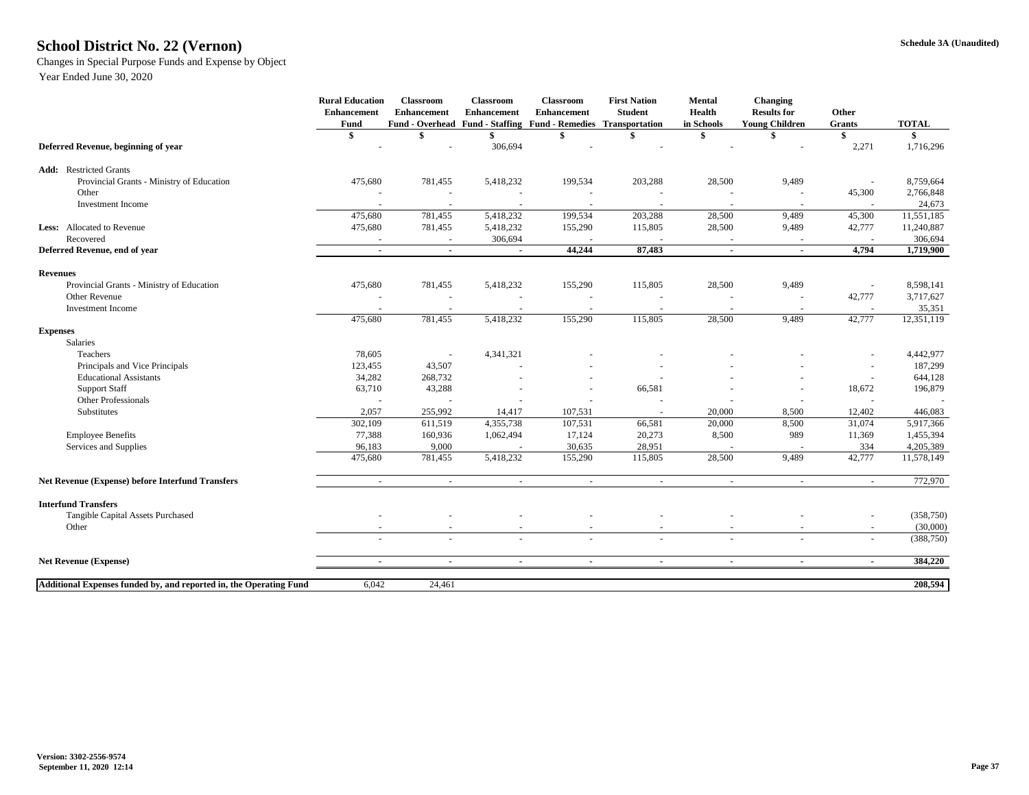# School District No. 22 (Vernon)

**Schedule 3A (Unaudited)**

Changes in Special Purpose Funds and Expense by Object

Year Ended June 30, 2020

| | Rural Education Enhancement Fund | Classroom Enhancement Fund - Overhead | Classroom Enhancement Fund - Staffing | Classroom Enhancement Fund - Remedies | First Nation Student Transportation | Mental Health in Schools | Changing Results for Young Children | Other Grants | TOTAL |
|---|---|---|---|---|---|---|---|---|---|
| | $ | $ | $ | $ | $ | $ | $ | $ | $ |
| **Deferred Revenue, beginning of year** | - | - | 306,694 | - | - | - | - | 2,271 | 1,716,296 |
| **Add:** Restricted Grants | | | | | | | | | |
| Provincial Grants - Ministry of Education | 475,680 | 781,455 | 5,418,232 | 199,534 | 203,288 | 28,500 | 9,489 | - | 8,759,664 |
| Other | - | - | - | - | - | - | - | 45,300 | 2,766,848 |
| Investment Income | - | - | - | - | - | - | - | - | 24,673 |
| | 475,680 | 781,455 | 5,418,232 | 199,534 | 203,288 | 28,500 | 9,489 | 45,300 | 11,551,185 |
| **Less:** Allocated to Revenue | 475,680 | 781,455 | 5,418,232 | 155,290 | 115,805 | 28,500 | 9,489 | 42,777 | 11,240,887 |
| Recovered | - | - | 306,694 | - | - | - | - | - | 306,694 |
| **Deferred Revenue, end of year** | **-** | **-** | **-** | **44,244** | **87,483** | **-** | **-** | **4,794** | **1,719,900** |
| **Revenues** | | | | | | | | | |
| Provincial Grants - Ministry of Education | 475,680 | 781,455 | 5,418,232 | 155,290 | 115,805 | 28,500 | 9,489 | - | 8,598,141 |
| Other Revenue | - | - | - | - | - | - | - | 42,777 | 3,717,627 |
| Investment Income | - | - | - | - | - | - | - | - | 35,351 |
| | 475,680 | 781,455 | 5,418,232 | 155,290 | 115,805 | 28,500 | 9,489 | 42,777 | 12,351,119 |
| **Expenses** | | | | | | | | | |
| Salaries | | | | | | | | | |
| Teachers | 78,605 | - | 4,341,321 | - | - | - | - | - | 4,442,977 |
| Principals and Vice Principals | 123,455 | 43,507 | - | - | - | - | - | - | 187,299 |
| Educational Assistants | 34,282 | 268,732 | - | - | - | - | - | - | 644,128 |
| Support Staff | 63,710 | 43,288 | - | - | 66,581 | - | - | 18,672 | 196,879 |
| Other Professionals | - | - | - | - | - | - | - | - | - |
| Substitutes | 2,057 | 255,992 | 14,417 | 107,531 | - | 20,000 | 8,500 | 12,402 | 446,083 |
| | 302,109 | 611,519 | 4,355,738 | 107,531 | 66,581 | 20,000 | 8,500 | 31,074 | 5,917,366 |
| Employee Benefits | 77,388 | 160,936 | 1,062,494 | 17,124 | 20,273 | 8,500 | 989 | 11,369 | 1,455,394 |
| Services and Supplies | 96,183 | 9,000 | - | 30,635 | 28,951 | - | - | 334 | 4,205,389 |
| | 475,680 | 781,455 | 5,418,232 | 155,290 | 115,805 | 28,500 | 9,489 | 42,777 | 11,578,149 |
| **Net Revenue (Expense) before Interfund Transfers** | - | - | - | - | - | - | - | - | 772,970 |
| **Interfund Transfers** | | | | | | | | | |
| Tangible Capital Assets Purchased | - | - | - | - | - | - | - | - | (358,750) |
| Other | - | - | - | - | - | - | - | - | (30,000) |
| | - | - | - | - | - | - | - | - | (388,750) |
| **Net Revenue (Expense)** | **-** | **-** | **-** | **-** | **-** | **-** | **-** | **-** | **384,220** |
| **Additional Expenses funded by, and reported in, the Operating Fund** | 6,042 | 24,461 | | | | | | | **208,594** |

**Version: 3302-2556-9574**
**September 11, 2020 12:14**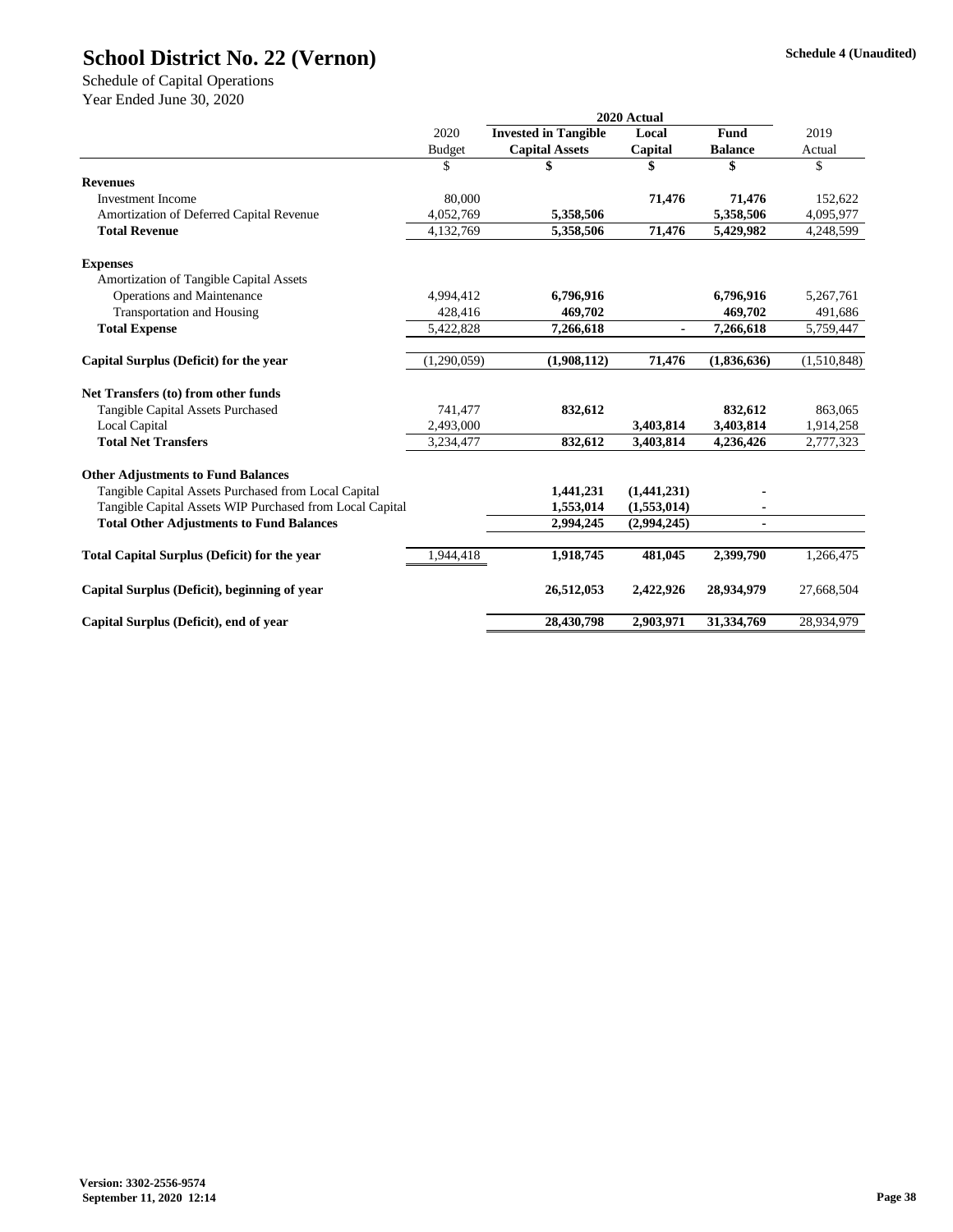# School District No. 22 (Vernon)

Schedule 4 (Unaudited)

Schedule of Capital Operations
Year Ended June 30, 2020

| | 2020 Budget | 2020 Actual Invested in Tangible Capital Assets | Local Capital | Fund Balance | 2019 Actual |
|---|---|---|---|---|---|
| | $ | $ | $ | $ | $ |
| **Revenues** | | | | | |
| Investment Income | 80,000 | | 71,476 | 71,476 | 152,622 |
| Amortization of Deferred Capital Revenue | 4,052,769 | 5,358,506 | | 5,358,506 | 4,095,977 |
| **Total Revenue** | 4,132,769 | 5,358,506 | 71,476 | 5,429,982 | 4,248,599 |
| **Expenses** | | | | | |
| Amortization of Tangible Capital Assets | | | | | |
| Operations and Maintenance | 4,994,412 | 6,796,916 | | 6,796,916 | 5,267,761 |
| Transportation and Housing | 428,416 | 469,702 | | 469,702 | 491,686 |
| **Total Expense** | 5,422,828 | 7,266,618 | - | 7,266,618 | 5,759,447 |
| **Capital Surplus (Deficit) for the year** | (1,290,059) | (1,908,112) | 71,476 | (1,836,636) | (1,510,848) |
| **Net Transfers (to) from other funds** | | | | | |
| Tangible Capital Assets Purchased | 741,477 | 832,612 | | 832,612 | 863,065 |
| Local Capital | 2,493,000 | | 3,403,814 | 3,403,814 | 1,914,258 |
| **Total Net Transfers** | 3,234,477 | 832,612 | 3,403,814 | 4,236,426 | 2,777,323 |
| **Other Adjustments to Fund Balances** | | | | | |
| Tangible Capital Assets Purchased from Local Capital | | 1,441,231 | (1,441,231) | - | |
| Tangible Capital Assets WIP Purchased from Local Capital | | 1,553,014 | (1,553,014) | - | |
| **Total Other Adjustments to Fund Balances** | | 2,994,245 | (2,994,245) | - | |
| **Total Capital Surplus (Deficit) for the year** | 1,944,418 | 1,918,745 | 481,045 | 2,399,790 | 1,266,475 |
| **Capital Surplus (Deficit), beginning of year** | | 26,512,053 | 2,422,926 | 28,934,979 | 27,668,504 |
| **Capital Surplus (Deficit), end of year** | | 28,430,798 | 2,903,971 | 31,334,769 | 28,934,979 |

Version: 3302-2556-9574
September 11, 2020 12:14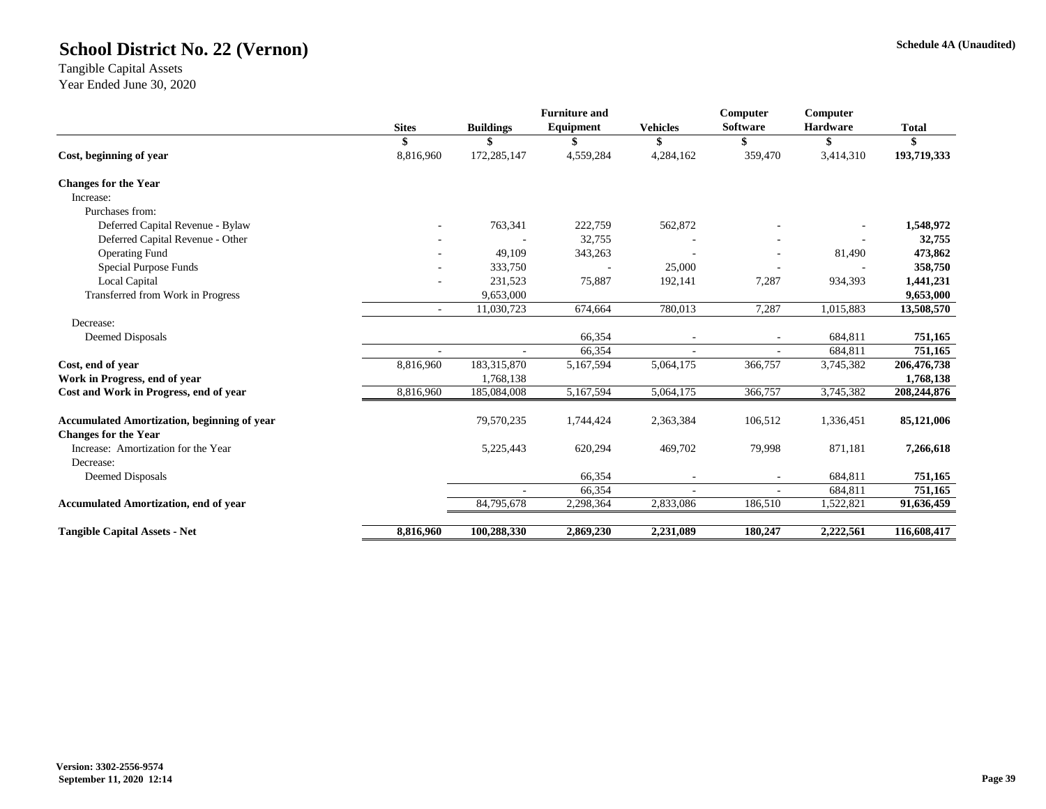# School District No. 22 (Vernon)

Schedule 4A (Unaudited)

Tangible Capital Assets
Year Ended June 30, 2020

| | Sites | Buildings | Furniture and Equipment | Vehicles | Computer Software | Computer Hardware | Total |
|---|---|---|---|---|---|---|---|
| | $ | $ | $ | $ | $ | $ | $ |
| **Cost, beginning of year** | 8,816,960 | 172,285,147 | 4,559,284 | 4,284,162 | 359,470 | 3,414,310 | **193,719,333** |
| **Changes for the Year** | | | | | | | |
| Increase: | | | | | | | |
| Purchases from: | | | | | | | |
| Deferred Capital Revenue - Bylaw | - | 763,341 | 222,759 | 562,872 | - | - | **1,548,972** |
| Deferred Capital Revenue - Other | - | - | 32,755 | - | - | - | **32,755** |
| Operating Fund | - | 49,109 | 343,263 | - | - | 81,490 | **473,862** |
| Special Purpose Funds | - | 333,750 | - | 25,000 | - | - | **358,750** |
| Local Capital | - | 231,523 | 75,887 | 192,141 | 7,287 | 934,393 | **1,441,231** |
| Transferred from Work in Progress | | 9,653,000 | | | | | **9,653,000** |
| | - | 11,030,723 | 674,664 | 780,013 | 7,287 | 1,015,883 | **13,508,570** |
| Decrease: | | | | | | | |
| Deemed Disposals | | | 66,354 | - | - | 684,811 | **751,165** |
| | - | - | 66,354 | - | - | 684,811 | **751,165** |
| **Cost, end of year** | 8,816,960 | 183,315,870 | 5,167,594 | 5,064,175 | 366,757 | 3,745,382 | **206,476,738** |
| **Work in Progress, end of year** | | 1,768,138 | | | | | **1,768,138** |
| **Cost and Work in Progress, end of year** | 8,816,960 | 185,084,008 | 5,167,594 | 5,064,175 | 366,757 | 3,745,382 | **208,244,876** |
| | | | | | | | |
| **Accumulated Amortization, beginning of year** | | 79,570,235 | 1,744,424 | 2,363,384 | 106,512 | 1,336,451 | **85,121,006** |
| **Changes for the Year** | | | | | | | |
| Increase: Amortization for the Year | | 5,225,443 | 620,294 | 469,702 | 79,998 | 871,181 | **7,266,618** |
| Decrease: | | | | | | | |
| Deemed Disposals | | | 66,354 | - | - | 684,811 | **751,165** |
| | | - | 66,354 | - | - | 684,811 | **751,165** |
| **Accumulated Amortization, end of year** | | 84,795,678 | 2,298,364 | 2,833,086 | 186,510 | 1,522,821 | **91,636,459** |
| | | | | | | | |
| **Tangible Capital Assets - Net** | **8,816,960** | **100,288,330** | **2,869,230** | **2,231,089** | **180,247** | **2,222,561** | **116,608,417** |

**Version: 3302-2556-9574**
**September 11, 2020 12:14**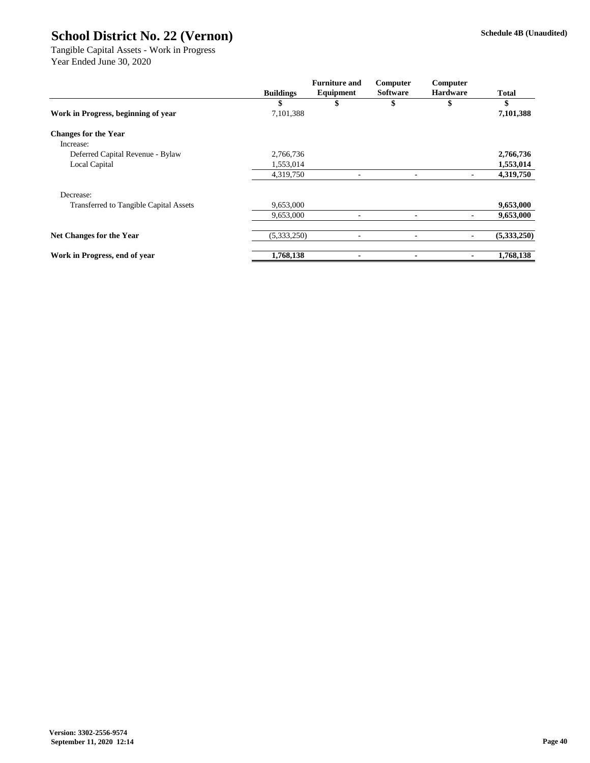# School District No. 22 (Vernon)

**Schedule 4B (Unaudited)**

Tangible Capital Assets - Work in Progress
Year Ended June 30, 2020

| | Buildings | Furniture and Equipment | Computer Software | Computer Hardware | Total |
|---|---|---|---|---|---|
| | $ | $ | $ | $ | $ |
| **Work in Progress, beginning of year** | 7,101,388 | | | | **7,101,388** |
| **Changes for the Year** | | | | | |
| Increase: | | | | | |
| Deferred Capital Revenue - Bylaw | 2,766,736 | | | | **2,766,736** |
| Local Capital | 1,553,014 | | | | **1,553,014** |
| | 4,319,750 | - | - | - | **4,319,750** |
| Decrease: | | | | | |
| Transferred to Tangible Capital Assets | 9,653,000 | | | | **9,653,000** |
| | 9,653,000 | - | - | - | **9,653,000** |
| **Net Changes for the Year** | (5,333,250) | - | - | - | **(5,333,250)** |
| **Work in Progress, end of year** | **1,768,138** | **-** | **-** | **-** | **1,768,138** |

**Version: 3302-2556-9574**
**September 11, 2020 12:14**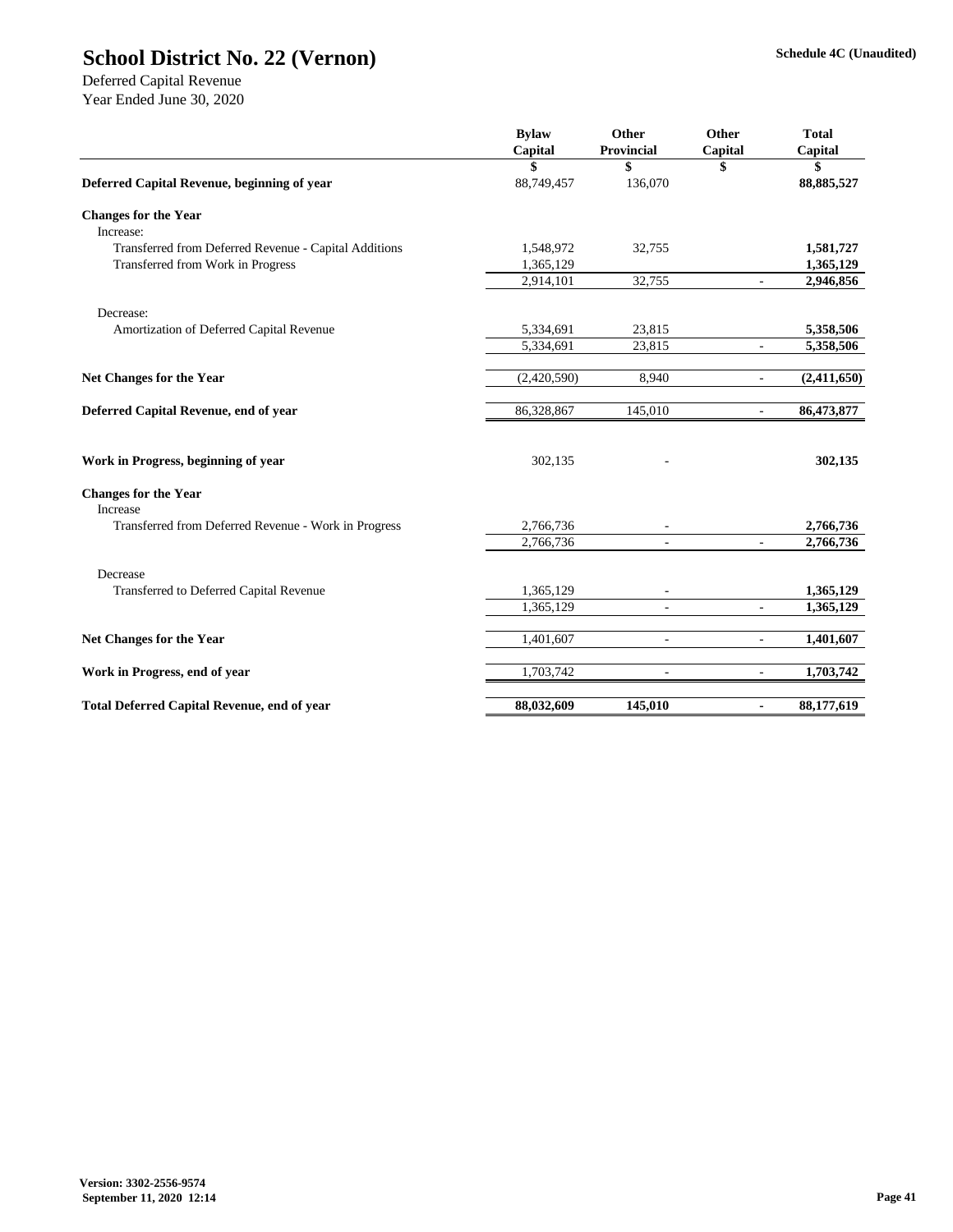# School District No. 22 (Vernon)

Schedule 4C (Unaudited)

Deferred Capital Revenue
Year Ended June 30, 2020

| | Bylaw Capital | Other Provincial | Other Capital | Total Capital |
|---|---|---|---|---|
| | $ | $ | $ | $ |
| **Deferred Capital Revenue, beginning of year** | 88,749,457 | 136,070 | | **88,885,527** |
| **Changes for the Year** | | | | |
| Increase: | | | | |
| Transferred from Deferred Revenue - Capital Additions | 1,548,972 | 32,755 | | **1,581,727** |
| Transferred from Work in Progress | 1,365,129 | | | **1,365,129** |
| | 2,914,101 | 32,755 | - | **2,946,856** |
| Decrease: | | | | |
| Amortization of Deferred Capital Revenue | 5,334,691 | 23,815 | | **5,358,506** |
| | 5,334,691 | 23,815 | - | **5,358,506** |
| **Net Changes for the Year** | (2,420,590) | 8,940 | - | **(2,411,650)** |
| **Deferred Capital Revenue, end of year** | 86,328,867 | 145,010 | - | **86,473,877** |
| | | | | |
| **Work in Progress, beginning of year** | 302,135 | - | | **302,135** |
| **Changes for the Year** | | | | |
| Increase | | | | |
| Transferred from Deferred Revenue - Work in Progress | 2,766,736 | - | | **2,766,736** |
| | 2,766,736 | - | - | **2,766,736** |
| Decrease | | | | |
| Transferred to Deferred Capital Revenue | 1,365,129 | - | | **1,365,129** |
| | 1,365,129 | - | - | **1,365,129** |
| **Net Changes for the Year** | 1,401,607 | - | - | **1,401,607** |
| **Work in Progress, end of year** | 1,703,742 | - | - | **1,703,742** |
| **Total Deferred Capital Revenue, end of year** | **88,032,609** | **145,010** | **-** | **88,177,619** |

Version: 3302-2556-9574
September 11, 2020 12:14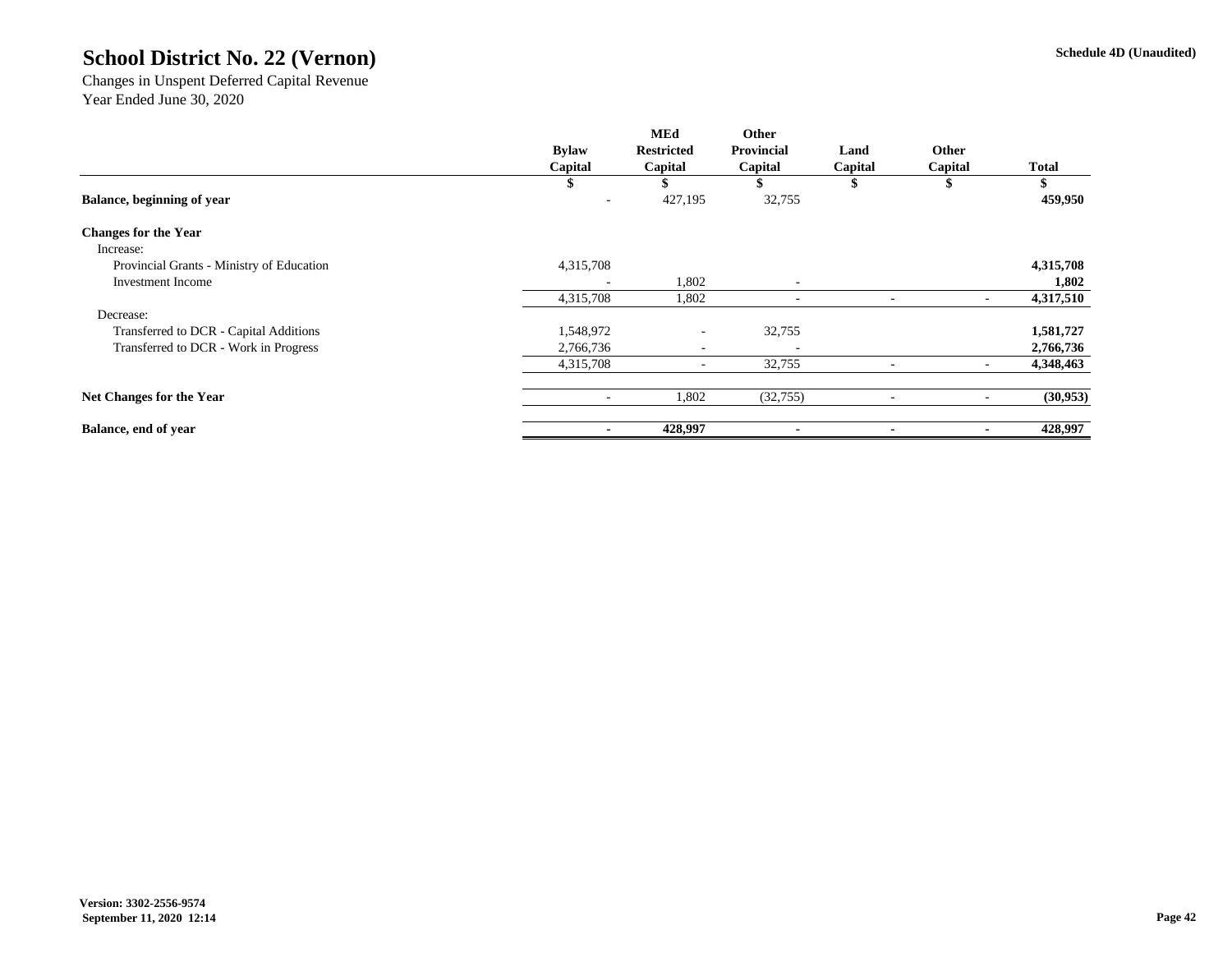# School District No. 22 (Vernon)

Schedule 4D (Unaudited)

Changes in Unspent Deferred Capital Revenue
Year Ended June 30, 2020

| | Bylaw Capital | MEd Restricted Capital | Other Provincial Capital | Land Capital | Other Capital | Total |
|---|---|---|---|---|---|---|
| | $ | $ | $ | $ | $ | $ |
| **Balance, beginning of year** | - | 427,195 | 32,755 | | | **459,950** |
| **Changes for the Year** | | | | | | |
| Increase: | | | | | | |
| Provincial Grants - Ministry of Education | 4,315,708 | | | | | **4,315,708** |
| Investment Income | - | 1,802 | - | | | **1,802** |
| | 4,315,708 | 1,802 | - | - | - | **4,317,510** |
| Decrease: | | | | | | |
| Transferred to DCR - Capital Additions | 1,548,972 | - | 32,755 | | | **1,581,727** |
| Transferred to DCR - Work in Progress | 2,766,736 | - | - | | | **2,766,736** |
| | 4,315,708 | - | 32,755 | - | - | **4,348,463** |
| **Net Changes for the Year** | - | 1,802 | (32,755) | - | - | **(30,953)** |
| **Balance, end of year** | **-** | **428,997** | **-** | **-** | **-** | **428,997** |

**Version: 3302-2556-9574**
**September 11, 2020 12:14**